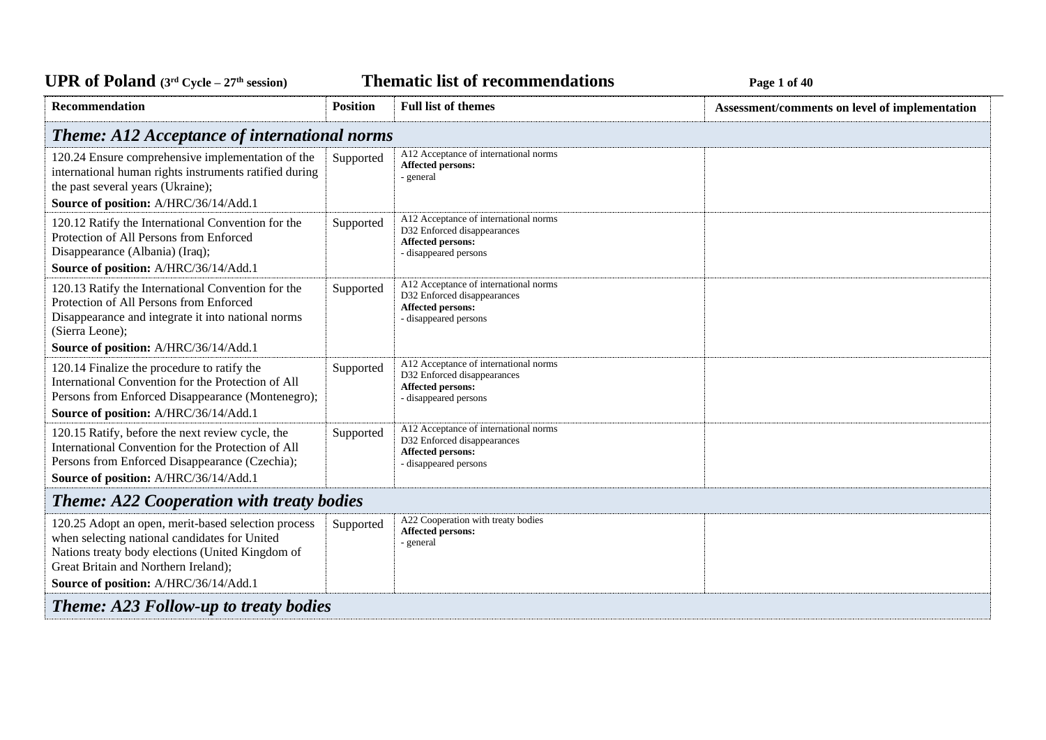# UPR of Poland (3rd Cycle – 27th session) Thematic list of recommendations

| Recommendation | Position | Full list of themes | Assessment/comments on level of implementation |
|---|---|---|---|
| ***Theme: A12 Acceptance of international norms*** | | | |
| 120.24 Ensure comprehensive implementation of the international human rights instruments ratified during the past several years (Ukraine);<br>**Source of position:** A/HRC/36/14/Add.1 | Supported | A12 Acceptance of international norms<br>**Affected persons:**<br>- general | |
| 120.12 Ratify the International Convention for the Protection of All Persons from Enforced Disappearance (Albania) (Iraq);<br>**Source of position:** A/HRC/36/14/Add.1 | Supported | A12 Acceptance of international norms<br>D32 Enforced disappearances<br>**Affected persons:**<br>- disappeared persons | |
| 120.13 Ratify the International Convention for the Protection of All Persons from Enforced Disappearance and integrate it into national norms (Sierra Leone);<br>**Source of position:** A/HRC/36/14/Add.1 | Supported | A12 Acceptance of international norms<br>D32 Enforced disappearances<br>**Affected persons:**<br>- disappeared persons | |
| 120.14 Finalize the procedure to ratify the International Convention for the Protection of All Persons from Enforced Disappearance (Montenegro);<br>**Source of position:** A/HRC/36/14/Add.1 | Supported | A12 Acceptance of international norms<br>D32 Enforced disappearances<br>**Affected persons:**<br>- disappeared persons | |
| 120.15 Ratify, before the next review cycle, the International Convention for the Protection of All Persons from Enforced Disappearance (Czechia);<br>**Source of position:** A/HRC/36/14/Add.1 | Supported | A12 Acceptance of international norms<br>D32 Enforced disappearances<br>**Affected persons:**<br>- disappeared persons | |
| ***Theme: A22 Cooperation with treaty bodies*** | | | |
| 120.25 Adopt an open, merit-based selection process when selecting national candidates for United Nations treaty body elections (United Kingdom of Great Britain and Northern Ireland);<br>**Source of position:** A/HRC/36/14/Add.1 | Supported | A22 Cooperation with treaty bodies<br>**Affected persons:**<br>- general | |
| ***Theme: A23 Follow-up to treaty bodies*** | | | |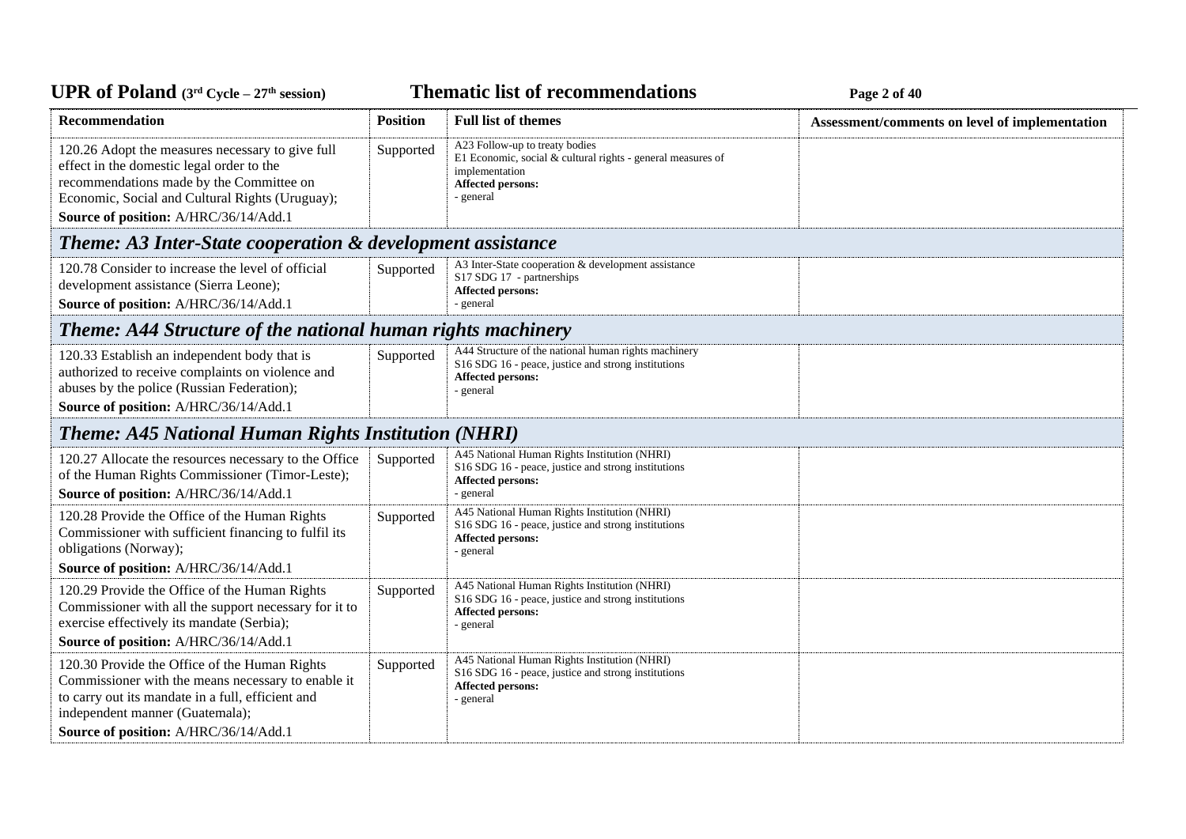| Recommendation | Position | Full list of themes | Assessment/comments on level of implementation |
|---|---|---|---|
| 120.26 Adopt the measures necessary to give full effect in the domestic legal order to the recommendations made by the Committee on Economic, Social and Cultural Rights (Uruguay);<br>**Source of position:** A/HRC/36/14/Add.1 | Supported | A23 Follow-up to treaty bodies<br>E1 Economic, social & cultural rights - general measures of implementation<br>**Affected persons:**<br>- general | |
| ***Theme: A3 Inter-State cooperation & development assistance*** | | | |
| 120.78 Consider to increase the level of official development assistance (Sierra Leone);<br>**Source of position:** A/HRC/36/14/Add.1 | Supported | A3 Inter-State cooperation & development assistance<br>S17 SDG 17 - partnerships<br>**Affected persons:**<br>- general | |
| ***Theme: A44 Structure of the national human rights machinery*** | | | |
| 120.33 Establish an independent body that is authorized to receive complaints on violence and abuses by the police (Russian Federation);<br>**Source of position:** A/HRC/36/14/Add.1 | Supported | A44 Structure of the national human rights machinery<br>S16 SDG 16 - peace, justice and strong institutions<br>**Affected persons:**<br>- general | |
| ***Theme: A45 National Human Rights Institution (NHRI)*** | | | |
| 120.27 Allocate the resources necessary to the Office of the Human Rights Commissioner (Timor-Leste);<br>**Source of position:** A/HRC/36/14/Add.1 | Supported | A45 National Human Rights Institution (NHRI)<br>S16 SDG 16 - peace, justice and strong institutions<br>**Affected persons:**<br>- general | |
| 120.28 Provide the Office of the Human Rights Commissioner with sufficient financing to fulfil its obligations (Norway);<br>**Source of position:** A/HRC/36/14/Add.1 | Supported | A45 National Human Rights Institution (NHRI)<br>S16 SDG 16 - peace, justice and strong institutions<br>**Affected persons:**<br>- general | |
| 120.29 Provide the Office of the Human Rights Commissioner with all the support necessary for it to exercise effectively its mandate (Serbia);<br>**Source of position:** A/HRC/36/14/Add.1 | Supported | A45 National Human Rights Institution (NHRI)<br>S16 SDG 16 - peace, justice and strong institutions<br>**Affected persons:**<br>- general | |
| 120.30 Provide the Office of the Human Rights Commissioner with the means necessary to enable it to carry out its mandate in a full, efficient and independent manner (Guatemala);<br>**Source of position:** A/HRC/36/14/Add.1 | Supported | A45 National Human Rights Institution (NHRI)<br>S16 SDG 16 - peace, justice and strong institutions<br>**Affected persons:**<br>- general | |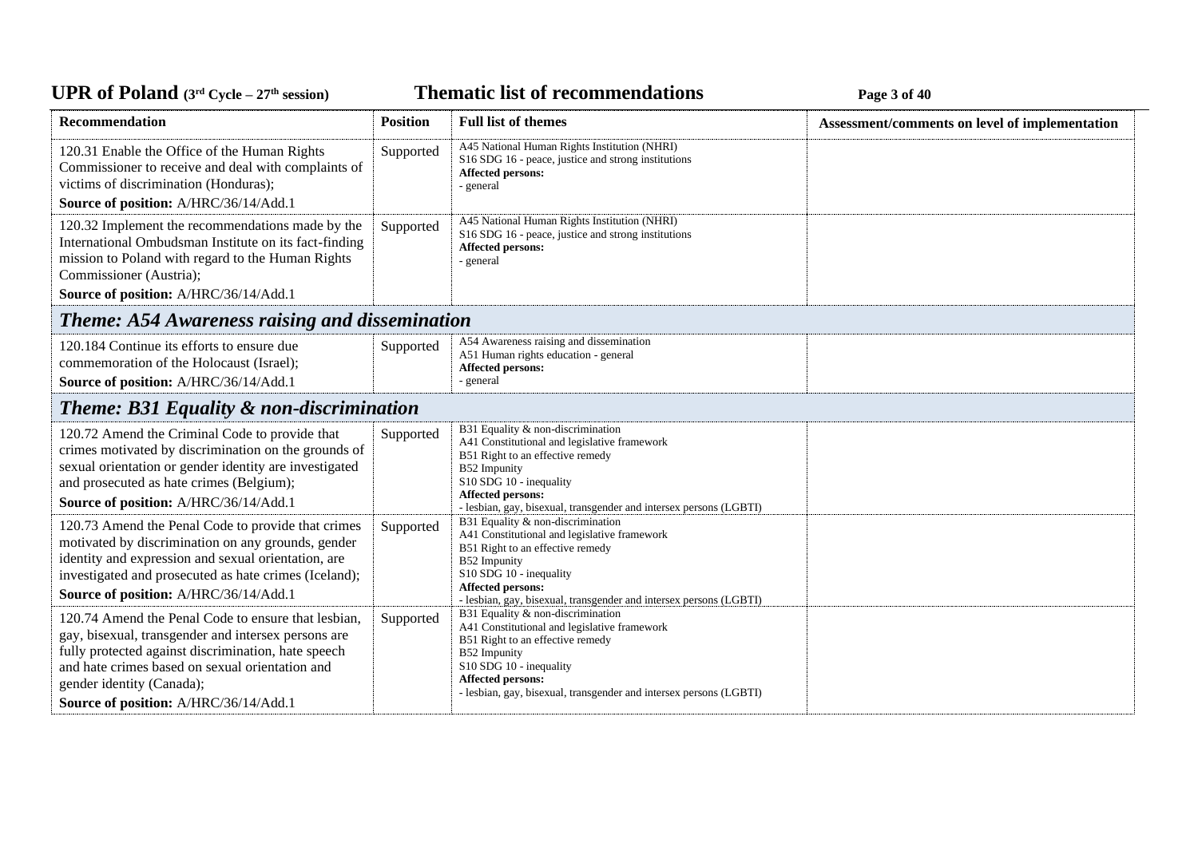| Recommendation | Position | Full list of themes | Assessment/comments on level of implementation |
| --- | --- | --- | --- |
| 120.31 Enable the Office of the Human Rights Commissioner to receive and deal with complaints of victims of discrimination (Honduras);<br>**Source of position:** A/HRC/36/14/Add.1 | Supported | A45 National Human Rights Institution (NHRI)<br>S16 SDG 16 - peace, justice and strong institutions<br>**Affected persons:**<br>- general | |
| 120.32 Implement the recommendations made by the International Ombudsman Institute on its fact-finding mission to Poland with regard to the Human Rights Commissioner (Austria);<br>**Source of position:** A/HRC/36/14/Add.1 | Supported | A45 National Human Rights Institution (NHRI)<br>S16 SDG 16 - peace, justice and strong institutions<br>**Affected persons:**<br>- general | |
| ***Theme: A54 Awareness raising and dissemination*** | | | |
| 120.184 Continue its efforts to ensure due commemoration of the Holocaust (Israel);<br>**Source of position:** A/HRC/36/14/Add.1 | Supported | A54 Awareness raising and dissemination<br>A51 Human rights education - general<br>**Affected persons:**<br>- general | |
| ***Theme: B31 Equality & non-discrimination*** | | | |
| 120.72 Amend the Criminal Code to provide that crimes motivated by discrimination on the grounds of sexual orientation or gender identity are investigated and prosecuted as hate crimes (Belgium);<br>**Source of position:** A/HRC/36/14/Add.1 | Supported | B31 Equality & non-discrimination<br>A41 Constitutional and legislative framework<br>B51 Right to an effective remedy<br>B52 Impunity<br>S10 SDG 10 - inequality<br>**Affected persons:**<br>- lesbian, gay, bisexual, transgender and intersex persons (LGBTI) | |
| 120.73 Amend the Penal Code to provide that crimes motivated by discrimination on any grounds, gender identity and expression and sexual orientation, are investigated and prosecuted as hate crimes (Iceland);<br>**Source of position:** A/HRC/36/14/Add.1 | Supported | B31 Equality & non-discrimination<br>A41 Constitutional and legislative framework<br>B51 Right to an effective remedy<br>B52 Impunity<br>S10 SDG 10 - inequality<br>**Affected persons:**<br>- lesbian, gay, bisexual, transgender and intersex persons (LGBTI) | |
| 120.74 Amend the Penal Code to ensure that lesbian, gay, bisexual, transgender and intersex persons are fully protected against discrimination, hate speech and hate crimes based on sexual orientation and gender identity (Canada);<br>**Source of position:** A/HRC/36/14/Add.1 | Supported | B31 Equality & non-discrimination<br>A41 Constitutional and legislative framework<br>B51 Right to an effective remedy<br>B52 Impunity<br>S10 SDG 10 - inequality<br>**Affected persons:**<br>- lesbian, gay, bisexual, transgender and intersex persons (LGBTI) | |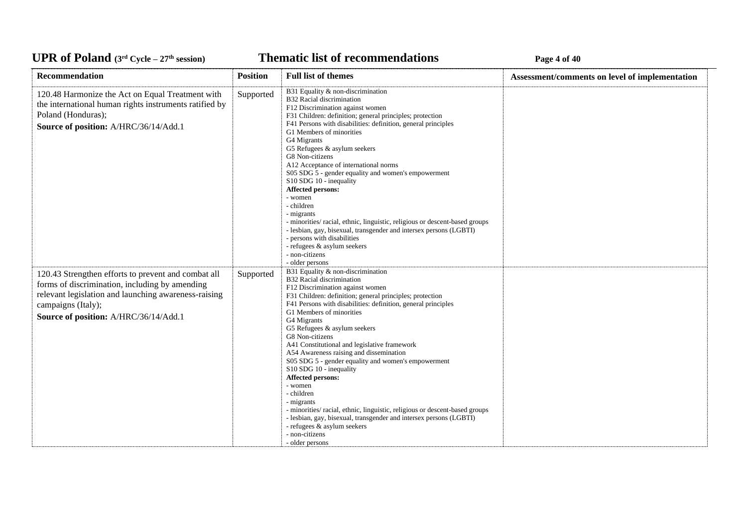| Recommendation | Position | Full list of themes | Assessment/comments on level of implementation |
|---|---|---|---|
| 120.48 Harmonize the Act on Equal Treatment with the international human rights instruments ratified by Poland (Honduras);<br>**Source of position:** A/HRC/36/14/Add.1 | Supported | B31 Equality & non-discrimination<br>B32 Racial discrimination<br>F12 Discrimination against women<br>F31 Children: definition; general principles; protection<br>F41 Persons with disabilities: definition, general principles<br>G1 Members of minorities<br>G4 Migrants<br>G5 Refugees & asylum seekers<br>G8 Non-citizens<br>A12 Acceptance of international norms<br>S05 SDG 5 - gender equality and women's empowerment<br>S10 SDG 10 - inequality<br>**Affected persons:**<br>- women<br>- children<br>- migrants<br>- minorities/ racial, ethnic, linguistic, religious or descent-based groups<br>- lesbian, gay, bisexual, transgender and intersex persons (LGBTI)<br>- persons with disabilities<br>- refugees & asylum seekers<br>- non-citizens<br>- older persons | |
| 120.43 Strengthen efforts to prevent and combat all forms of discrimination, including by amending relevant legislation and launching awareness-raising campaigns (Italy);<br>**Source of position:** A/HRC/36/14/Add.1 | Supported | B31 Equality & non-discrimination<br>B32 Racial discrimination<br>F12 Discrimination against women<br>F31 Children: definition; general principles; protection<br>F41 Persons with disabilities: definition, general principles<br>G1 Members of minorities<br>G4 Migrants<br>G5 Refugees & asylum seekers<br>G8 Non-citizens<br>A41 Constitutional and legislative framework<br>A54 Awareness raising and dissemination<br>S05 SDG 5 - gender equality and women's empowerment<br>S10 SDG 10 - inequality<br>**Affected persons:**<br>- women<br>- children<br>- migrants<br>- minorities/ racial, ethnic, linguistic, religious or descent-based groups<br>- lesbian, gay, bisexual, transgender and intersex persons (LGBTI)<br>- refugees & asylum seekers<br>- non-citizens<br>- older persons | |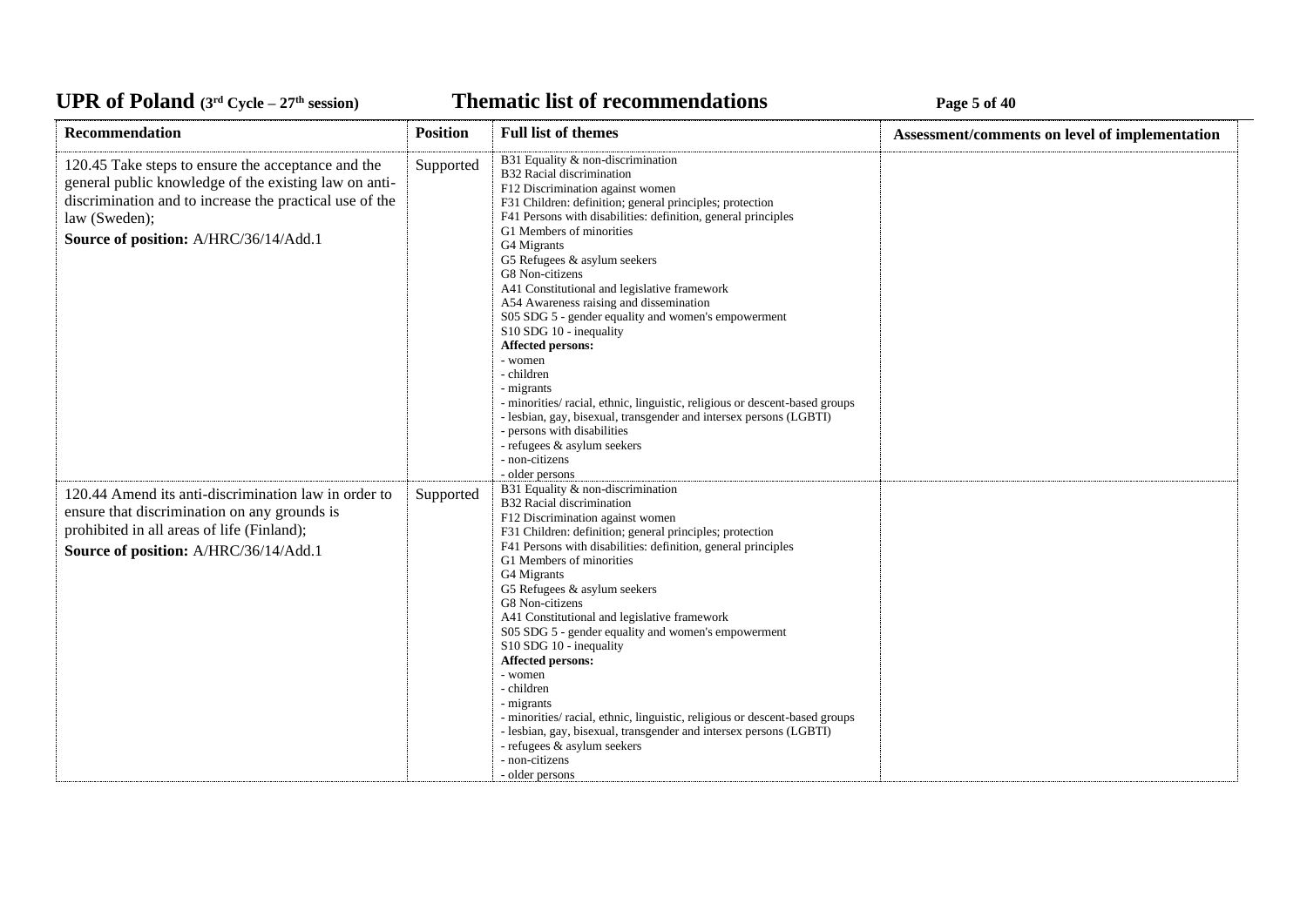| Recommendation | Position | Full list of themes | Assessment/comments on level of implementation |
|---|---|---|---|
| 120.45 Take steps to ensure the acceptance and the general public knowledge of the existing law on anti-discrimination and to increase the practical use of the law (Sweden);<br>**Source of position:** A/HRC/36/14/Add.1 | Supported | B31 Equality & non-discrimination<br>B32 Racial discrimination<br>F12 Discrimination against women<br>F31 Children: definition; general principles; protection<br>F41 Persons with disabilities: definition, general principles<br>G1 Members of minorities<br>G4 Migrants<br>G5 Refugees & asylum seekers<br>G8 Non-citizens<br>A41 Constitutional and legislative framework<br>A54 Awareness raising and dissemination<br>S05 SDG 5 - gender equality and women's empowerment<br>S10 SDG 10 - inequality<br>**Affected persons:**<br>- women<br>- children<br>- migrants<br>- minorities/ racial, ethnic, linguistic, religious or descent-based groups<br>- lesbian, gay, bisexual, transgender and intersex persons (LGBTI)<br>- persons with disabilities<br>- refugees & asylum seekers<br>- non-citizens<br>- older persons | |
| 120.44 Amend its anti-discrimination law in order to ensure that discrimination on any grounds is prohibited in all areas of life (Finland);<br>**Source of position:** A/HRC/36/14/Add.1 | Supported | B31 Equality & non-discrimination<br>B32 Racial discrimination<br>F12 Discrimination against women<br>F31 Children: definition; general principles; protection<br>F41 Persons with disabilities: definition, general principles<br>G1 Members of minorities<br>G4 Migrants<br>G5 Refugees & asylum seekers<br>G8 Non-citizens<br>A41 Constitutional and legislative framework<br>S05 SDG 5 - gender equality and women's empowerment<br>S10 SDG 10 - inequality<br>**Affected persons:**<br>- women<br>- children<br>- migrants<br>- minorities/ racial, ethnic, linguistic, religious or descent-based groups<br>- lesbian, gay, bisexual, transgender and intersex persons (LGBTI)<br>- refugees & asylum seekers<br>- non-citizens<br>- older persons | |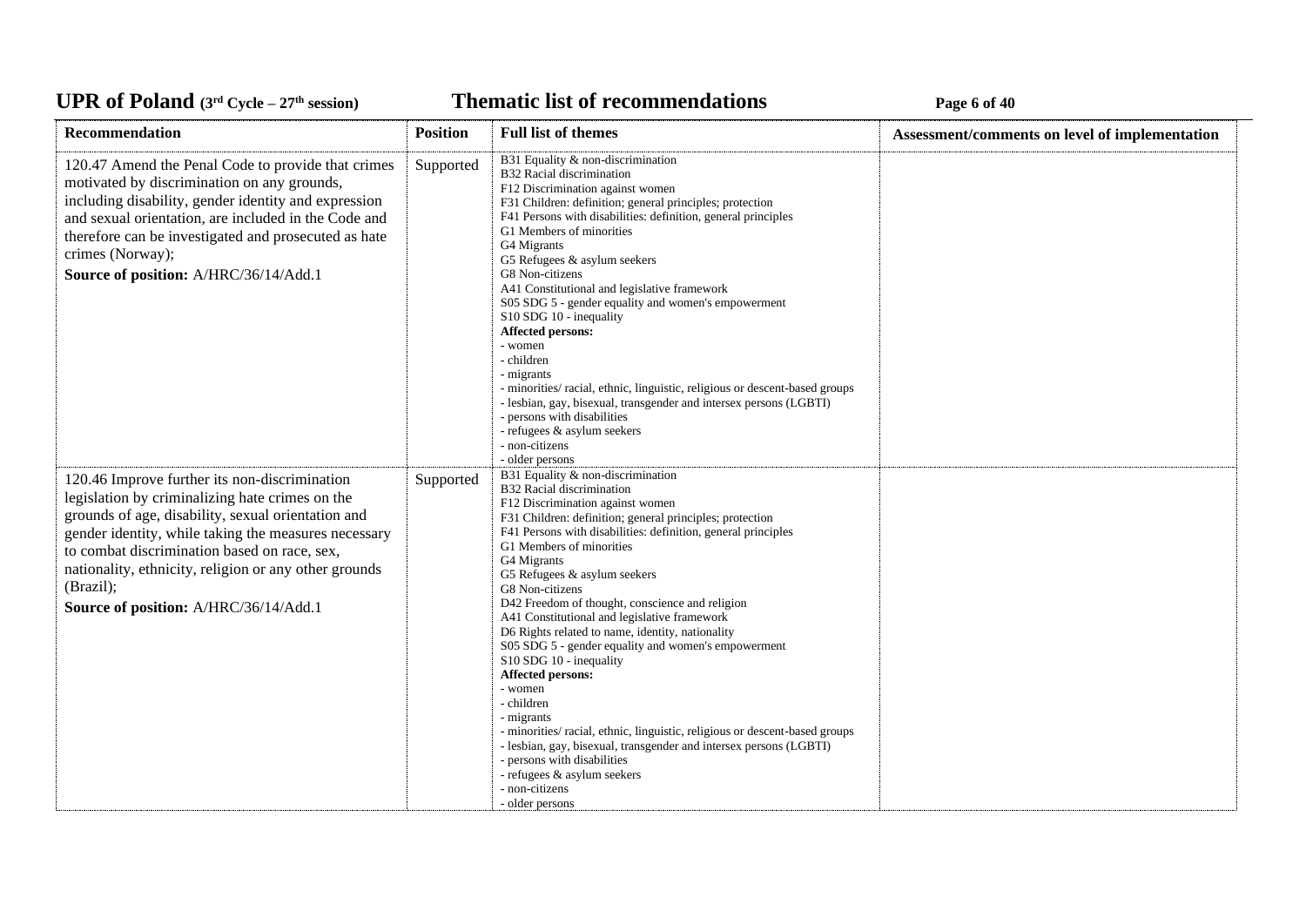| Recommendation | Position | Full list of themes | Assessment/comments on level of implementation |
|---|---|---|---|
| 120.47 Amend the Penal Code to provide that crimes motivated by discrimination on any grounds, including disability, gender identity and expression and sexual orientation, are included in the Code and therefore can be investigated and prosecuted as hate crimes (Norway);<br>**Source of position:** A/HRC/36/14/Add.1 | Supported | B31 Equality & non-discrimination<br>B32 Racial discrimination<br>F12 Discrimination against women<br>F31 Children: definition; general principles; protection<br>F41 Persons with disabilities: definition, general principles<br>G1 Members of minorities<br>G4 Migrants<br>G5 Refugees & asylum seekers<br>G8 Non-citizens<br>A41 Constitutional and legislative framework<br>S05 SDG 5 - gender equality and women's empowerment<br>S10 SDG 10 - inequality<br>**Affected persons:**<br>- women<br>- children<br>- migrants<br>- minorities/ racial, ethnic, linguistic, religious or descent-based groups<br>- lesbian, gay, bisexual, transgender and intersex persons (LGBTI)<br>- persons with disabilities<br>- refugees & asylum seekers<br>- non-citizens<br>- older persons | |
| 120.46 Improve further its non-discrimination legislation by criminalizing hate crimes on the grounds of age, disability, sexual orientation and gender identity, while taking the measures necessary to combat discrimination based on race, sex, nationality, ethnicity, religion or any other grounds (Brazil);<br>**Source of position:** A/HRC/36/14/Add.1 | Supported | B31 Equality & non-discrimination<br>B32 Racial discrimination<br>F12 Discrimination against women<br>F31 Children: definition; general principles; protection<br>F41 Persons with disabilities: definition, general principles<br>G1 Members of minorities<br>G4 Migrants<br>G5 Refugees & asylum seekers<br>G8 Non-citizens<br>D42 Freedom of thought, conscience and religion<br>A41 Constitutional and legislative framework<br>D6 Rights related to name, identity, nationality<br>S05 SDG 5 - gender equality and women's empowerment<br>S10 SDG 10 - inequality<br>**Affected persons:**<br>- women<br>- children<br>- migrants<br>- minorities/ racial, ethnic, linguistic, religious or descent-based groups<br>- lesbian, gay, bisexual, transgender and intersex persons (LGBTI)<br>- persons with disabilities<br>- refugees & asylum seekers<br>- non-citizens<br>- older persons | |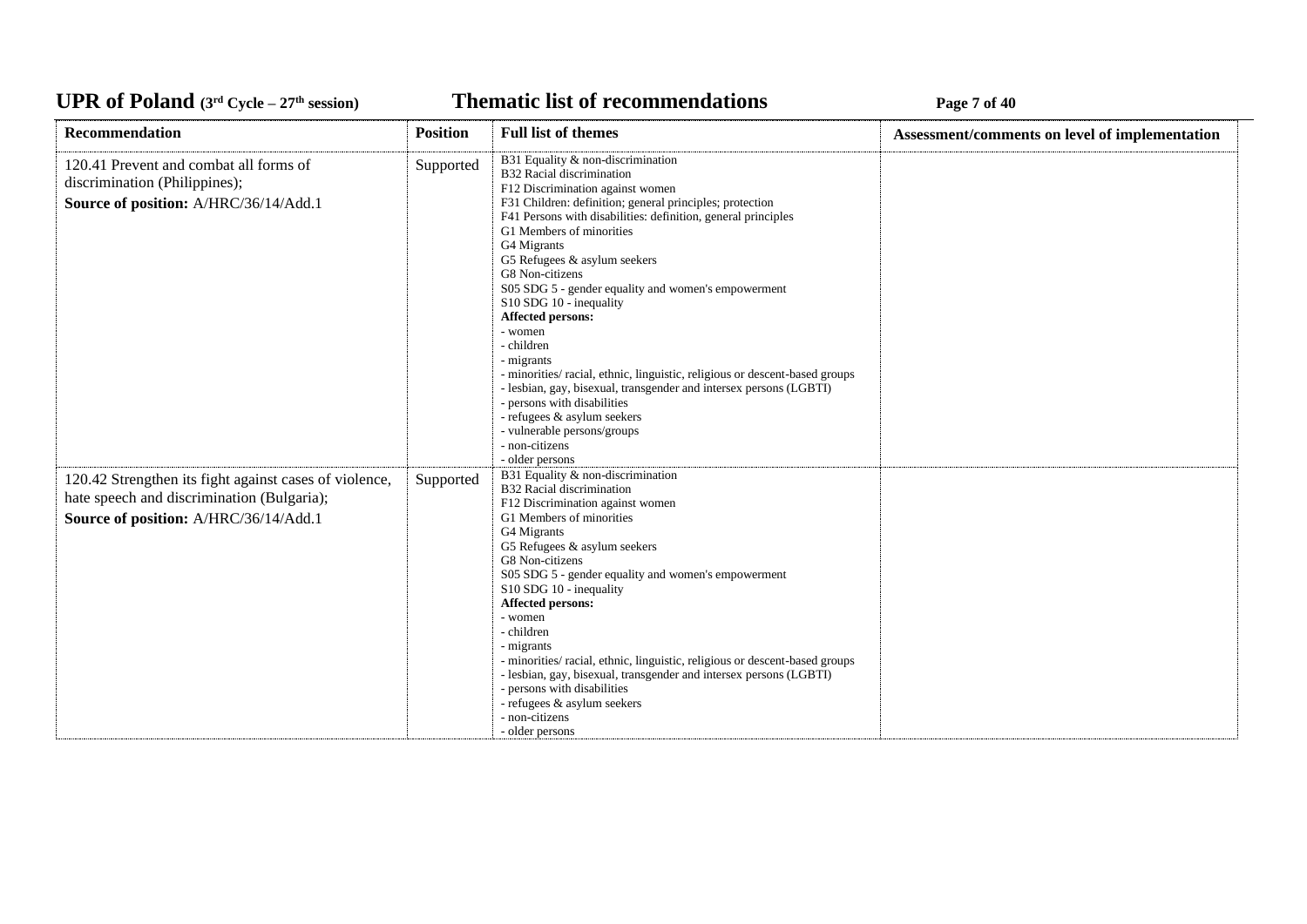| Recommendation | Position | Full list of themes | Assessment/comments on level of implementation |
|---|---|---|---|
| 120.41 Prevent and combat all forms of discrimination (Philippines);<br>**Source of position:** A/HRC/36/14/Add.1 | Supported | B31 Equality & non-discrimination<br>B32 Racial discrimination<br>F12 Discrimination against women<br>F31 Children: definition; general principles; protection<br>F41 Persons with disabilities: definition, general principles<br>G1 Members of minorities<br>G4 Migrants<br>G5 Refugees & asylum seekers<br>G8 Non-citizens<br>S05 SDG 5 - gender equality and women's empowerment<br>S10 SDG 10 - inequality<br>**Affected persons:**<br>- women<br>- children<br>- migrants<br>- minorities/ racial, ethnic, linguistic, religious or descent-based groups<br>- lesbian, gay, bisexual, transgender and intersex persons (LGBTI)<br>- persons with disabilities<br>- refugees & asylum seekers<br>- vulnerable persons/groups<br>- non-citizens<br>- older persons | |
| 120.42 Strengthen its fight against cases of violence, hate speech and discrimination (Bulgaria);<br>**Source of position:** A/HRC/36/14/Add.1 | Supported | B31 Equality & non-discrimination<br>B32 Racial discrimination<br>F12 Discrimination against women<br>G1 Members of minorities<br>G4 Migrants<br>G5 Refugees & asylum seekers<br>G8 Non-citizens<br>S05 SDG 5 - gender equality and women's empowerment<br>S10 SDG 10 - inequality<br>**Affected persons:**<br>- women<br>- children<br>- migrants<br>- minorities/ racial, ethnic, linguistic, religious or descent-based groups<br>- lesbian, gay, bisexual, transgender and intersex persons (LGBTI)<br>- persons with disabilities<br>- refugees & asylum seekers<br>- non-citizens<br>- older persons | |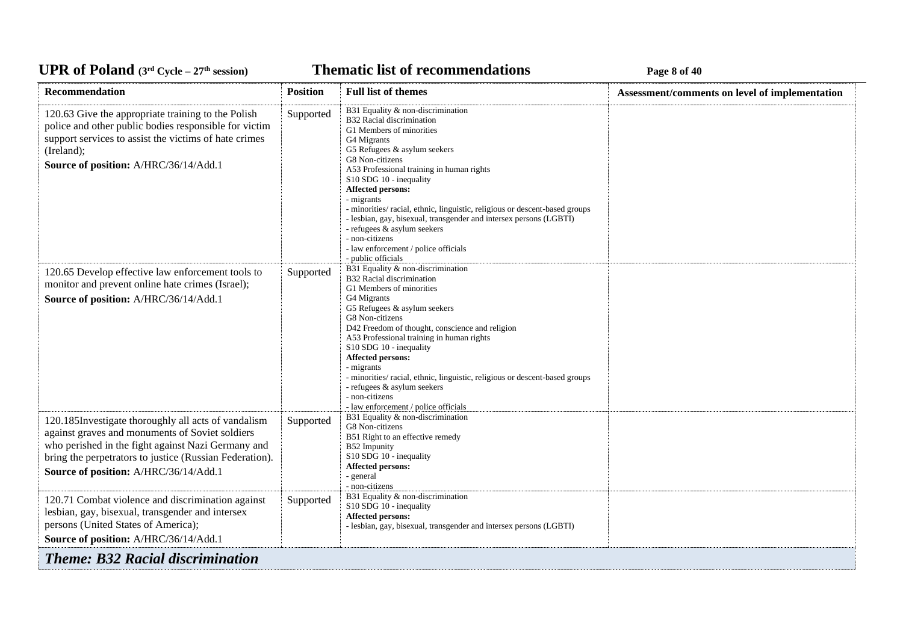| Recommendation | Position | Full list of themes | Assessment/comments on level of implementation |
| --- | --- | --- | --- |
| 120.63 Give the appropriate training to the Polish police and other public bodies responsible for victim support services to assist the victims of hate crimes (Ireland);<br>**Source of position:** A/HRC/36/14/Add.1 | Supported | B31 Equality & non-discrimination<br>B32 Racial discrimination<br>G1 Members of minorities<br>G4 Migrants<br>G5 Refugees & asylum seekers<br>G8 Non-citizens<br>A53 Professional training in human rights<br>S10 SDG 10 - inequality<br>**Affected persons:**<br>- migrants<br>- minorities/ racial, ethnic, linguistic, religious or descent-based groups<br>- lesbian, gay, bisexual, transgender and intersex persons (LGBTI)<br>- refugees & asylum seekers<br>- non-citizens<br>- law enforcement / police officials<br>- public officials | |
| 120.65 Develop effective law enforcement tools to monitor and prevent online hate crimes (Israel);<br>**Source of position:** A/HRC/36/14/Add.1 | Supported | B31 Equality & non-discrimination<br>B32 Racial discrimination<br>G1 Members of minorities<br>G4 Migrants<br>G5 Refugees & asylum seekers<br>G8 Non-citizens<br>D42 Freedom of thought, conscience and religion<br>A53 Professional training in human rights<br>S10 SDG 10 - inequality<br>**Affected persons:**<br>- migrants<br>- minorities/ racial, ethnic, linguistic, religious or descent-based groups<br>- refugees & asylum seekers<br>- non-citizens<br>- law enforcement / police officials | |
| 120.185Investigate thoroughly all acts of vandalism against graves and monuments of Soviet soldiers who perished in the fight against Nazi Germany and bring the perpetrators to justice (Russian Federation).<br>**Source of position:** A/HRC/36/14/Add.1 | Supported | B31 Equality & non-discrimination<br>G8 Non-citizens<br>B51 Right to an effective remedy<br>B52 Impunity<br>S10 SDG 10 - inequality<br>**Affected persons:**<br>- general<br>- non-citizens | |
| 120.71 Combat violence and discrimination against lesbian, gay, bisexual, transgender and intersex persons (United States of America);<br>**Source of position:** A/HRC/36/14/Add.1 | Supported | B31 Equality & non-discrimination<br>S10 SDG 10 - inequality<br>**Affected persons:**<br>- lesbian, gay, bisexual, transgender and intersex persons (LGBTI) | |

***Theme: B32 Racial discrimination***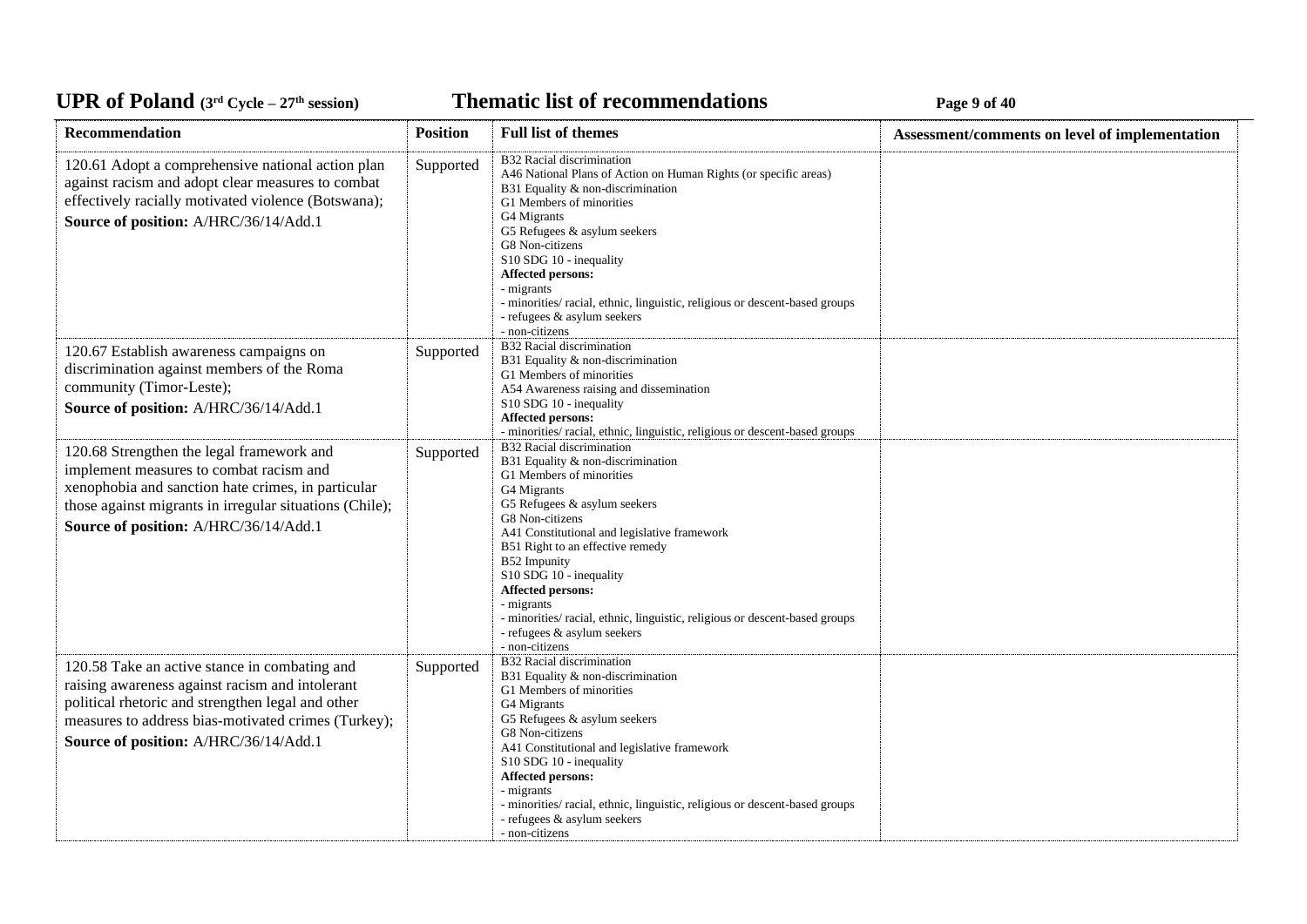| Recommendation | Position | Full list of themes | Assessment/comments on level of implementation |
|---|---|---|---|
| 120.61 Adopt a comprehensive national action plan against racism and adopt clear measures to combat effectively racially motivated violence (Botswana);<br>**Source of position:** A/HRC/36/14/Add.1 | Supported | B32 Racial discrimination<br>A46 National Plans of Action on Human Rights (or specific areas)<br>B31 Equality & non-discrimination<br>G1 Members of minorities<br>G4 Migrants<br>G5 Refugees & asylum seekers<br>G8 Non-citizens<br>S10 SDG 10 - inequality<br>**Affected persons:**<br>- migrants<br>- minorities/ racial, ethnic, linguistic, religious or descent-based groups<br>- refugees & asylum seekers<br>- non-citizens | |
| 120.67 Establish awareness campaigns on discrimination against members of the Roma community (Timor-Leste);<br>**Source of position:** A/HRC/36/14/Add.1 | Supported | B32 Racial discrimination<br>B31 Equality & non-discrimination<br>G1 Members of minorities<br>A54 Awareness raising and dissemination<br>S10 SDG 10 - inequality<br>**Affected persons:**<br>- minorities/ racial, ethnic, linguistic, religious or descent-based groups | |
| 120.68 Strengthen the legal framework and implement measures to combat racism and xenophobia and sanction hate crimes, in particular those against migrants in irregular situations (Chile);<br>**Source of position:** A/HRC/36/14/Add.1 | Supported | B32 Racial discrimination<br>B31 Equality & non-discrimination<br>G1 Members of minorities<br>G4 Migrants<br>G5 Refugees & asylum seekers<br>G8 Non-citizens<br>A41 Constitutional and legislative framework<br>B51 Right to an effective remedy<br>B52 Impunity<br>S10 SDG 10 - inequality<br>**Affected persons:**<br>- migrants<br>- minorities/ racial, ethnic, linguistic, religious or descent-based groups<br>- refugees & asylum seekers<br>- non-citizens | |
| 120.58 Take an active stance in combating and raising awareness against racism and intolerant political rhetoric and strengthen legal and other measures to address bias-motivated crimes (Turkey);<br>**Source of position:** A/HRC/36/14/Add.1 | Supported | B32 Racial discrimination<br>B31 Equality & non-discrimination<br>G1 Members of minorities<br>G4 Migrants<br>G5 Refugees & asylum seekers<br>G8 Non-citizens<br>A41 Constitutional and legislative framework<br>S10 SDG 10 - inequality<br>**Affected persons:**<br>- migrants<br>- minorities/ racial, ethnic, linguistic, religious or descent-based groups<br>- refugees & asylum seekers<br>- non-citizens | |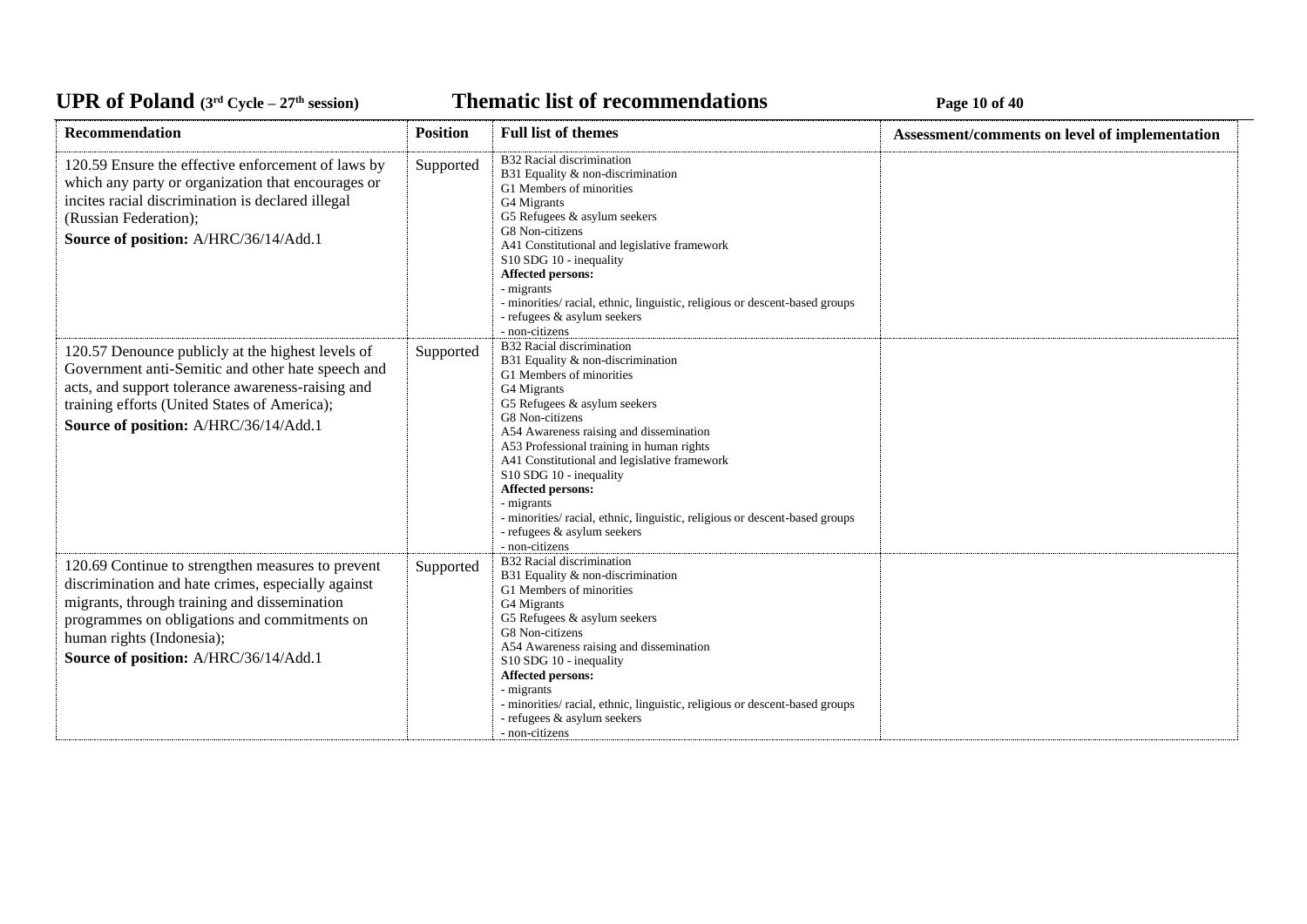| Recommendation | Position | Full list of themes | Assessment/comments on level of implementation |
|---|---|---|---|
| 120.59 Ensure the effective enforcement of laws by which any party or organization that encourages or incites racial discrimination is declared illegal (Russian Federation);<br>**Source of position:** A/HRC/36/14/Add.1 | Supported | B32 Racial discrimination<br>B31 Equality & non-discrimination<br>G1 Members of minorities<br>G4 Migrants<br>G5 Refugees & asylum seekers<br>G8 Non-citizens<br>A41 Constitutional and legislative framework<br>S10 SDG 10 - inequality<br>**Affected persons:**<br>- migrants<br>- minorities/ racial, ethnic, linguistic, religious or descent-based groups<br>- refugees & asylum seekers<br>- non-citizens | |
| 120.57 Denounce publicly at the highest levels of Government anti-Semitic and other hate speech and acts, and support tolerance awareness-raising and training efforts (United States of America);<br>**Source of position:** A/HRC/36/14/Add.1 | Supported | B32 Racial discrimination<br>B31 Equality & non-discrimination<br>G1 Members of minorities<br>G4 Migrants<br>G5 Refugees & asylum seekers<br>G8 Non-citizens<br>A54 Awareness raising and dissemination<br>A53 Professional training in human rights<br>A41 Constitutional and legislative framework<br>S10 SDG 10 - inequality<br>**Affected persons:**<br>- migrants<br>- minorities/ racial, ethnic, linguistic, religious or descent-based groups<br>- refugees & asylum seekers<br>- non-citizens | |
| 120.69 Continue to strengthen measures to prevent discrimination and hate crimes, especially against migrants, through training and dissemination programmes on obligations and commitments on human rights (Indonesia);<br>**Source of position:** A/HRC/36/14/Add.1 | Supported | B32 Racial discrimination<br>B31 Equality & non-discrimination<br>G1 Members of minorities<br>G4 Migrants<br>G5 Refugees & asylum seekers<br>G8 Non-citizens<br>A54 Awareness raising and dissemination<br>S10 SDG 10 - inequality<br>**Affected persons:**<br>- migrants<br>- minorities/ racial, ethnic, linguistic, religious or descent-based groups<br>- refugees & asylum seekers<br>- non-citizens | |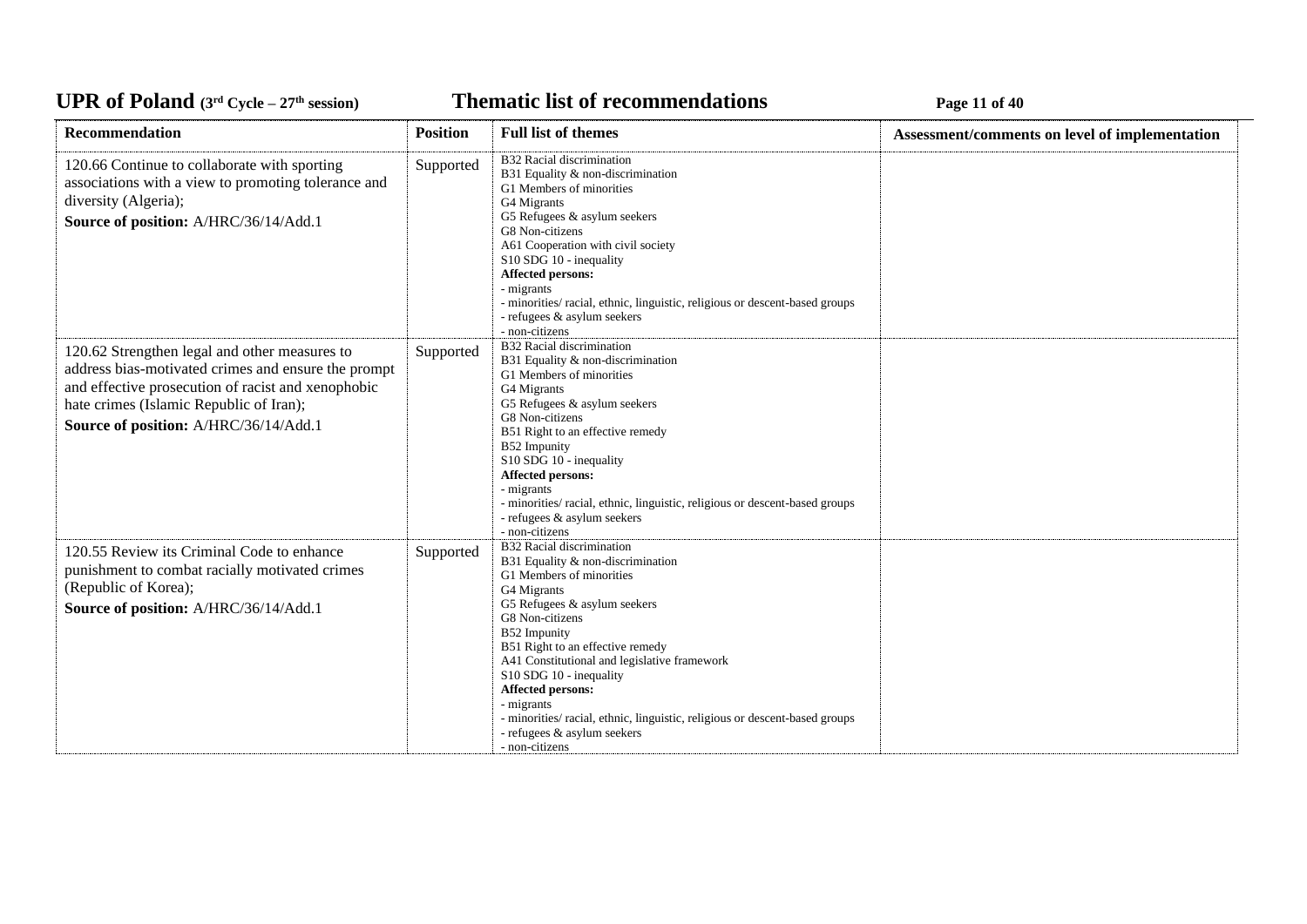| Recommendation | Position | Full list of themes | Assessment/comments on level of implementation |
|---|---|---|---|
| 120.66 Continue to collaborate with sporting associations with a view to promoting tolerance and diversity (Algeria);<br>**Source of position:** A/HRC/36/14/Add.1 | Supported | B32 Racial discrimination<br>B31 Equality & non-discrimination<br>G1 Members of minorities<br>G4 Migrants<br>G5 Refugees & asylum seekers<br>G8 Non-citizens<br>A61 Cooperation with civil society<br>S10 SDG 10 - inequality<br>**Affected persons:**<br>- migrants<br>- minorities/ racial, ethnic, linguistic, religious or descent-based groups<br>- refugees & asylum seekers<br>- non-citizens | |
| 120.62 Strengthen legal and other measures to address bias-motivated crimes and ensure the prompt and effective prosecution of racist and xenophobic hate crimes (Islamic Republic of Iran);<br>**Source of position:** A/HRC/36/14/Add.1 | Supported | B32 Racial discrimination<br>B31 Equality & non-discrimination<br>G1 Members of minorities<br>G4 Migrants<br>G5 Refugees & asylum seekers<br>G8 Non-citizens<br>B51 Right to an effective remedy<br>B52 Impunity<br>S10 SDG 10 - inequality<br>**Affected persons:**<br>- migrants<br>- minorities/ racial, ethnic, linguistic, religious or descent-based groups<br>- refugees & asylum seekers<br>- non-citizens | |
| 120.55 Review its Criminal Code to enhance punishment to combat racially motivated crimes (Republic of Korea);<br>**Source of position:** A/HRC/36/14/Add.1 | Supported | B32 Racial discrimination<br>B31 Equality & non-discrimination<br>G1 Members of minorities<br>G4 Migrants<br>G5 Refugees & asylum seekers<br>G8 Non-citizens<br>B52 Impunity<br>B51 Right to an effective remedy<br>A41 Constitutional and legislative framework<br>S10 SDG 10 - inequality<br>**Affected persons:**<br>- migrants<br>- minorities/ racial, ethnic, linguistic, religious or descent-based groups<br>- refugees & asylum seekers<br>- non-citizens | |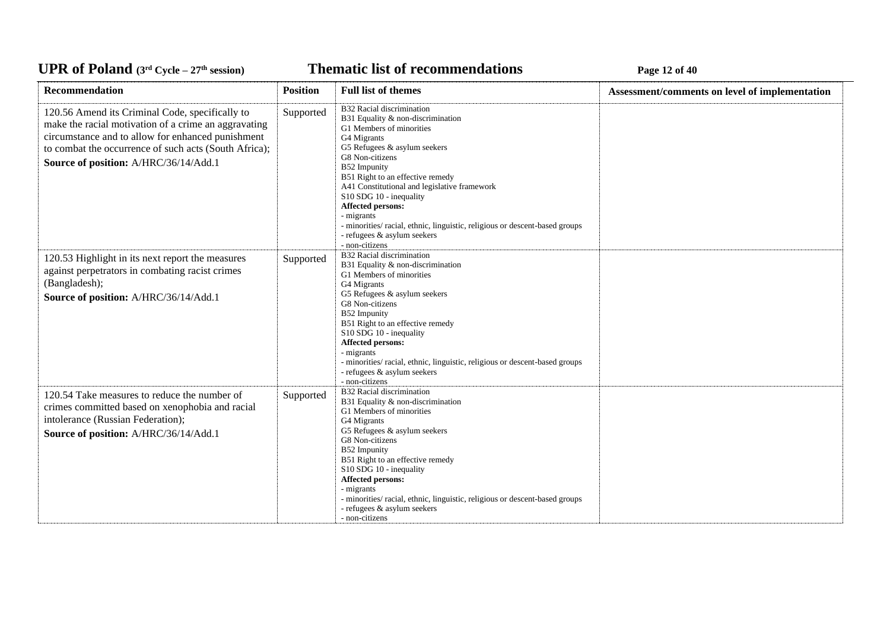| Recommendation | Position | Full list of themes | Assessment/comments on level of implementation |
|---|---|---|---|
| 120.56 Amend its Criminal Code, specifically to make the racial motivation of a crime an aggravating circumstance and to allow for enhanced punishment to combat the occurrence of such acts (South Africa);<br>**Source of position:** A/HRC/36/14/Add.1 | Supported | B32 Racial discrimination<br>B31 Equality & non-discrimination<br>G1 Members of minorities<br>G4 Migrants<br>G5 Refugees & asylum seekers<br>G8 Non-citizens<br>B52 Impunity<br>B51 Right to an effective remedy<br>A41 Constitutional and legislative framework<br>S10 SDG 10 - inequality<br>**Affected persons:**<br>- migrants<br>- minorities/ racial, ethnic, linguistic, religious or descent-based groups<br>- refugees & asylum seekers<br>- non-citizens | |
| 120.53 Highlight in its next report the measures against perpetrators in combating racist crimes (Bangladesh);<br>**Source of position:** A/HRC/36/14/Add.1 | Supported | B32 Racial discrimination<br>B31 Equality & non-discrimination<br>G1 Members of minorities<br>G4 Migrants<br>G5 Refugees & asylum seekers<br>G8 Non-citizens<br>B52 Impunity<br>B51 Right to an effective remedy<br>S10 SDG 10 - inequality<br>**Affected persons:**<br>- migrants<br>- minorities/ racial, ethnic, linguistic, religious or descent-based groups<br>- refugees & asylum seekers<br>- non-citizens | |
| 120.54 Take measures to reduce the number of crimes committed based on xenophobia and racial intolerance (Russian Federation);<br>**Source of position:** A/HRC/36/14/Add.1 | Supported | B32 Racial discrimination<br>B31 Equality & non-discrimination<br>G1 Members of minorities<br>G4 Migrants<br>G5 Refugees & asylum seekers<br>G8 Non-citizens<br>B52 Impunity<br>B51 Right to an effective remedy<br>S10 SDG 10 - inequality<br>**Affected persons:**<br>- migrants<br>- minorities/ racial, ethnic, linguistic, religious or descent-based groups<br>- refugees & asylum seekers<br>- non-citizens | |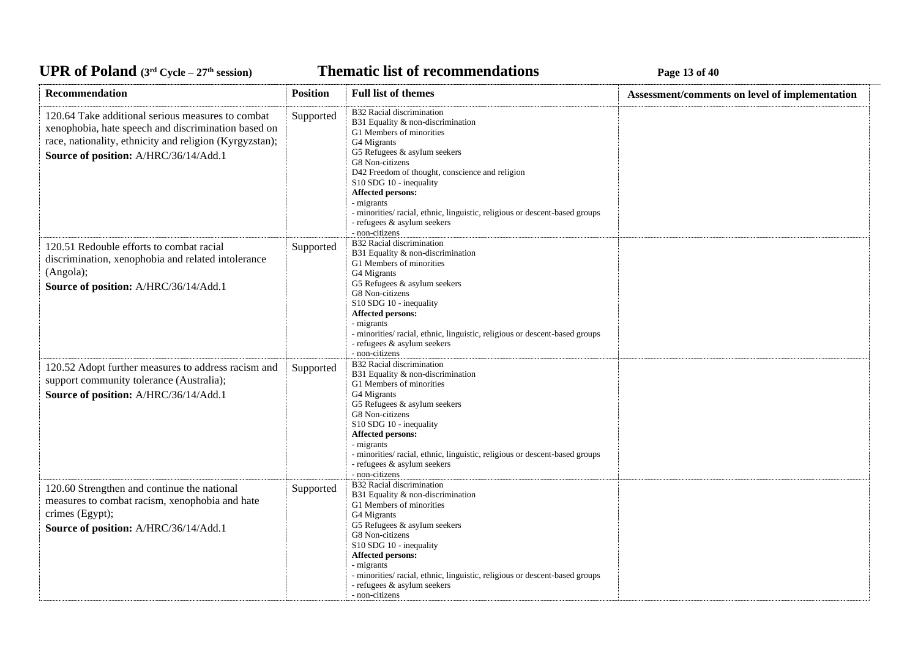| Recommendation | Position | Full list of themes | Assessment/comments on level of implementation |
|---|---|---|---|
| 120.64 Take additional serious measures to combat xenophobia, hate speech and discrimination based on race, nationality, ethnicity and religion (Kyrgyzstan);<br>**Source of position:** A/HRC/36/14/Add.1 | Supported | B32 Racial discrimination<br>B31 Equality & non-discrimination<br>G1 Members of minorities<br>G4 Migrants<br>G5 Refugees & asylum seekers<br>G8 Non-citizens<br>D42 Freedom of thought, conscience and religion<br>S10 SDG 10 - inequality<br>**Affected persons:**<br>- migrants<br>- minorities/ racial, ethnic, linguistic, religious or descent-based groups<br>- refugees & asylum seekers<br>- non-citizens | |
| 120.51 Redouble efforts to combat racial discrimination, xenophobia and related intolerance (Angola);<br>**Source of position:** A/HRC/36/14/Add.1 | Supported | B32 Racial discrimination<br>B31 Equality & non-discrimination<br>G1 Members of minorities<br>G4 Migrants<br>G5 Refugees & asylum seekers<br>G8 Non-citizens<br>S10 SDG 10 - inequality<br>**Affected persons:**<br>- migrants<br>- minorities/ racial, ethnic, linguistic, religious or descent-based groups<br>- refugees & asylum seekers<br>- non-citizens | |
| 120.52 Adopt further measures to address racism and support community tolerance (Australia);<br>**Source of position:** A/HRC/36/14/Add.1 | Supported | B32 Racial discrimination<br>B31 Equality & non-discrimination<br>G1 Members of minorities<br>G4 Migrants<br>G5 Refugees & asylum seekers<br>G8 Non-citizens<br>S10 SDG 10 - inequality<br>**Affected persons:**<br>- migrants<br>- minorities/ racial, ethnic, linguistic, religious or descent-based groups<br>- refugees & asylum seekers<br>- non-citizens | |
| 120.60 Strengthen and continue the national measures to combat racism, xenophobia and hate crimes (Egypt);<br>**Source of position:** A/HRC/36/14/Add.1 | Supported | B32 Racial discrimination<br>B31 Equality & non-discrimination<br>G1 Members of minorities<br>G4 Migrants<br>G5 Refugees & asylum seekers<br>G8 Non-citizens<br>S10 SDG 10 - inequality<br>**Affected persons:**<br>- migrants<br>- minorities/ racial, ethnic, linguistic, religious or descent-based groups<br>- refugees & asylum seekers<br>- non-citizens | |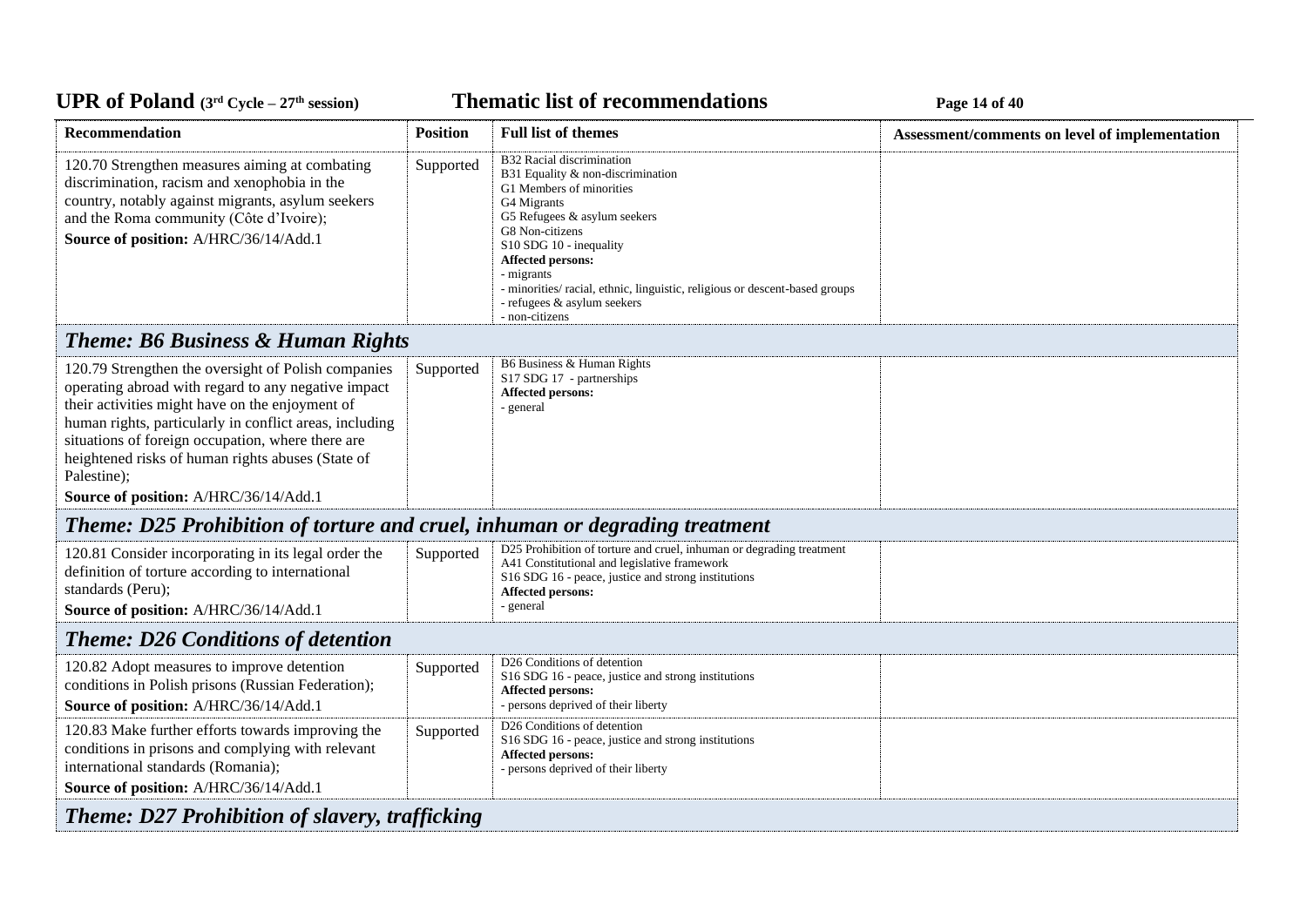| Recommendation | Position | Full list of themes | Assessment/comments on level of implementation |
|---|---|---|---|
| 120.70 Strengthen measures aiming at combating discrimination, racism and xenophobia in the country, notably against migrants, asylum seekers and the Roma community (Côte d'Ivoire);<br>**Source of position:** A/HRC/36/14/Add.1 | Supported | B32 Racial discrimination<br>B31 Equality & non-discrimination<br>G1 Members of minorities<br>G4 Migrants<br>G5 Refugees & asylum seekers<br>G8 Non-citizens<br>S10 SDG 10 - inequality<br>**Affected persons:**<br>- migrants<br>- minorities/ racial, ethnic, linguistic, religious or descent-based groups<br>- refugees & asylum seekers<br>- non-citizens | |
| ***Theme: B6 Business & Human Rights*** | | | |
| 120.79 Strengthen the oversight of Polish companies operating abroad with regard to any negative impact their activities might have on the enjoyment of human rights, particularly in conflict areas, including situations of foreign occupation, where there are heightened risks of human rights abuses (State of Palestine);<br>**Source of position:** A/HRC/36/14/Add.1 | Supported | B6 Business & Human Rights<br>S17 SDG 17 - partnerships<br>**Affected persons:**<br>- general | |
| ***Theme: D25 Prohibition of torture and cruel, inhuman or degrading treatment*** | | | |
| 120.81 Consider incorporating in its legal order the definition of torture according to international standards (Peru);<br>**Source of position:** A/HRC/36/14/Add.1 | Supported | D25 Prohibition of torture and cruel, inhuman or degrading treatment<br>A41 Constitutional and legislative framework<br>S16 SDG 16 - peace, justice and strong institutions<br>**Affected persons:**<br>- general | |
| ***Theme: D26 Conditions of detention*** | | | |
| 120.82 Adopt measures to improve detention conditions in Polish prisons (Russian Federation);<br>**Source of position:** A/HRC/36/14/Add.1 | Supported | D26 Conditions of detention<br>S16 SDG 16 - peace, justice and strong institutions<br>**Affected persons:**<br>- persons deprived of their liberty | |
| 120.83 Make further efforts towards improving the conditions in prisons and complying with relevant international standards (Romania);<br>**Source of position:** A/HRC/36/14/Add.1 | Supported | D26 Conditions of detention<br>S16 SDG 16 - peace, justice and strong institutions<br>**Affected persons:**<br>- persons deprived of their liberty | |
| ***Theme: D27 Prohibition of slavery, trafficking*** | | | |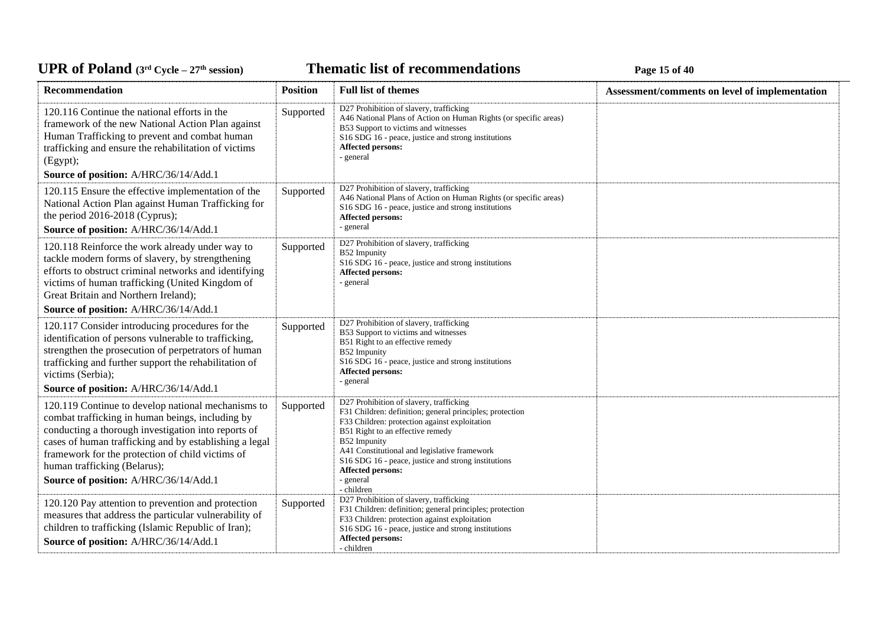| Recommendation | Position | Full list of themes | Assessment/comments on level of implementation |
|---|---|---|---|
| 120.116 Continue the national efforts in the framework of the new National Action Plan against Human Trafficking to prevent and combat human trafficking and ensure the rehabilitation of victims (Egypt);<br>**Source of position:** A/HRC/36/14/Add.1 | Supported | D27 Prohibition of slavery, trafficking<br>A46 National Plans of Action on Human Rights (or specific areas)<br>B53 Support to victims and witnesses<br>S16 SDG 16 - peace, justice and strong institutions<br>**Affected persons:**<br>- general | |
| 120.115 Ensure the effective implementation of the National Action Plan against Human Trafficking for the period 2016-2018 (Cyprus);<br>**Source of position:** A/HRC/36/14/Add.1 | Supported | D27 Prohibition of slavery, trafficking<br>A46 National Plans of Action on Human Rights (or specific areas)<br>S16 SDG 16 - peace, justice and strong institutions<br>**Affected persons:**<br>- general | |
| 120.118 Reinforce the work already under way to tackle modern forms of slavery, by strengthening efforts to obstruct criminal networks and identifying victims of human trafficking (United Kingdom of Great Britain and Northern Ireland);<br>**Source of position:** A/HRC/36/14/Add.1 | Supported | D27 Prohibition of slavery, trafficking<br>B52 Impunity<br>S16 SDG 16 - peace, justice and strong institutions<br>**Affected persons:**<br>- general | |
| 120.117 Consider introducing procedures for the identification of persons vulnerable to trafficking, strengthen the prosecution of perpetrators of human trafficking and further support the rehabilitation of victims (Serbia);<br>**Source of position:** A/HRC/36/14/Add.1 | Supported | D27 Prohibition of slavery, trafficking<br>B53 Support to victims and witnesses<br>B51 Right to an effective remedy<br>B52 Impunity<br>S16 SDG 16 - peace, justice and strong institutions<br>**Affected persons:**<br>- general | |
| 120.119 Continue to develop national mechanisms to combat trafficking in human beings, including by conducting a thorough investigation into reports of cases of human trafficking and by establishing a legal framework for the protection of child victims of human trafficking (Belarus);<br>**Source of position:** A/HRC/36/14/Add.1 | Supported | D27 Prohibition of slavery, trafficking<br>F31 Children: definition; general principles; protection<br>F33 Children: protection against exploitation<br>B51 Right to an effective remedy<br>B52 Impunity<br>A41 Constitutional and legislative framework<br>S16 SDG 16 - peace, justice and strong institutions<br>**Affected persons:**<br>- general<br>- children | |
| 120.120 Pay attention to prevention and protection measures that address the particular vulnerability of children to trafficking (Islamic Republic of Iran);<br>**Source of position:** A/HRC/36/14/Add.1 | Supported | D27 Prohibition of slavery, trafficking<br>F31 Children: definition; general principles; protection<br>F33 Children: protection against exploitation<br>S16 SDG 16 - peace, justice and strong institutions<br>**Affected persons:**<br>- children | |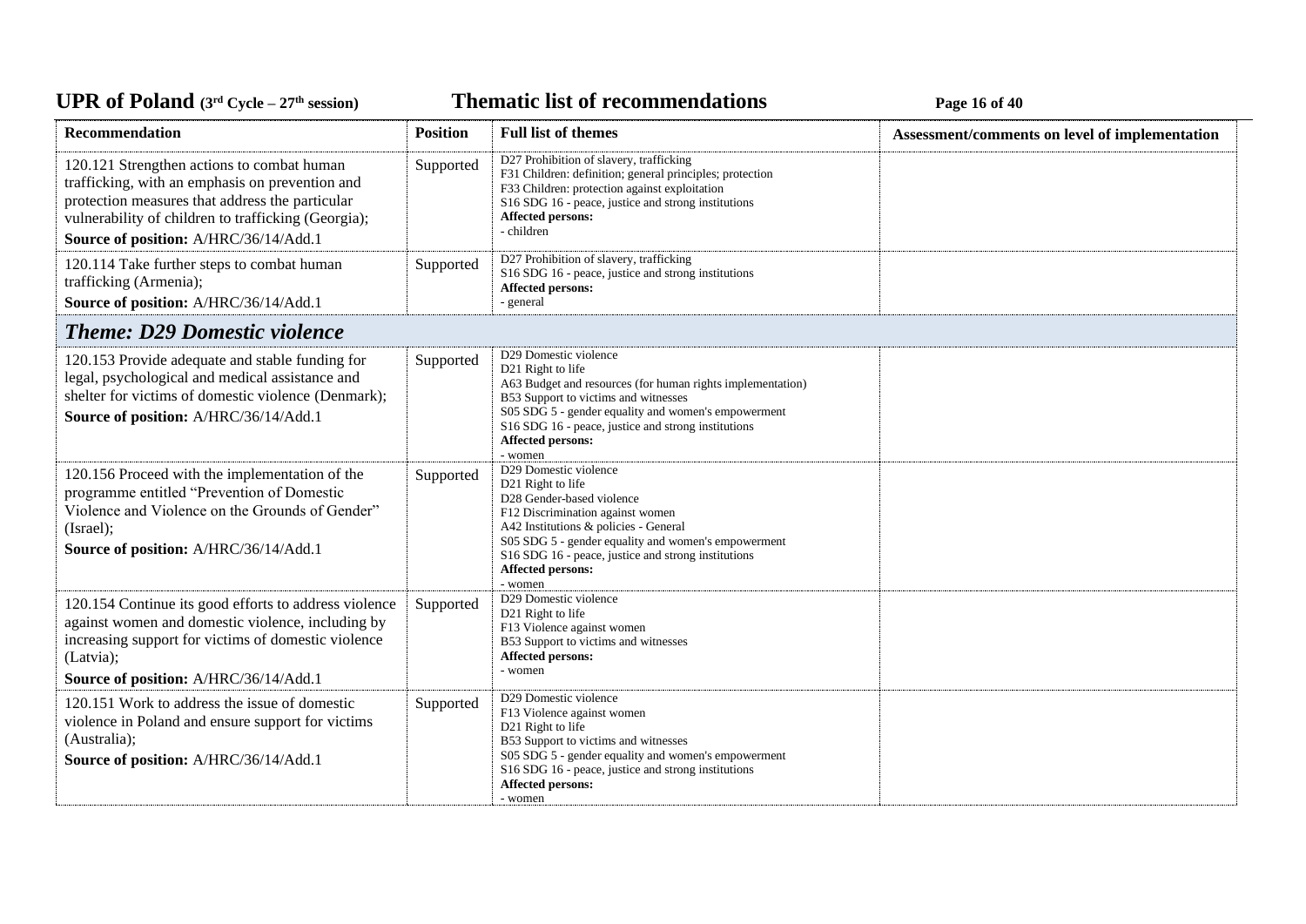| Recommendation | Position | Full list of themes | Assessment/comments on level of implementation |
|---|---|---|---|
| 120.121 Strengthen actions to combat human trafficking, with an emphasis on prevention and protection measures that address the particular vulnerability of children to trafficking (Georgia);<br>**Source of position:** A/HRC/36/14/Add.1 | Supported | D27 Prohibition of slavery, trafficking<br>F31 Children: definition; general principles; protection<br>F33 Children: protection against exploitation<br>S16 SDG 16 - peace, justice and strong institutions<br>**Affected persons:**<br>- children | |
| 120.114 Take further steps to combat human trafficking (Armenia);<br>**Source of position:** A/HRC/36/14/Add.1 | Supported | D27 Prohibition of slavery, trafficking<br>S16 SDG 16 - peace, justice and strong institutions<br>**Affected persons:**<br>- general | |
| ***Theme: D29 Domestic violence*** | | | |
| 120.153 Provide adequate and stable funding for legal, psychological and medical assistance and shelter for victims of domestic violence (Denmark);<br>**Source of position:** A/HRC/36/14/Add.1 | Supported | D29 Domestic violence<br>D21 Right to life<br>A63 Budget and resources (for human rights implementation)<br>B53 Support to victims and witnesses<br>S05 SDG 5 - gender equality and women's empowerment<br>S16 SDG 16 - peace, justice and strong institutions<br>**Affected persons:**<br>- women | |
| 120.156 Proceed with the implementation of the programme entitled "Prevention of Domestic Violence and Violence on the Grounds of Gender" (Israel);<br>**Source of position:** A/HRC/36/14/Add.1 | Supported | D29 Domestic violence<br>D21 Right to life<br>D28 Gender-based violence<br>F12 Discrimination against women<br>A42 Institutions & policies - General<br>S05 SDG 5 - gender equality and women's empowerment<br>S16 SDG 16 - peace, justice and strong institutions<br>**Affected persons:**<br>- women | |
| 120.154 Continue its good efforts to address violence against women and domestic violence, including by increasing support for victims of domestic violence (Latvia);<br>**Source of position:** A/HRC/36/14/Add.1 | Supported | D29 Domestic violence<br>D21 Right to life<br>F13 Violence against women<br>B53 Support to victims and witnesses<br>**Affected persons:**<br>- women | |
| 120.151 Work to address the issue of domestic violence in Poland and ensure support for victims (Australia);<br>**Source of position:** A/HRC/36/14/Add.1 | Supported | D29 Domestic violence<br>F13 Violence against women<br>D21 Right to life<br>B53 Support to victims and witnesses<br>S05 SDG 5 - gender equality and women's empowerment<br>S16 SDG 16 - peace, justice and strong institutions<br>**Affected persons:**<br>- women | |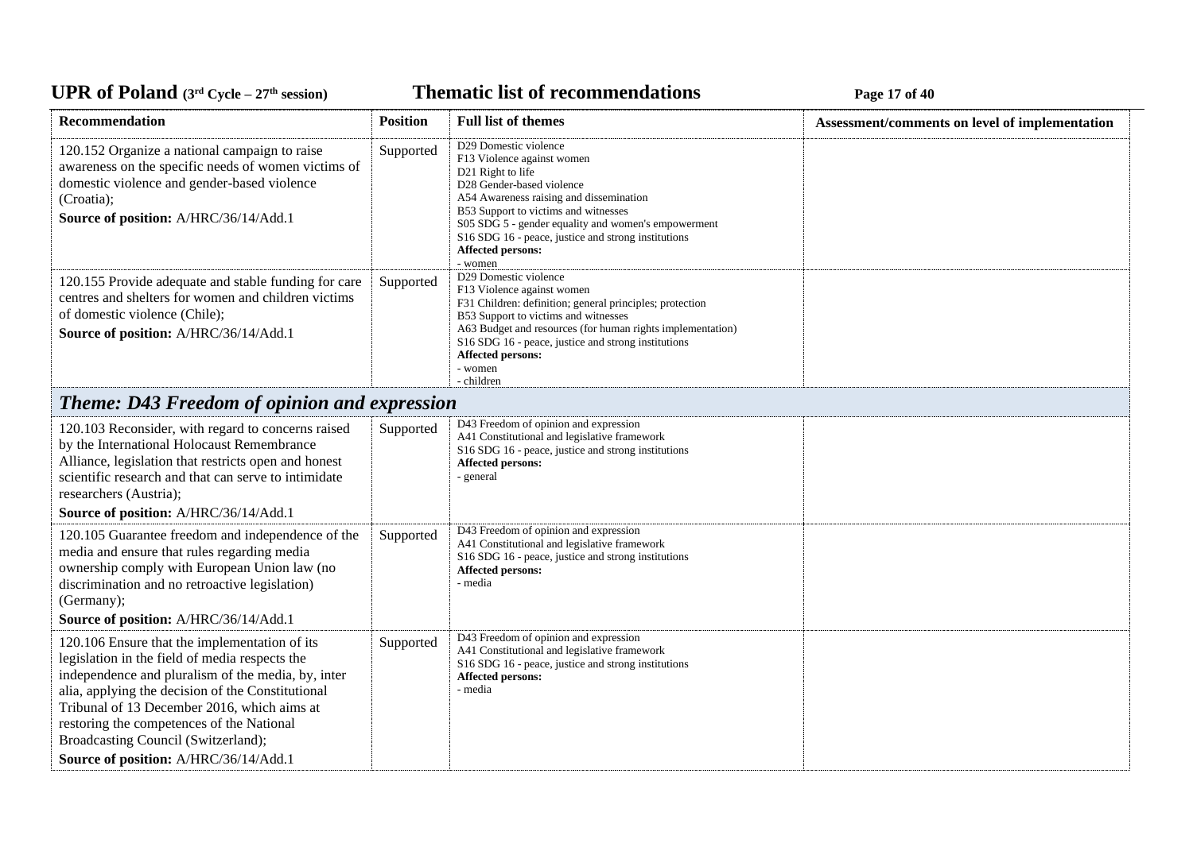| Recommendation | Position | Full list of themes | Assessment/comments on level of implementation |
|---|---|---|---|
| 120.152 Organize a national campaign to raise awareness on the specific needs of women victims of domestic violence and gender-based violence (Croatia);<br>**Source of position:** A/HRC/36/14/Add.1 | Supported | D29 Domestic violence<br>F13 Violence against women<br>D21 Right to life<br>D28 Gender-based violence<br>A54 Awareness raising and dissemination<br>B53 Support to victims and witnesses<br>S05 SDG 5 - gender equality and women's empowerment<br>S16 SDG 16 - peace, justice and strong institutions<br>**Affected persons:**<br>- women | |
| 120.155 Provide adequate and stable funding for care centres and shelters for women and children victims of domestic violence (Chile);<br>**Source of position:** A/HRC/36/14/Add.1 | Supported | D29 Domestic violence<br>F13 Violence against women<br>F31 Children: definition; general principles; protection<br>B53 Support to victims and witnesses<br>A63 Budget and resources (for human rights implementation)<br>S16 SDG 16 - peace, justice and strong institutions<br>**Affected persons:**<br>- women<br>- children | |

## *Theme: D43 Freedom of opinion and expression*

| Recommendation | Position | Full list of themes | Assessment/comments on level of implementation |
|---|---|---|---|
| 120.103 Reconsider, with regard to concerns raised by the International Holocaust Remembrance Alliance, legislation that restricts open and honest scientific research and that can serve to intimidate researchers (Austria);<br>**Source of position:** A/HRC/36/14/Add.1 | Supported | D43 Freedom of opinion and expression<br>A41 Constitutional and legislative framework<br>S16 SDG 16 - peace, justice and strong institutions<br>**Affected persons:**<br>- general | |
| 120.105 Guarantee freedom and independence of the media and ensure that rules regarding media ownership comply with European Union law (no discrimination and no retroactive legislation) (Germany);<br>**Source of position:** A/HRC/36/14/Add.1 | Supported | D43 Freedom of opinion and expression<br>A41 Constitutional and legislative framework<br>S16 SDG 16 - peace, justice and strong institutions<br>**Affected persons:**<br>- media | |
| 120.106 Ensure that the implementation of its legislation in the field of media respects the independence and pluralism of the media, by, inter alia, applying the decision of the Constitutional Tribunal of 13 December 2016, which aims at restoring the competences of the National Broadcasting Council (Switzerland);<br>**Source of position:** A/HRC/36/14/Add.1 | Supported | D43 Freedom of opinion and expression<br>A41 Constitutional and legislative framework<br>S16 SDG 16 - peace, justice and strong institutions<br>**Affected persons:**<br>- media | |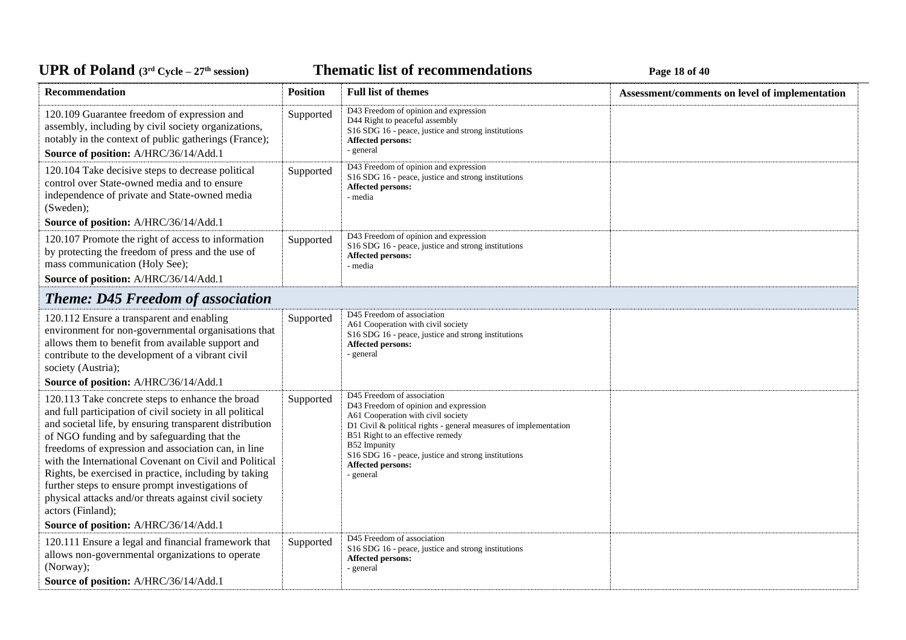| Recommendation | Position | Full list of themes | Assessment/comments on level of implementation |
|---|---|---|---|
| 120.109 Guarantee freedom of expression and assembly, including by civil society organizations, notably in the context of public gatherings (France);<br>**Source of position:** A/HRC/36/14/Add.1 | Supported | D43 Freedom of opinion and expression<br>D44 Right to peaceful assembly<br>S16 SDG 16 - peace, justice and strong institutions<br>**Affected persons:**<br>- general | |
| 120.104 Take decisive steps to decrease political control over State-owned media and to ensure independence of private and State-owned media (Sweden);<br>**Source of position:** A/HRC/36/14/Add.1 | Supported | D43 Freedom of opinion and expression<br>S16 SDG 16 - peace, justice and strong institutions<br>**Affected persons:**<br>- media | |
| 120.107 Promote the right of access to information by protecting the freedom of press and the use of mass communication (Holy See);<br>**Source of position:** A/HRC/36/14/Add.1 | Supported | D43 Freedom of opinion and expression<br>S16 SDG 16 - peace, justice and strong institutions<br>**Affected persons:**<br>- media | |
| ***Theme: D45 Freedom of association*** | | | |
| 120.112 Ensure a transparent and enabling environment for non-governmental organisations that allows them to benefit from available support and contribute to the development of a vibrant civil society (Austria);<br>**Source of position:** A/HRC/36/14/Add.1 | Supported | D45 Freedom of association<br>A61 Cooperation with civil society<br>S16 SDG 16 - peace, justice and strong institutions<br>**Affected persons:**<br>- general | |
| 120.113 Take concrete steps to enhance the broad and full participation of civil society in all political and societal life, by ensuring transparent distribution of NGO funding and by safeguarding that the freedoms of expression and association can, in line with the International Covenant on Civil and Political Rights, be exercised in practice, including by taking further steps to ensure prompt investigations of physical attacks and/or threats against civil society actors (Finland);<br>**Source of position:** A/HRC/36/14/Add.1 | Supported | D45 Freedom of association<br>D43 Freedom of opinion and expression<br>A61 Cooperation with civil society<br>D1 Civil & political rights - general measures of implementation<br>B51 Right to an effective remedy<br>B52 Impunity<br>S16 SDG 16 - peace, justice and strong institutions<br>**Affected persons:**<br>- general | |
| 120.111 Ensure a legal and financial framework that allows non-governmental organizations to operate (Norway);<br>**Source of position:** A/HRC/36/14/Add.1 | Supported | D45 Freedom of association<br>S16 SDG 16 - peace, justice and strong institutions<br>**Affected persons:**<br>- general | |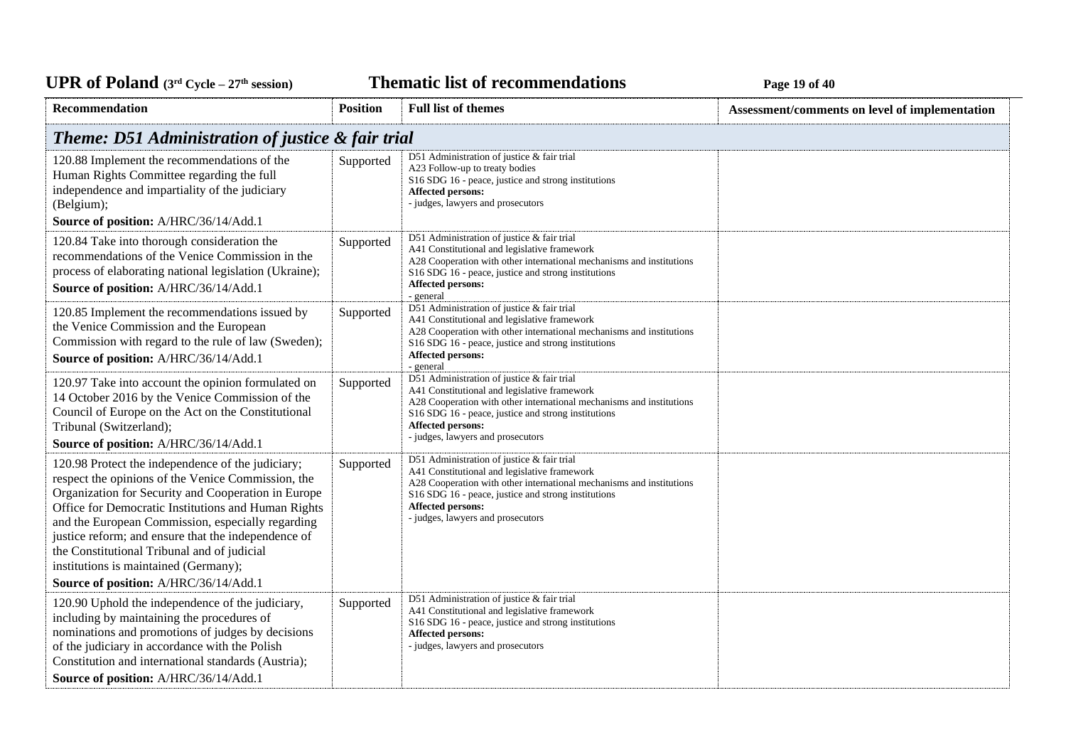| Recommendation | Position | Full list of themes | Assessment/comments on level of implementation |
|---|---|---|---|
| ***Theme: D51 Administration of justice & fair trial*** | | | |
| 120.88 Implement the recommendations of the Human Rights Committee regarding the full independence and impartiality of the judiciary (Belgium);<br>**Source of position:** A/HRC/36/14/Add.1 | Supported | D51 Administration of justice & fair trial<br>A23 Follow-up to treaty bodies<br>S16 SDG 16 - peace, justice and strong institutions<br>**Affected persons:**<br>- judges, lawyers and prosecutors | |
| 120.84 Take into thorough consideration the recommendations of the Venice Commission in the process of elaborating national legislation (Ukraine);<br>**Source of position:** A/HRC/36/14/Add.1 | Supported | D51 Administration of justice & fair trial<br>A41 Constitutional and legislative framework<br>A28 Cooperation with other international mechanisms and institutions<br>S16 SDG 16 - peace, justice and strong institutions<br>**Affected persons:**<br>- general | |
| 120.85 Implement the recommendations issued by the Venice Commission and the European Commission with regard to the rule of law (Sweden);<br>**Source of position:** A/HRC/36/14/Add.1 | Supported | D51 Administration of justice & fair trial<br>A41 Constitutional and legislative framework<br>A28 Cooperation with other international mechanisms and institutions<br>S16 SDG 16 - peace, justice and strong institutions<br>**Affected persons:**<br>- general | |
| 120.97 Take into account the opinion formulated on 14 October 2016 by the Venice Commission of the Council of Europe on the Act on the Constitutional Tribunal (Switzerland);<br>**Source of position:** A/HRC/36/14/Add.1 | Supported | D51 Administration of justice & fair trial<br>A41 Constitutional and legislative framework<br>A28 Cooperation with other international mechanisms and institutions<br>S16 SDG 16 - peace, justice and strong institutions<br>**Affected persons:**<br>- judges, lawyers and prosecutors | |
| 120.98 Protect the independence of the judiciary; respect the opinions of the Venice Commission, the Organization for Security and Cooperation in Europe Office for Democratic Institutions and Human Rights and the European Commission, especially regarding justice reform; and ensure that the independence of the Constitutional Tribunal and of judicial institutions is maintained (Germany);<br>**Source of position:** A/HRC/36/14/Add.1 | Supported | D51 Administration of justice & fair trial<br>A41 Constitutional and legislative framework<br>A28 Cooperation with other international mechanisms and institutions<br>S16 SDG 16 - peace, justice and strong institutions<br>**Affected persons:**<br>- judges, lawyers and prosecutors | |
| 120.90 Uphold the independence of the judiciary, including by maintaining the procedures of nominations and promotions of judges by decisions of the judiciary in accordance with the Polish Constitution and international standards (Austria);<br>**Source of position:** A/HRC/36/14/Add.1 | Supported | D51 Administration of justice & fair trial<br>A41 Constitutional and legislative framework<br>S16 SDG 16 - peace, justice and strong institutions<br>**Affected persons:**<br>- judges, lawyers and prosecutors | |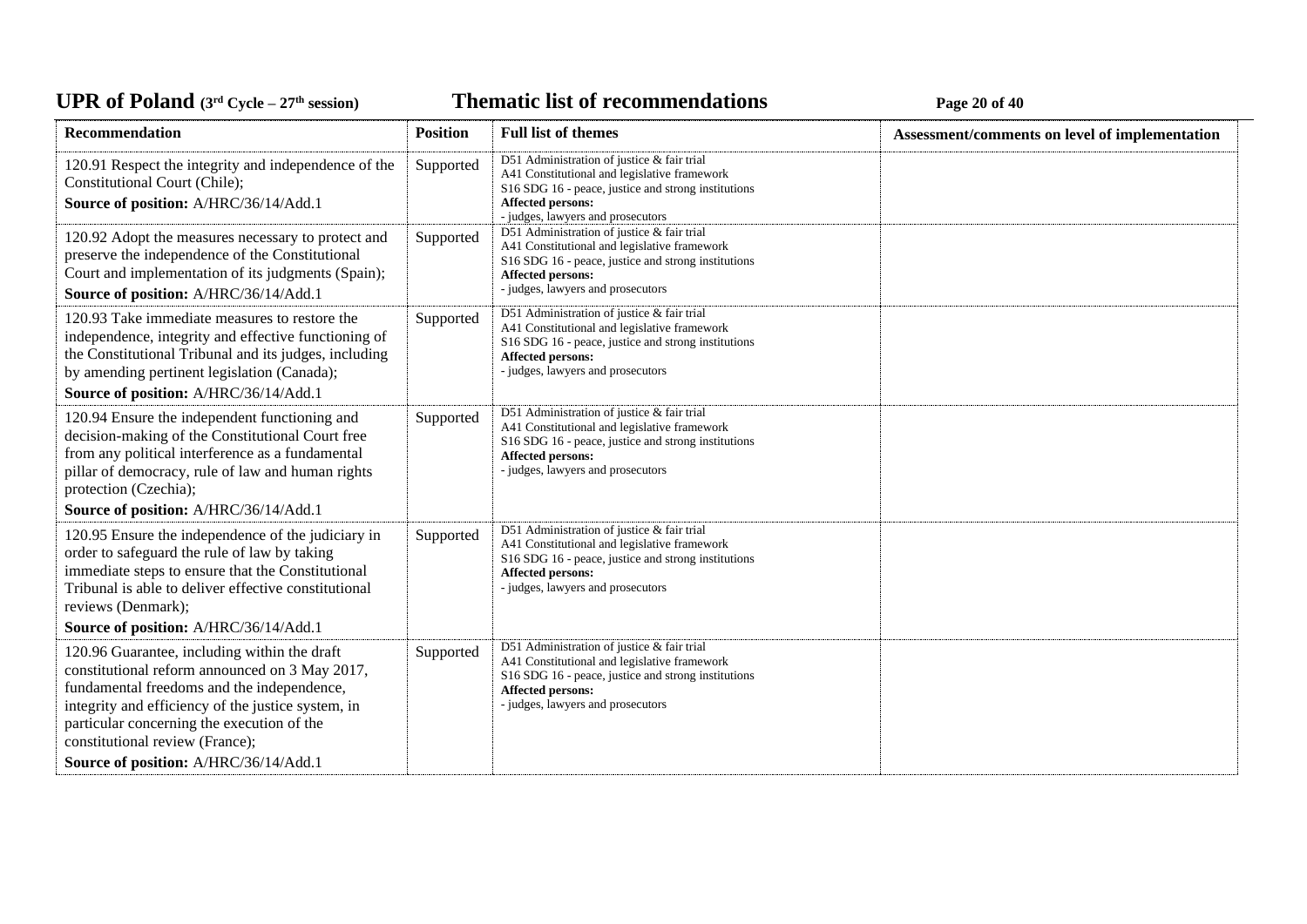| Recommendation | Position | Full list of themes | Assessment/comments on level of implementation |
|---|---|---|---|
| 120.91 Respect the integrity and independence of the Constitutional Court (Chile);<br>**Source of position:** A/HRC/36/14/Add.1 | Supported | D51 Administration of justice & fair trial<br>A41 Constitutional and legislative framework<br>S16 SDG 16 - peace, justice and strong institutions<br>**Affected persons:**<br>- judges, lawyers and prosecutors | |
| 120.92 Adopt the measures necessary to protect and preserve the independence of the Constitutional Court and implementation of its judgments (Spain);<br>**Source of position:** A/HRC/36/14/Add.1 | Supported | D51 Administration of justice & fair trial<br>A41 Constitutional and legislative framework<br>S16 SDG 16 - peace, justice and strong institutions<br>**Affected persons:**<br>- judges, lawyers and prosecutors | |
| 120.93 Take immediate measures to restore the independence, integrity and effective functioning of the Constitutional Tribunal and its judges, including by amending pertinent legislation (Canada);<br>**Source of position:** A/HRC/36/14/Add.1 | Supported | D51 Administration of justice & fair trial<br>A41 Constitutional and legislative framework<br>S16 SDG 16 - peace, justice and strong institutions<br>**Affected persons:**<br>- judges, lawyers and prosecutors | |
| 120.94 Ensure the independent functioning and decision-making of the Constitutional Court free from any political interference as a fundamental pillar of democracy, rule of law and human rights protection (Czechia);<br>**Source of position:** A/HRC/36/14/Add.1 | Supported | D51 Administration of justice & fair trial<br>A41 Constitutional and legislative framework<br>S16 SDG 16 - peace, justice and strong institutions<br>**Affected persons:**<br>- judges, lawyers and prosecutors | |
| 120.95 Ensure the independence of the judiciary in order to safeguard the rule of law by taking immediate steps to ensure that the Constitutional Tribunal is able to deliver effective constitutional reviews (Denmark);<br>**Source of position:** A/HRC/36/14/Add.1 | Supported | D51 Administration of justice & fair trial<br>A41 Constitutional and legislative framework<br>S16 SDG 16 - peace, justice and strong institutions<br>**Affected persons:**<br>- judges, lawyers and prosecutors | |
| 120.96 Guarantee, including within the draft constitutional reform announced on 3 May 2017, fundamental freedoms and the independence, integrity and efficiency of the justice system, in particular concerning the execution of the constitutional review (France);<br>**Source of position:** A/HRC/36/14/Add.1 | Supported | D51 Administration of justice & fair trial<br>A41 Constitutional and legislative framework<br>S16 SDG 16 - peace, justice and strong institutions<br>**Affected persons:**<br>- judges, lawyers and prosecutors | |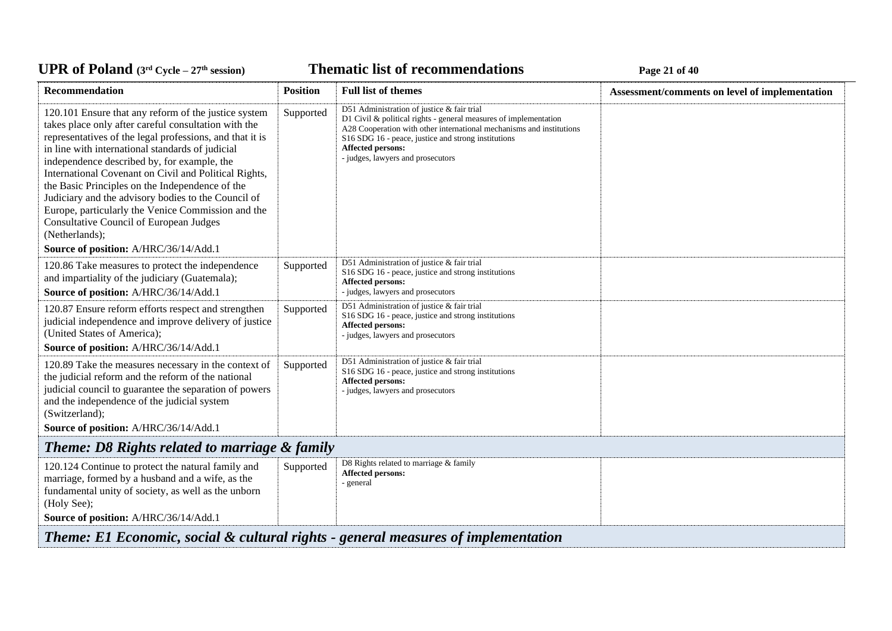| Recommendation | Position | Full list of themes | Assessment/comments on level of implementation |
|---|---|---|---|
| 120.101 Ensure that any reform of the justice system takes place only after careful consultation with the representatives of the legal professions, and that it is in line with international standards of judicial independence described by, for example, the International Covenant on Civil and Political Rights, the Basic Principles on the Independence of the Judiciary and the advisory bodies to the Council of Europe, particularly the Venice Commission and the Consultative Council of European Judges (Netherlands);<br>**Source of position:** A/HRC/36/14/Add.1 | Supported | D51 Administration of justice & fair trial<br>D1 Civil & political rights - general measures of implementation<br>A28 Cooperation with other international mechanisms and institutions<br>S16 SDG 16 - peace, justice and strong institutions<br>**Affected persons:**<br>- judges, lawyers and prosecutors | |
| 120.86 Take measures to protect the independence and impartiality of the judiciary (Guatemala);<br>**Source of position:** A/HRC/36/14/Add.1 | Supported | D51 Administration of justice & fair trial<br>S16 SDG 16 - peace, justice and strong institutions<br>**Affected persons:**<br>- judges, lawyers and prosecutors | |
| 120.87 Ensure reform efforts respect and strengthen judicial independence and improve delivery of justice (United States of America);<br>**Source of position:** A/HRC/36/14/Add.1 | Supported | D51 Administration of justice & fair trial<br>S16 SDG 16 - peace, justice and strong institutions<br>**Affected persons:**<br>- judges, lawyers and prosecutors | |
| 120.89 Take the measures necessary in the context of the judicial reform and the reform of the national judicial council to guarantee the separation of powers and the independence of the judicial system (Switzerland);<br>**Source of position:** A/HRC/36/14/Add.1 | Supported | D51 Administration of justice & fair trial<br>S16 SDG 16 - peace, justice and strong institutions<br>**Affected persons:**<br>- judges, lawyers and prosecutors | |
| ***Theme: D8 Rights related to marriage & family*** | | | |
| 120.124 Continue to protect the natural family and marriage, formed by a husband and a wife, as the fundamental unity of society, as well as the unborn (Holy See);<br>**Source of position:** A/HRC/36/14/Add.1 | Supported | D8 Rights related to marriage & family<br>**Affected persons:**<br>- general | |
| ***Theme: E1 Economic, social & cultural rights - general measures of implementation*** | | | |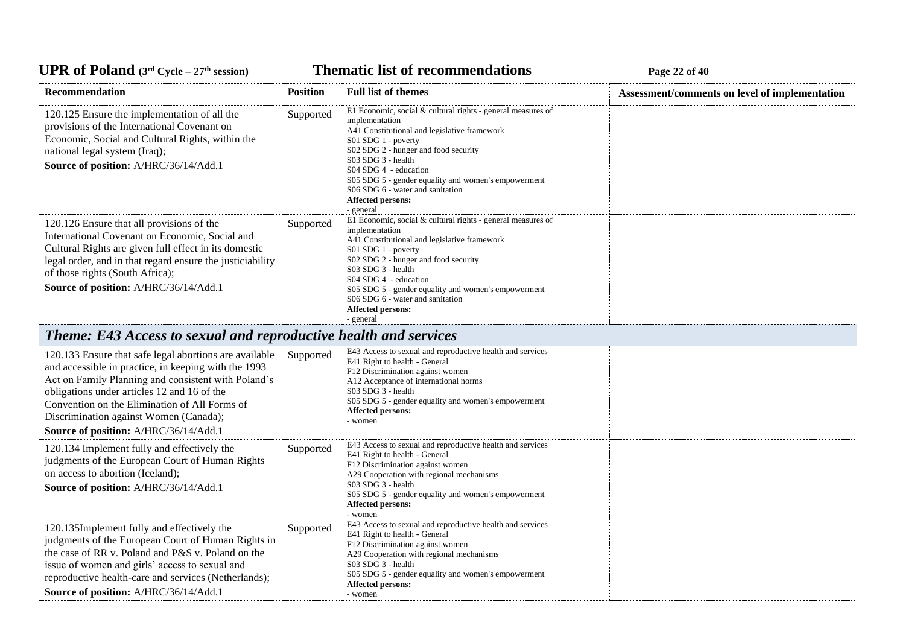| Recommendation | Position | Full list of themes | Assessment/comments on level of implementation |
|---|---|---|---|
| 120.125 Ensure the implementation of all the provisions of the International Covenant on Economic, Social and Cultural Rights, within the national legal system (Iraq);<br>**Source of position:** A/HRC/36/14/Add.1 | Supported | E1 Economic, social & cultural rights - general measures of implementation<br>A41 Constitutional and legislative framework<br>S01 SDG 1 - poverty<br>S02 SDG 2 - hunger and food security<br>S03 SDG 3 - health<br>S04 SDG 4 - education<br>S05 SDG 5 - gender equality and women's empowerment<br>S06 SDG 6 - water and sanitation<br>**Affected persons:**<br>- general | |
| 120.126 Ensure that all provisions of the International Covenant on Economic, Social and Cultural Rights are given full effect in its domestic legal order, and in that regard ensure the justiciability of those rights (South Africa);<br>**Source of position:** A/HRC/36/14/Add.1 | Supported | E1 Economic, social & cultural rights - general measures of implementation<br>A41 Constitutional and legislative framework<br>S01 SDG 1 - poverty<br>S02 SDG 2 - hunger and food security<br>S03 SDG 3 - health<br>S04 SDG 4 - education<br>S05 SDG 5 - gender equality and women's empowerment<br>S06 SDG 6 - water and sanitation<br>**Affected persons:**<br>- general | |
| ***Theme: E43 Access to sexual and reproductive health and services*** | | | |
| 120.133 Ensure that safe legal abortions are available and accessible in practice, in keeping with the 1993 Act on Family Planning and consistent with Poland's obligations under articles 12 and 16 of the Convention on the Elimination of All Forms of Discrimination against Women (Canada);<br>**Source of position:** A/HRC/36/14/Add.1 | Supported | E43 Access to sexual and reproductive health and services<br>E41 Right to health - General<br>F12 Discrimination against women<br>A12 Acceptance of international norms<br>S03 SDG 3 - health<br>S05 SDG 5 - gender equality and women's empowerment<br>**Affected persons:**<br>- women | |
| 120.134 Implement fully and effectively the judgments of the European Court of Human Rights on access to abortion (Iceland);<br>**Source of position:** A/HRC/36/14/Add.1 | Supported | E43 Access to sexual and reproductive health and services<br>E41 Right to health - General<br>F12 Discrimination against women<br>A29 Cooperation with regional mechanisms<br>S03 SDG 3 - health<br>S05 SDG 5 - gender equality and women's empowerment<br>**Affected persons:**<br>- women | |
| 120.135Implement fully and effectively the judgments of the European Court of Human Rights in the case of RR v. Poland and P&S v. Poland on the issue of women and girls' access to sexual and reproductive health-care and services (Netherlands);<br>**Source of position:** A/HRC/36/14/Add.1 | Supported | E43 Access to sexual and reproductive health and services<br>E41 Right to health - General<br>F12 Discrimination against women<br>A29 Cooperation with regional mechanisms<br>S03 SDG 3 - health<br>S05 SDG 5 - gender equality and women's empowerment<br>**Affected persons:**<br>- women | |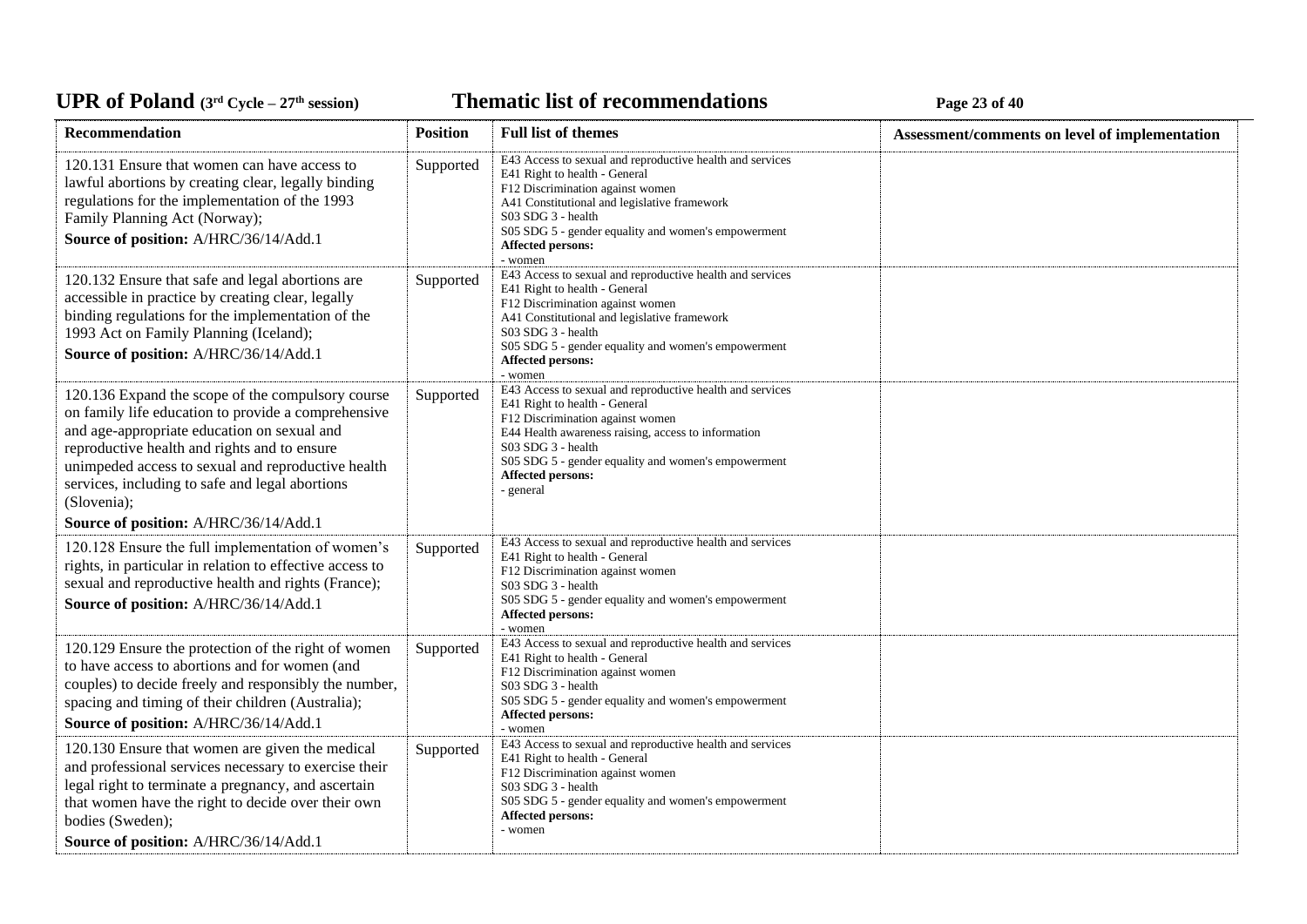| Recommendation | Position | Full list of themes | Assessment/comments on level of implementation |
|---|---|---|---|
| 120.131 Ensure that women can have access to lawful abortions by creating clear, legally binding regulations for the implementation of the 1993 Family Planning Act (Norway);<br>**Source of position:** A/HRC/36/14/Add.1 | Supported | E43 Access to sexual and reproductive health and services<br>E41 Right to health - General<br>F12 Discrimination against women<br>A41 Constitutional and legislative framework<br>S03 SDG 3 - health<br>S05 SDG 5 - gender equality and women's empowerment<br>**Affected persons:**<br>- women | |
| 120.132 Ensure that safe and legal abortions are accessible in practice by creating clear, legally binding regulations for the implementation of the 1993 Act on Family Planning (Iceland);<br>**Source of position:** A/HRC/36/14/Add.1 | Supported | E43 Access to sexual and reproductive health and services<br>E41 Right to health - General<br>F12 Discrimination against women<br>A41 Constitutional and legislative framework<br>S03 SDG 3 - health<br>S05 SDG 5 - gender equality and women's empowerment<br>**Affected persons:**<br>- women | |
| 120.136 Expand the scope of the compulsory course on family life education to provide a comprehensive and age-appropriate education on sexual and reproductive health and rights and to ensure unimpeded access to sexual and reproductive health services, including to safe and legal abortions (Slovenia);<br>**Source of position:** A/HRC/36/14/Add.1 | Supported | E43 Access to sexual and reproductive health and services<br>E41 Right to health - General<br>F12 Discrimination against women<br>E44 Health awareness raising, access to information<br>S03 SDG 3 - health<br>S05 SDG 5 - gender equality and women's empowerment<br>**Affected persons:**<br>- general | |
| 120.128 Ensure the full implementation of women's rights, in particular in relation to effective access to sexual and reproductive health and rights (France);<br>**Source of position:** A/HRC/36/14/Add.1 | Supported | E43 Access to sexual and reproductive health and services<br>E41 Right to health - General<br>F12 Discrimination against women<br>S03 SDG 3 - health<br>S05 SDG 5 - gender equality and women's empowerment<br>**Affected persons:**<br>- women | |
| 120.129 Ensure the protection of the right of women to have access to abortions and for women (and couples) to decide freely and responsibly the number, spacing and timing of their children (Australia);<br>**Source of position:** A/HRC/36/14/Add.1 | Supported | E43 Access to sexual and reproductive health and services<br>E41 Right to health - General<br>F12 Discrimination against women<br>S03 SDG 3 - health<br>S05 SDG 5 - gender equality and women's empowerment<br>**Affected persons:**<br>- women | |
| 120.130 Ensure that women are given the medical and professional services necessary to exercise their legal right to terminate a pregnancy, and ascertain that women have the right to decide over their own bodies (Sweden);<br>**Source of position:** A/HRC/36/14/Add.1 | Supported | E43 Access to sexual and reproductive health and services<br>E41 Right to health - General<br>F12 Discrimination against women<br>S03 SDG 3 - health<br>S05 SDG 5 - gender equality and women's empowerment<br>**Affected persons:**<br>- women | |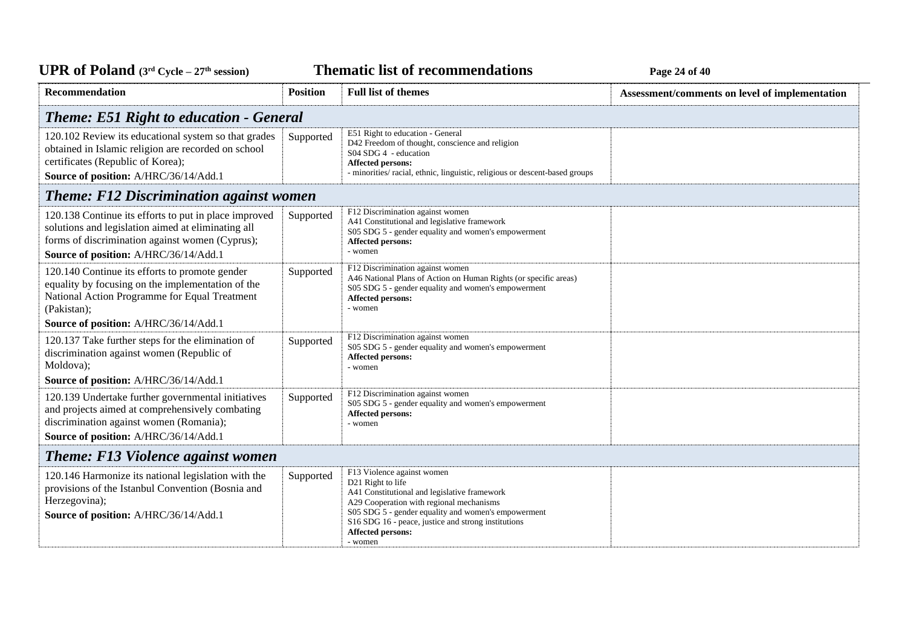| Recommendation | Position | Full list of themes | Assessment/comments on level of implementation |
|---|---|---|---|
| ***Theme: E51 Right to education - General*** | | | |
| 120.102 Review its educational system so that grades obtained in Islamic religion are recorded on school certificates (Republic of Korea);<br>**Source of position:** A/HRC/36/14/Add.1 | Supported | E51 Right to education - General<br>D42 Freedom of thought, conscience and religion<br>S04 SDG 4 - education<br>**Affected persons:**<br>- minorities/ racial, ethnic, linguistic, religious or descent-based groups | |
| ***Theme: F12 Discrimination against women*** | | | |
| 120.138 Continue its efforts to put in place improved solutions and legislation aimed at eliminating all forms of discrimination against women (Cyprus);<br>**Source of position:** A/HRC/36/14/Add.1 | Supported | F12 Discrimination against women<br>A41 Constitutional and legislative framework<br>S05 SDG 5 - gender equality and women's empowerment<br>**Affected persons:**<br>- women | |
| 120.140 Continue its efforts to promote gender equality by focusing on the implementation of the National Action Programme for Equal Treatment (Pakistan);<br>**Source of position:** A/HRC/36/14/Add.1 | Supported | F12 Discrimination against women<br>A46 National Plans of Action on Human Rights (or specific areas)<br>S05 SDG 5 - gender equality and women's empowerment<br>**Affected persons:**<br>- women | |
| 120.137 Take further steps for the elimination of discrimination against women (Republic of Moldova);<br>**Source of position:** A/HRC/36/14/Add.1 | Supported | F12 Discrimination against women<br>S05 SDG 5 - gender equality and women's empowerment<br>**Affected persons:**<br>- women | |
| 120.139 Undertake further governmental initiatives and projects aimed at comprehensively combating discrimination against women (Romania);<br>**Source of position:** A/HRC/36/14/Add.1 | Supported | F12 Discrimination against women<br>S05 SDG 5 - gender equality and women's empowerment<br>**Affected persons:**<br>- women | |
| ***Theme: F13 Violence against women*** | | | |
| 120.146 Harmonize its national legislation with the provisions of the Istanbul Convention (Bosnia and Herzegovina);<br>**Source of position:** A/HRC/36/14/Add.1 | Supported | F13 Violence against women<br>D21 Right to life<br>A41 Constitutional and legislative framework<br>A29 Cooperation with regional mechanisms<br>S05 SDG 5 - gender equality and women's empowerment<br>S16 SDG 16 - peace, justice and strong institutions<br>**Affected persons:**<br>- women | |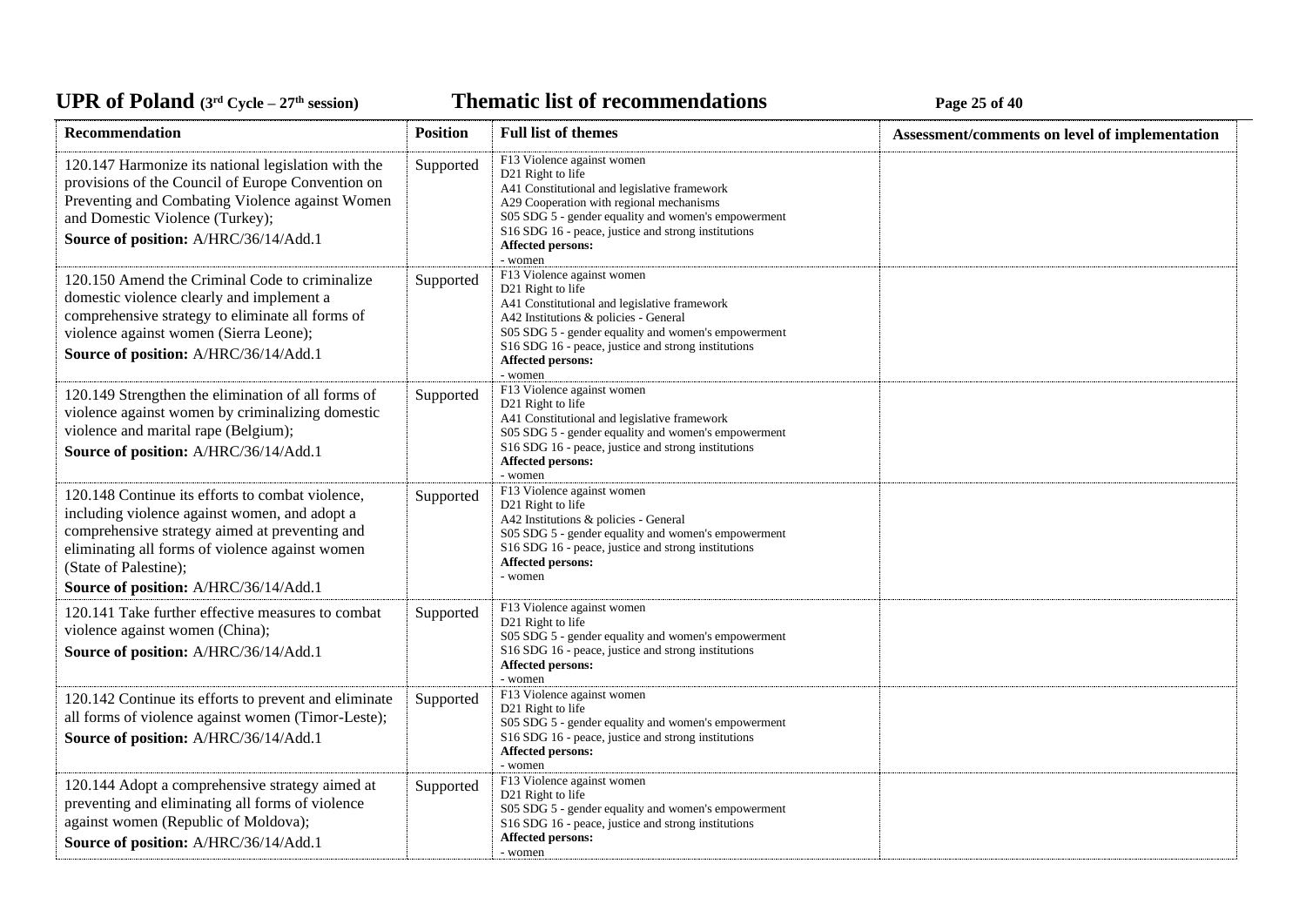| Recommendation | Position | Full list of themes | Assessment/comments on level of implementation |
|---|---|---|---|
| 120.147 Harmonize its national legislation with the provisions of the Council of Europe Convention on Preventing and Combating Violence against Women and Domestic Violence (Turkey);<br>**Source of position:** A/HRC/36/14/Add.1 | Supported | F13 Violence against women<br>D21 Right to life<br>A41 Constitutional and legislative framework<br>A29 Cooperation with regional mechanisms<br>S05 SDG 5 - gender equality and women's empowerment<br>S16 SDG 16 - peace, justice and strong institutions<br>**Affected persons:**<br>- women | |
| 120.150 Amend the Criminal Code to criminalize domestic violence clearly and implement a comprehensive strategy to eliminate all forms of violence against women (Sierra Leone);<br>**Source of position:** A/HRC/36/14/Add.1 | Supported | F13 Violence against women<br>D21 Right to life<br>A41 Constitutional and legislative framework<br>A42 Institutions & policies - General<br>S05 SDG 5 - gender equality and women's empowerment<br>S16 SDG 16 - peace, justice and strong institutions<br>**Affected persons:**<br>- women | |
| 120.149 Strengthen the elimination of all forms of violence against women by criminalizing domestic violence and marital rape (Belgium);<br>**Source of position:** A/HRC/36/14/Add.1 | Supported | F13 Violence against women<br>D21 Right to life<br>A41 Constitutional and legislative framework<br>S05 SDG 5 - gender equality and women's empowerment<br>S16 SDG 16 - peace, justice and strong institutions<br>**Affected persons:**<br>- women | |
| 120.148 Continue its efforts to combat violence, including violence against women, and adopt a comprehensive strategy aimed at preventing and eliminating all forms of violence against women (State of Palestine);<br>**Source of position:** A/HRC/36/14/Add.1 | Supported | F13 Violence against women<br>D21 Right to life<br>A42 Institutions & policies - General<br>S05 SDG 5 - gender equality and women's empowerment<br>S16 SDG 16 - peace, justice and strong institutions<br>**Affected persons:**<br>- women | |
| 120.141 Take further effective measures to combat violence against women (China);<br>**Source of position:** A/HRC/36/14/Add.1 | Supported | F13 Violence against women<br>D21 Right to life<br>S05 SDG 5 - gender equality and women's empowerment<br>S16 SDG 16 - peace, justice and strong institutions<br>**Affected persons:**<br>- women | |
| 120.142 Continue its efforts to prevent and eliminate all forms of violence against women (Timor-Leste);<br>**Source of position:** A/HRC/36/14/Add.1 | Supported | F13 Violence against women<br>D21 Right to life<br>S05 SDG 5 - gender equality and women's empowerment<br>S16 SDG 16 - peace, justice and strong institutions<br>**Affected persons:**<br>- women | |
| 120.144 Adopt a comprehensive strategy aimed at preventing and eliminating all forms of violence against women (Republic of Moldova);<br>**Source of position:** A/HRC/36/14/Add.1 | Supported | F13 Violence against women<br>D21 Right to life<br>S05 SDG 5 - gender equality and women's empowerment<br>S16 SDG 16 - peace, justice and strong institutions<br>**Affected persons:**<br>- women | |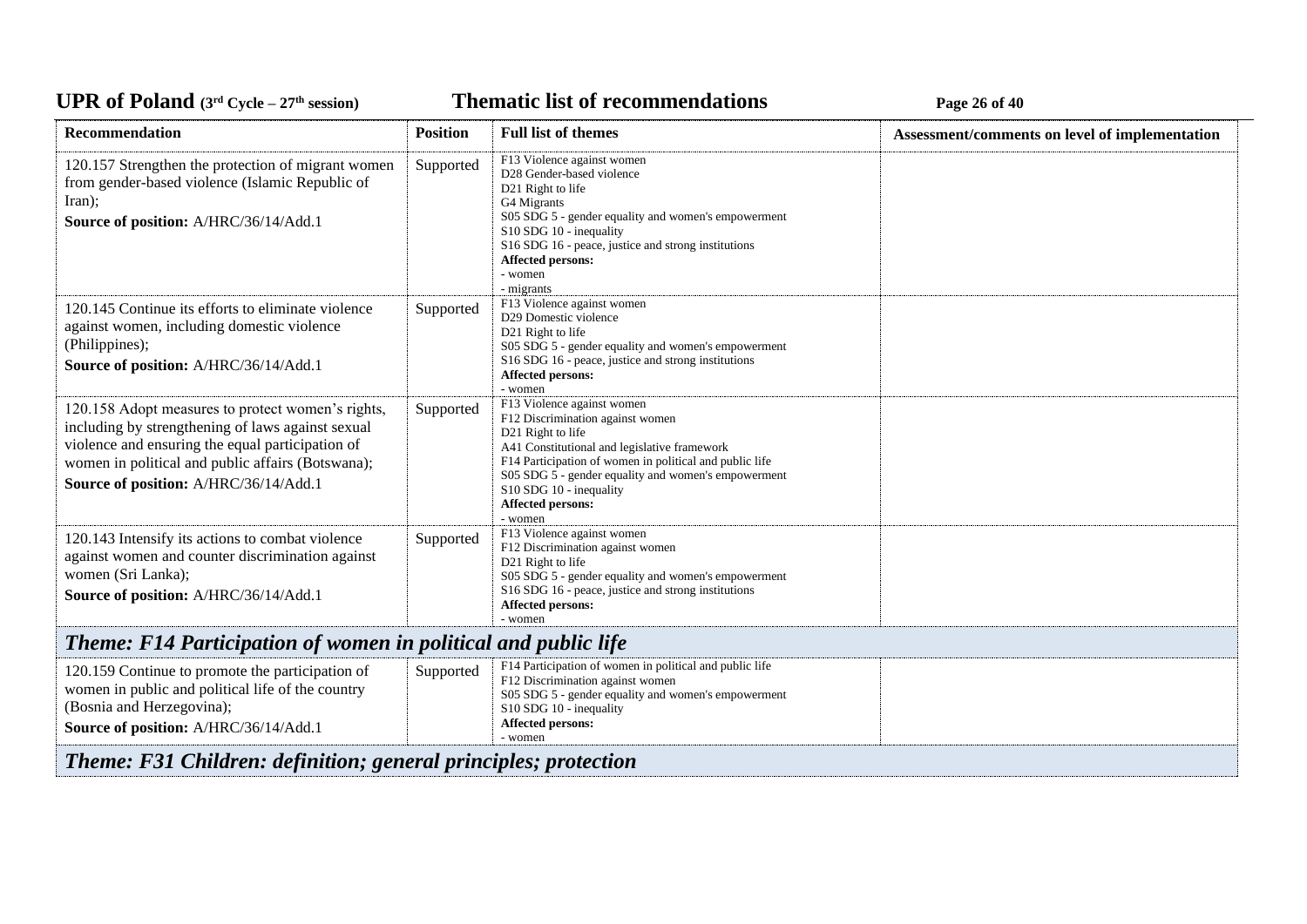| Recommendation | Position | Full list of themes | Assessment/comments on level of implementation |
| --- | --- | --- | --- |
| 120.157 Strengthen the protection of migrant women from gender-based violence (Islamic Republic of Iran);<br>**Source of position:** A/HRC/36/14/Add.1 | Supported | F13 Violence against women<br>D28 Gender-based violence<br>D21 Right to life<br>G4 Migrants<br>S05 SDG 5 - gender equality and women's empowerment<br>S10 SDG 10 - inequality<br>S16 SDG 16 - peace, justice and strong institutions<br>**Affected persons:**<br>- women<br>- migrants | |
| 120.145 Continue its efforts to eliminate violence against women, including domestic violence (Philippines);<br>**Source of position:** A/HRC/36/14/Add.1 | Supported | F13 Violence against women<br>D29 Domestic violence<br>D21 Right to life<br>S05 SDG 5 - gender equality and women's empowerment<br>S16 SDG 16 - peace, justice and strong institutions<br>**Affected persons:**<br>- women | |
| 120.158 Adopt measures to protect women's rights, including by strengthening of laws against sexual violence and ensuring the equal participation of women in political and public affairs (Botswana);<br>**Source of position:** A/HRC/36/14/Add.1 | Supported | F13 Violence against women<br>F12 Discrimination against women<br>D21 Right to life<br>A41 Constitutional and legislative framework<br>F14 Participation of women in political and public life<br>S05 SDG 5 - gender equality and women's empowerment<br>S10 SDG 10 - inequality<br>**Affected persons:**<br>- women | |
| 120.143 Intensify its actions to combat violence against women and counter discrimination against women (Sri Lanka);<br>**Source of position:** A/HRC/36/14/Add.1 | Supported | F13 Violence against women<br>F12 Discrimination against women<br>D21 Right to life<br>S05 SDG 5 - gender equality and women's empowerment<br>S16 SDG 16 - peace, justice and strong institutions<br>**Affected persons:**<br>- women | |
| ***Theme: F14 Participation of women in political and public life*** | | | |
| 120.159 Continue to promote the participation of women in public and political life of the country (Bosnia and Herzegovina);<br>**Source of position:** A/HRC/36/14/Add.1 | Supported | F14 Participation of women in political and public life<br>F12 Discrimination against women<br>S05 SDG 5 - gender equality and women's empowerment<br>S10 SDG 10 - inequality<br>**Affected persons:**<br>- women | |
| ***Theme: F31 Children: definition; general principles; protection*** | | | |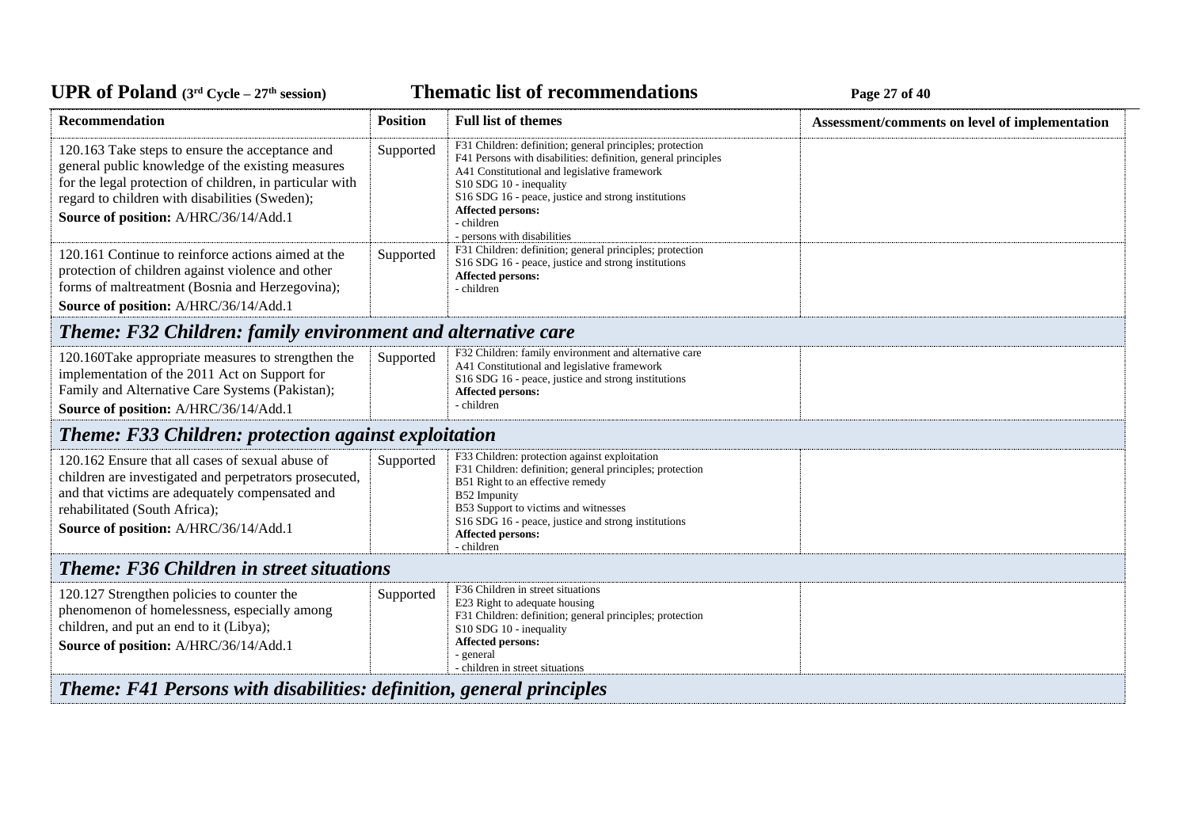| Recommendation | Position | Full list of themes | Assessment/comments on level of implementation |
|---|---|---|---|
| 120.163 Take steps to ensure the acceptance and general public knowledge of the existing measures for the legal protection of children, in particular with regard to children with disabilities (Sweden);<br>**Source of position:** A/HRC/36/14/Add.1 | Supported | F31 Children: definition; general principles; protection<br>F41 Persons with disabilities: definition, general principles<br>A41 Constitutional and legislative framework<br>S10 SDG 10 - inequality<br>S16 SDG 16 - peace, justice and strong institutions<br>**Affected persons:**<br>- children<br>- persons with disabilities | |
| 120.161 Continue to reinforce actions aimed at the protection of children against violence and other forms of maltreatment (Bosnia and Herzegovina);<br>**Source of position:** A/HRC/36/14/Add.1 | Supported | F31 Children: definition; general principles; protection<br>S16 SDG 16 - peace, justice and strong institutions<br>**Affected persons:**<br>- children | |
| ***Theme: F32 Children: family environment and alternative care*** | | | |
| 120.160Take appropriate measures to strengthen the implementation of the 2011 Act on Support for Family and Alternative Care Systems (Pakistan);<br>**Source of position:** A/HRC/36/14/Add.1 | Supported | F32 Children: family environment and alternative care<br>A41 Constitutional and legislative framework<br>S16 SDG 16 - peace, justice and strong institutions<br>**Affected persons:**<br>- children | |
| ***Theme: F33 Children: protection against exploitation*** | | | |
| 120.162 Ensure that all cases of sexual abuse of children are investigated and perpetrators prosecuted, and that victims are adequately compensated and rehabilitated (South Africa);<br>**Source of position:** A/HRC/36/14/Add.1 | Supported | F33 Children: protection against exploitation<br>F31 Children: definition; general principles; protection<br>B51 Right to an effective remedy<br>B52 Impunity<br>B53 Support to victims and witnesses<br>S16 SDG 16 - peace, justice and strong institutions<br>**Affected persons:**<br>- children | |
| ***Theme: F36 Children in street situations*** | | | |
| 120.127 Strengthen policies to counter the phenomenon of homelessness, especially among children, and put an end to it (Libya);<br>**Source of position:** A/HRC/36/14/Add.1 | Supported | F36 Children in street situations<br>E23 Right to adequate housing<br>F31 Children: definition; general principles; protection<br>S10 SDG 10 - inequality<br>**Affected persons:**<br>- general<br>- children in street situations | |
| ***Theme: F41 Persons with disabilities: definition, general principles*** | | | |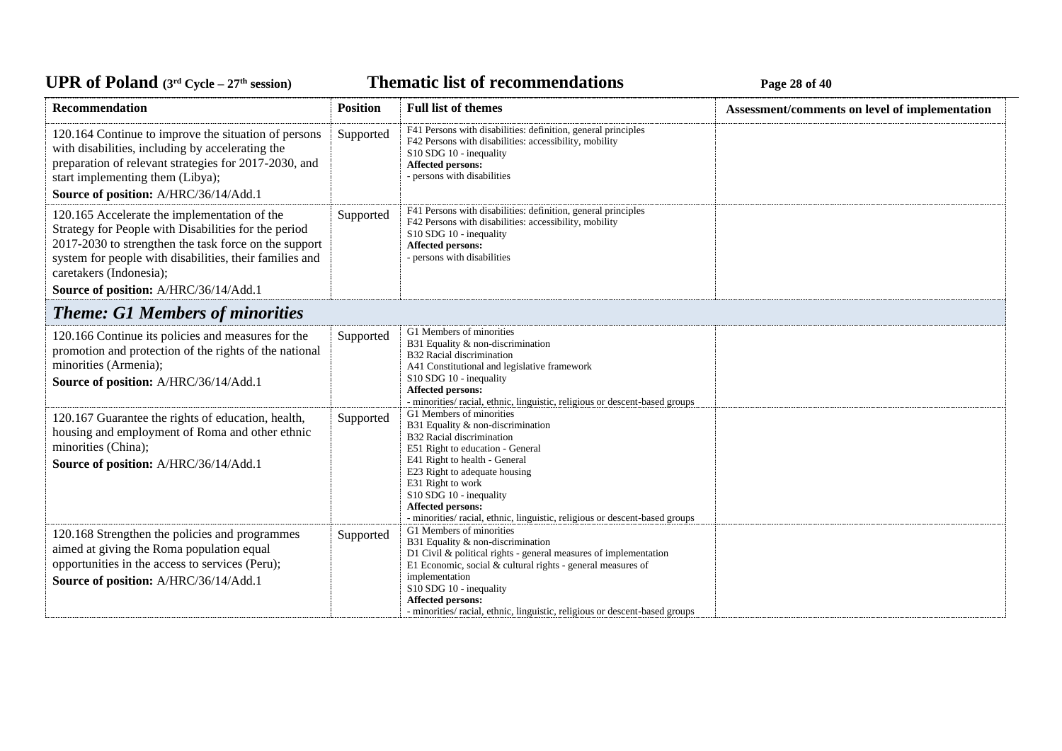| Recommendation | Position | Full list of themes | Assessment/comments on level of implementation |
|---|---|---|---|
| 120.164 Continue to improve the situation of persons with disabilities, including by accelerating the preparation of relevant strategies for 2017-2030, and start implementing them (Libya);<br>**Source of position:** A/HRC/36/14/Add.1 | Supported | F41 Persons with disabilities: definition, general principles<br>F42 Persons with disabilities: accessibility, mobility<br>S10 SDG 10 - inequality<br>**Affected persons:**<br>- persons with disabilities | |
| 120.165 Accelerate the implementation of the Strategy for People with Disabilities for the period 2017-2030 to strengthen the task force on the support system for people with disabilities, their families and caretakers (Indonesia);<br>**Source of position:** A/HRC/36/14/Add.1 | Supported | F41 Persons with disabilities: definition, general principles<br>F42 Persons with disabilities: accessibility, mobility<br>S10 SDG 10 - inequality<br>**Affected persons:**<br>- persons with disabilities | |
| ***Theme: G1 Members of minorities*** | | | |
| 120.166 Continue its policies and measures for the promotion and protection of the rights of the national minorities (Armenia);<br>**Source of position:** A/HRC/36/14/Add.1 | Supported | G1 Members of minorities<br>B31 Equality & non-discrimination<br>B32 Racial discrimination<br>A41 Constitutional and legislative framework<br>S10 SDG 10 - inequality<br>**Affected persons:**<br>- minorities/ racial, ethnic, linguistic, religious or descent-based groups | |
| 120.167 Guarantee the rights of education, health, housing and employment of Roma and other ethnic minorities (China);<br>**Source of position:** A/HRC/36/14/Add.1 | Supported | G1 Members of minorities<br>B31 Equality & non-discrimination<br>B32 Racial discrimination<br>E51 Right to education - General<br>E41 Right to health - General<br>E23 Right to adequate housing<br>E31 Right to work<br>S10 SDG 10 - inequality<br>**Affected persons:**<br>- minorities/ racial, ethnic, linguistic, religious or descent-based groups | |
| 120.168 Strengthen the policies and programmes aimed at giving the Roma population equal opportunities in the access to services (Peru);<br>**Source of position:** A/HRC/36/14/Add.1 | Supported | G1 Members of minorities<br>B31 Equality & non-discrimination<br>D1 Civil & political rights - general measures of implementation<br>E1 Economic, social & cultural rights - general measures of implementation<br>S10 SDG 10 - inequality<br>**Affected persons:**<br>- minorities/ racial, ethnic, linguistic, religious or descent-based groups | |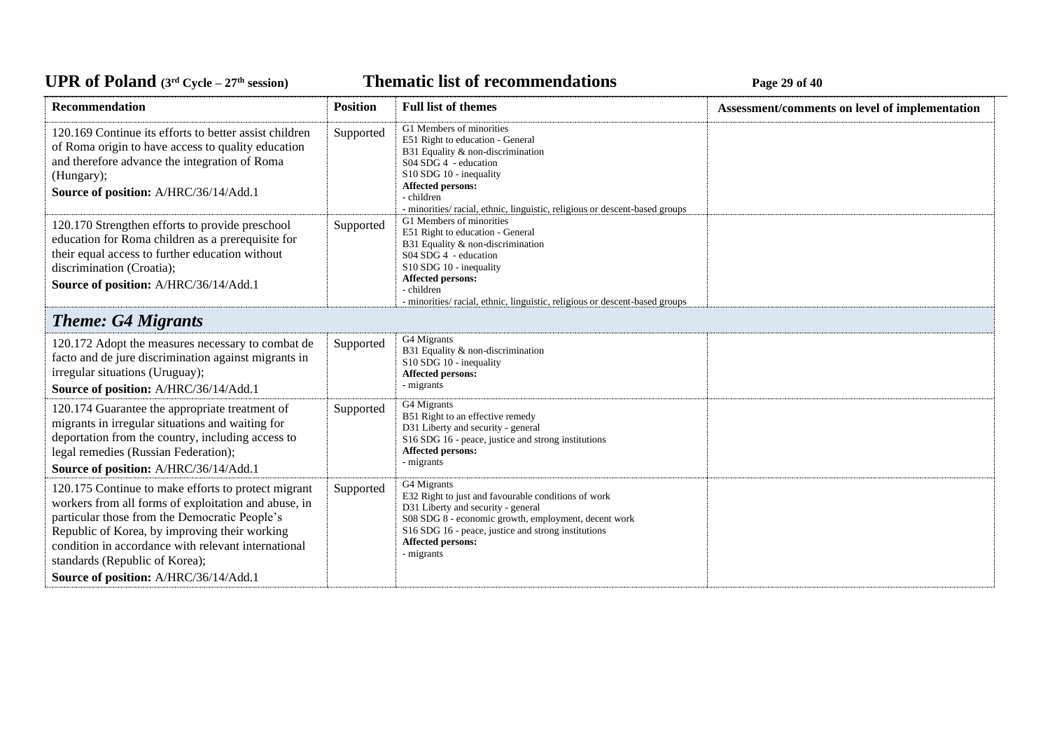| Recommendation | Position | Full list of themes | Assessment/comments on level of implementation |
|---|---|---|---|
| 120.169 Continue its efforts to better assist children of Roma origin to have access to quality education and therefore advance the integration of Roma (Hungary);<br>**Source of position:** A/HRC/36/14/Add.1 | Supported | G1 Members of minorities<br>E51 Right to education - General<br>B31 Equality & non-discrimination<br>S04 SDG 4 - education<br>S10 SDG 10 - inequality<br>**Affected persons:**<br>- children<br>- minorities/ racial, ethnic, linguistic, religious or descent-based groups | |
| 120.170 Strengthen efforts to provide preschool education for Roma children as a prerequisite for their equal access to further education without discrimination (Croatia);<br>**Source of position:** A/HRC/36/14/Add.1 | Supported | G1 Members of minorities<br>E51 Right to education - General<br>B31 Equality & non-discrimination<br>S04 SDG 4 - education<br>S10 SDG 10 - inequality<br>**Affected persons:**<br>- children<br>- minorities/ racial, ethnic, linguistic, religious or descent-based groups | |
| ***Theme: G4 Migrants*** | | | |
| 120.172 Adopt the measures necessary to combat de facto and de jure discrimination against migrants in irregular situations (Uruguay);<br>**Source of position:** A/HRC/36/14/Add.1 | Supported | G4 Migrants<br>B31 Equality & non-discrimination<br>S10 SDG 10 - inequality<br>**Affected persons:**<br>- migrants | |
| 120.174 Guarantee the appropriate treatment of migrants in irregular situations and waiting for deportation from the country, including access to legal remedies (Russian Federation);<br>**Source of position:** A/HRC/36/14/Add.1 | Supported | G4 Migrants<br>B51 Right to an effective remedy<br>D31 Liberty and security - general<br>S16 SDG 16 - peace, justice and strong institutions<br>**Affected persons:**<br>- migrants | |
| 120.175 Continue to make efforts to protect migrant workers from all forms of exploitation and abuse, in particular those from the Democratic People's Republic of Korea, by improving their working condition in accordance with relevant international standards (Republic of Korea);<br>**Source of position:** A/HRC/36/14/Add.1 | Supported | G4 Migrants<br>E32 Right to just and favourable conditions of work<br>D31 Liberty and security - general<br>S08 SDG 8 - economic growth, employment, decent work<br>S16 SDG 16 - peace, justice and strong institutions<br>**Affected persons:**<br>- migrants | |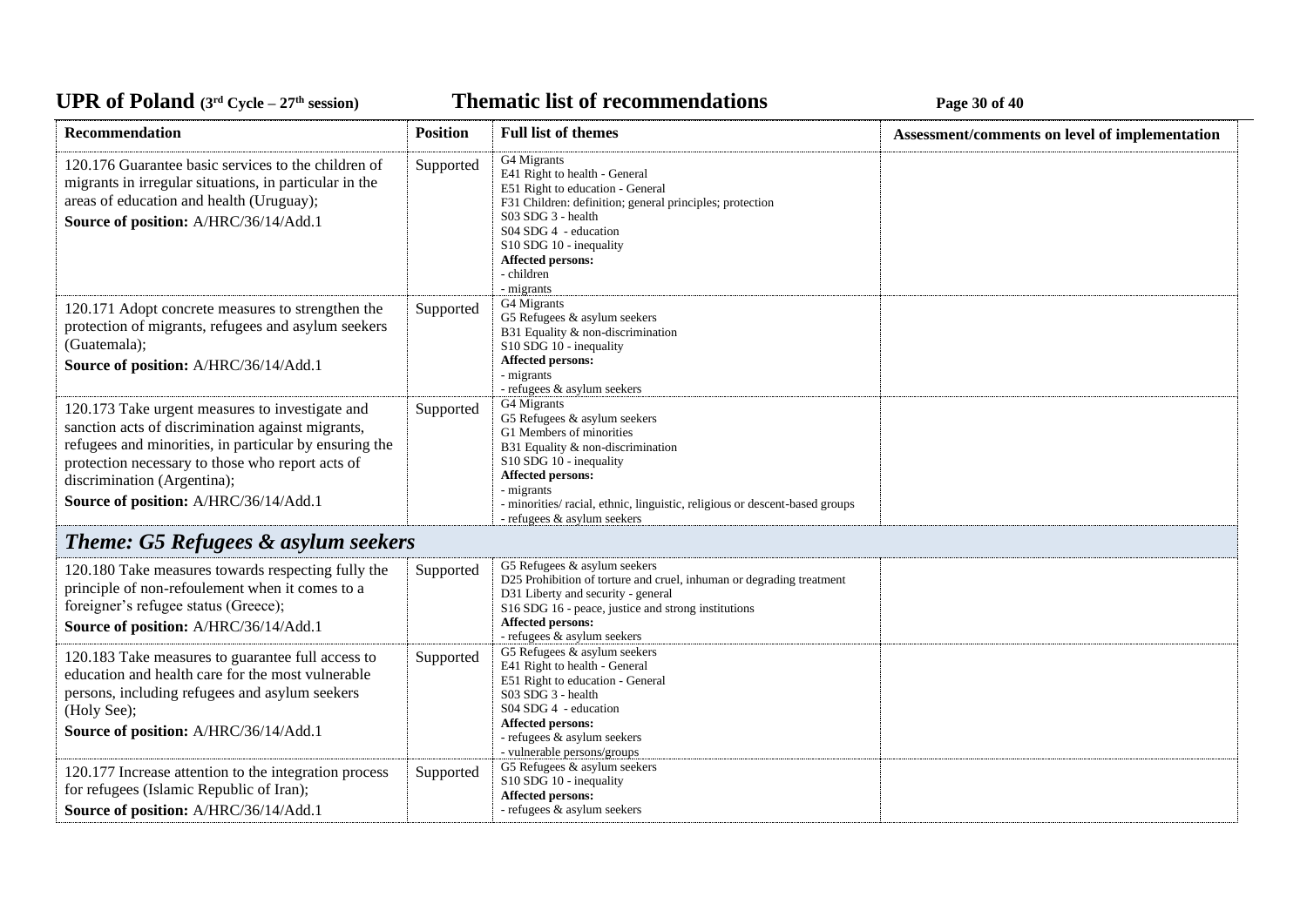| Recommendation | Position | Full list of themes | Assessment/comments on level of implementation |
|---|---|---|---|
| 120.176 Guarantee basic services to the children of migrants in irregular situations, in particular in the areas of education and health (Uruguay);<br>**Source of position:** A/HRC/36/14/Add.1 | Supported | G4 Migrants<br>E41 Right to health - General<br>E51 Right to education - General<br>F31 Children: definition; general principles; protection<br>S03 SDG 3 - health<br>S04 SDG 4 - education<br>S10 SDG 10 - inequality<br>**Affected persons:**<br>- children<br>- migrants | |
| 120.171 Adopt concrete measures to strengthen the protection of migrants, refugees and asylum seekers (Guatemala);<br>**Source of position:** A/HRC/36/14/Add.1 | Supported | G4 Migrants<br>G5 Refugees & asylum seekers<br>B31 Equality & non-discrimination<br>S10 SDG 10 - inequality<br>**Affected persons:**<br>- migrants<br>- refugees & asylum seekers | |
| 120.173 Take urgent measures to investigate and sanction acts of discrimination against migrants, refugees and minorities, in particular by ensuring the protection necessary to those who report acts of discrimination (Argentina);<br>**Source of position:** A/HRC/36/14/Add.1 | Supported | G4 Migrants<br>G5 Refugees & asylum seekers<br>G1 Members of minorities<br>B31 Equality & non-discrimination<br>S10 SDG 10 - inequality<br>**Affected persons:**<br>- migrants<br>- minorities/ racial, ethnic, linguistic, religious or descent-based groups<br>- refugees & asylum seekers | |
| ***Theme: G5 Refugees & asylum seekers*** | | | |
| 120.180 Take measures towards respecting fully the principle of non-refoulement when it comes to a foreigner's refugee status (Greece);<br>**Source of position:** A/HRC/36/14/Add.1 | Supported | G5 Refugees & asylum seekers<br>D25 Prohibition of torture and cruel, inhuman or degrading treatment<br>D31 Liberty and security - general<br>S16 SDG 16 - peace, justice and strong institutions<br>**Affected persons:**<br>- refugees & asylum seekers | |
| 120.183 Take measures to guarantee full access to education and health care for the most vulnerable persons, including refugees and asylum seekers (Holy See);<br>**Source of position:** A/HRC/36/14/Add.1 | Supported | G5 Refugees & asylum seekers<br>E41 Right to health - General<br>E51 Right to education - General<br>S03 SDG 3 - health<br>S04 SDG 4 - education<br>**Affected persons:**<br>- refugees & asylum seekers<br>- vulnerable persons/groups | |
| 120.177 Increase attention to the integration process for refugees (Islamic Republic of Iran);<br>**Source of position:** A/HRC/36/14/Add.1 | Supported | G5 Refugees & asylum seekers<br>S10 SDG 10 - inequality<br>**Affected persons:**<br>- refugees & asylum seekers | |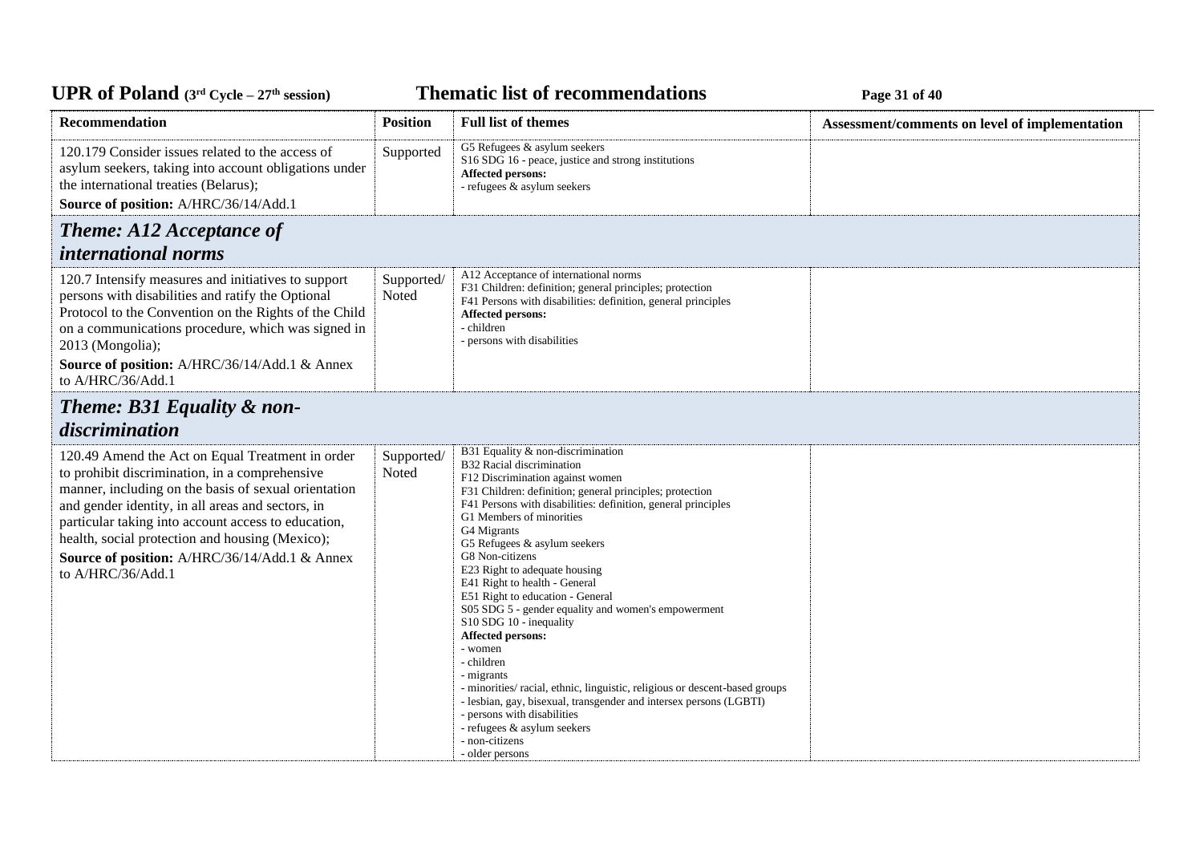| Recommendation | Position | Full list of themes | Assessment/comments on level of implementation |
|---|---|---|---|
| 120.179 Consider issues related to the access of asylum seekers, taking into account obligations under the international treaties (Belarus);<br>**Source of position:** A/HRC/36/14/Add.1 | Supported | G5 Refugees & asylum seekers<br>S16 SDG 16 - peace, justice and strong institutions<br>**Affected persons:**<br>- refugees & asylum seekers | |
| ***Theme: A12 Acceptance of international norms*** | | | |
| 120.7 Intensify measures and initiatives to support persons with disabilities and ratify the Optional Protocol to the Convention on the Rights of the Child on a communications procedure, which was signed in 2013 (Mongolia);<br>**Source of position:** A/HRC/36/14/Add.1 & Annex to A/HRC/36/Add.1 | Supported/ Noted | A12 Acceptance of international norms<br>F31 Children: definition; general principles; protection<br>F41 Persons with disabilities: definition, general principles<br>**Affected persons:**<br>- children<br>- persons with disabilities | |
| ***Theme: B31 Equality & non-discrimination*** | | | |
| 120.49 Amend the Act on Equal Treatment in order to prohibit discrimination, in a comprehensive manner, including on the basis of sexual orientation and gender identity, in all areas and sectors, in particular taking into account access to education, health, social protection and housing (Mexico);<br>**Source of position:** A/HRC/36/14/Add.1 & Annex to A/HRC/36/Add.1 | Supported/ Noted | B31 Equality & non-discrimination<br>B32 Racial discrimination<br>F12 Discrimination against women<br>F31 Children: definition; general principles; protection<br>F41 Persons with disabilities: definition, general principles<br>G1 Members of minorities<br>G4 Migrants<br>G5 Refugees & asylum seekers<br>G8 Non-citizens<br>E23 Right to adequate housing<br>E41 Right to health - General<br>E51 Right to education - General<br>S05 SDG 5 - gender equality and women's empowerment<br>S10 SDG 10 - inequality<br>**Affected persons:**<br>- women<br>- children<br>- migrants<br>- minorities/ racial, ethnic, linguistic, religious or descent-based groups<br>- lesbian, gay, bisexual, transgender and intersex persons (LGBTI)<br>- persons with disabilities<br>- refugees & asylum seekers<br>- non-citizens<br>- older persons | |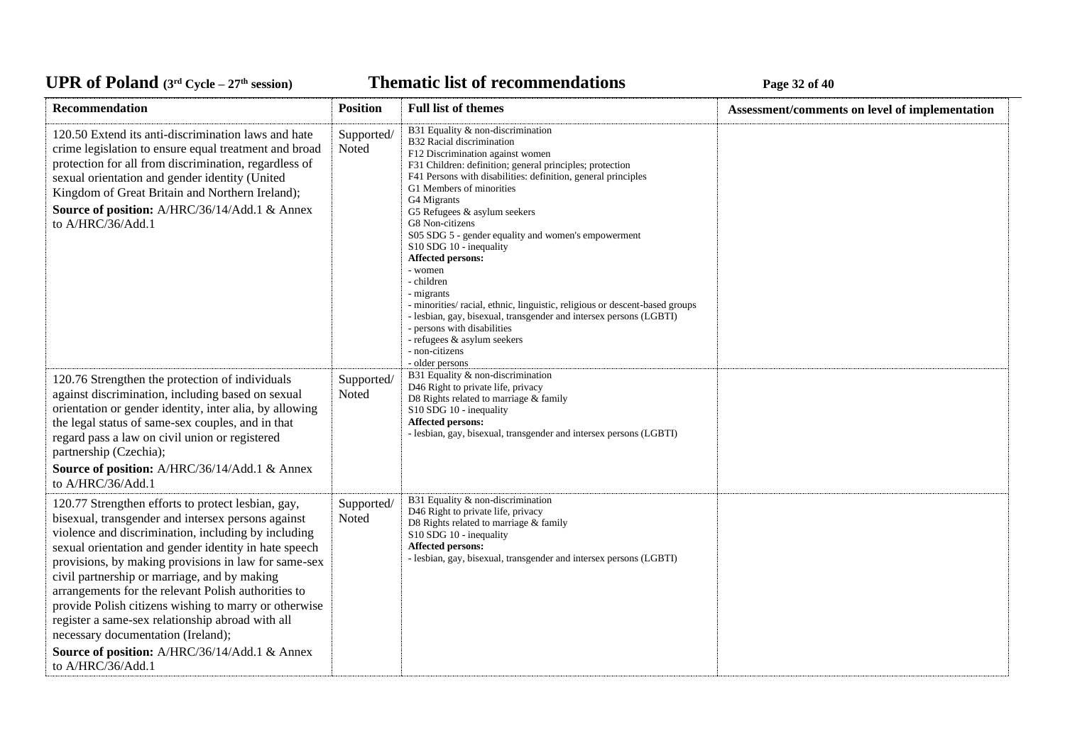| Recommendation | Position | Full list of themes | Assessment/comments on level of implementation |
|---|---|---|---|
| 120.50 Extend its anti-discrimination laws and hate crime legislation to ensure equal treatment and broad protection for all from discrimination, regardless of sexual orientation and gender identity (United Kingdom of Great Britain and Northern Ireland);<br>**Source of position:** A/HRC/36/14/Add.1 & Annex to A/HRC/36/Add.1 | Supported/ Noted | B31 Equality & non-discrimination<br>B32 Racial discrimination<br>F12 Discrimination against women<br>F31 Children: definition; general principles; protection<br>F41 Persons with disabilities: definition, general principles<br>G1 Members of minorities<br>G4 Migrants<br>G5 Refugees & asylum seekers<br>G8 Non-citizens<br>S05 SDG 5 - gender equality and women's empowerment<br>S10 SDG 10 - inequality<br>**Affected persons:**<br>- women<br>- children<br>- migrants<br>- minorities/ racial, ethnic, linguistic, religious or descent-based groups<br>- lesbian, gay, bisexual, transgender and intersex persons (LGBTI)<br>- persons with disabilities<br>- refugees & asylum seekers<br>- non-citizens<br>- older persons | |
| 120.76 Strengthen the protection of individuals against discrimination, including based on sexual orientation or gender identity, inter alia, by allowing the legal status of same-sex couples, and in that regard pass a law on civil union or registered partnership (Czechia);<br>**Source of position:** A/HRC/36/14/Add.1 & Annex to A/HRC/36/Add.1 | Supported/ Noted | B31 Equality & non-discrimination<br>D46 Right to private life, privacy<br>D8 Rights related to marriage & family<br>S10 SDG 10 - inequality<br>**Affected persons:**<br>- lesbian, gay, bisexual, transgender and intersex persons (LGBTI) | |
| 120.77 Strengthen efforts to protect lesbian, gay, bisexual, transgender and intersex persons against violence and discrimination, including by including sexual orientation and gender identity in hate speech provisions, by making provisions in law for same-sex civil partnership or marriage, and by making arrangements for the relevant Polish authorities to provide Polish citizens wishing to marry or otherwise register a same-sex relationship abroad with all necessary documentation (Ireland);<br>**Source of position:** A/HRC/36/14/Add.1 & Annex to A/HRC/36/Add.1 | Supported/ Noted | B31 Equality & non-discrimination<br>D46 Right to private life, privacy<br>D8 Rights related to marriage & family<br>S10 SDG 10 - inequality<br>**Affected persons:**<br>- lesbian, gay, bisexual, transgender and intersex persons (LGBTI) | |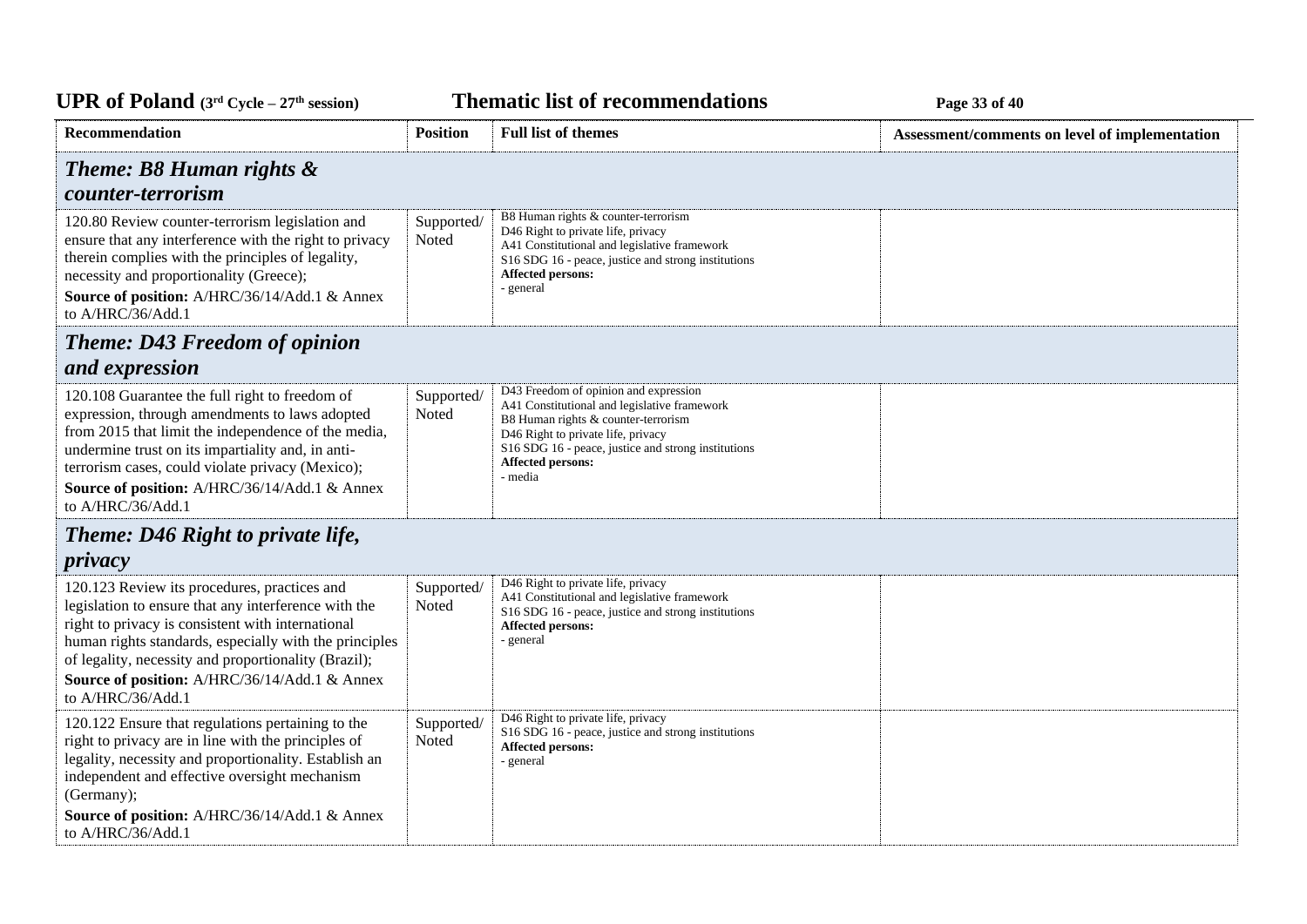| Recommendation | Position | Full list of themes | Assessment/comments on level of implementation |
|---|---|---|---|
| ***Theme: B8 Human rights & counter-terrorism*** | | | |
| 120.80 Review counter-terrorism legislation and ensure that any interference with the right to privacy therein complies with the principles of legality, necessity and proportionality (Greece);<br>**Source of position:** A/HRC/36/14/Add.1 & Annex to A/HRC/36/Add.1 | Supported/ Noted | B8 Human rights & counter-terrorism<br>D46 Right to private life, privacy<br>A41 Constitutional and legislative framework<br>S16 SDG 16 - peace, justice and strong institutions<br>**Affected persons:**<br>- general | |
| ***Theme: D43 Freedom of opinion and expression*** | | | |
| 120.108 Guarantee the full right to freedom of expression, through amendments to laws adopted from 2015 that limit the independence of the media, undermine trust on its impartiality and, in anti-terrorism cases, could violate privacy (Mexico);<br>**Source of position:** A/HRC/36/14/Add.1 & Annex to A/HRC/36/Add.1 | Supported/ Noted | D43 Freedom of opinion and expression<br>A41 Constitutional and legislative framework<br>B8 Human rights & counter-terrorism<br>D46 Right to private life, privacy<br>S16 SDG 16 - peace, justice and strong institutions<br>**Affected persons:**<br>- media | |
| ***Theme: D46 Right to private life, privacy*** | | | |
| 120.123 Review its procedures, practices and legislation to ensure that any interference with the right to privacy is consistent with international human rights standards, especially with the principles of legality, necessity and proportionality (Brazil);<br>**Source of position:** A/HRC/36/14/Add.1 & Annex to A/HRC/36/Add.1 | Supported/ Noted | D46 Right to private life, privacy<br>A41 Constitutional and legislative framework<br>S16 SDG 16 - peace, justice and strong institutions<br>**Affected persons:**<br>- general | |
| 120.122 Ensure that regulations pertaining to the right to privacy are in line with the principles of legality, necessity and proportionality. Establish an independent and effective oversight mechanism (Germany);<br>**Source of position:** A/HRC/36/14/Add.1 & Annex to A/HRC/36/Add.1 | Supported/ Noted | D46 Right to private life, privacy<br>S16 SDG 16 - peace, justice and strong institutions<br>**Affected persons:**<br>- general | |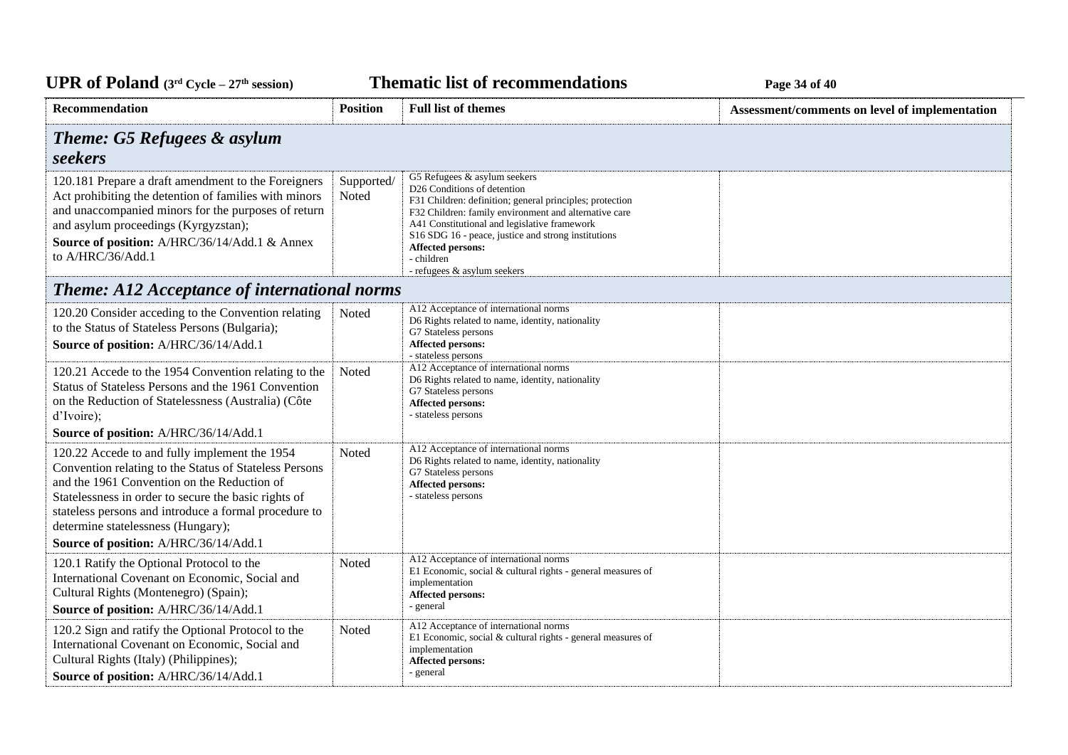| Recommendation | Position | Full list of themes | Assessment/comments on level of implementation |
| --- | --- | --- | --- |
| ***Theme: G5 Refugees & asylum seekers*** | | | |
| 120.181 Prepare a draft amendment to the Foreigners Act prohibiting the detention of families with minors and unaccompanied minors for the purposes of return and asylum proceedings (Kyrgyzstan);<br>**Source of position:** A/HRC/36/14/Add.1 & Annex to A/HRC/36/Add.1 | Supported/ Noted | G5 Refugees & asylum seekers<br>D26 Conditions of detention<br>F31 Children: definition; general principles; protection<br>F32 Children: family environment and alternative care<br>A41 Constitutional and legislative framework<br>S16 SDG 16 - peace, justice and strong institutions<br>**Affected persons:**<br>- children<br>- refugees & asylum seekers | |
| ***Theme: A12 Acceptance of international norms*** | | | |
| 120.20 Consider acceding to the Convention relating to the Status of Stateless Persons (Bulgaria);<br>**Source of position:** A/HRC/36/14/Add.1 | Noted | A12 Acceptance of international norms<br>D6 Rights related to name, identity, nationality<br>G7 Stateless persons<br>**Affected persons:**<br>- stateless persons | |
| 120.21 Accede to the 1954 Convention relating to the Status of Stateless Persons and the 1961 Convention on the Reduction of Statelessness (Australia) (Côte d'Ivoire);<br>**Source of position:** A/HRC/36/14/Add.1 | Noted | A12 Acceptance of international norms<br>D6 Rights related to name, identity, nationality<br>G7 Stateless persons<br>**Affected persons:**<br>- stateless persons | |
| 120.22 Accede to and fully implement the 1954 Convention relating to the Status of Stateless Persons and the 1961 Convention on the Reduction of Statelessness in order to secure the basic rights of stateless persons and introduce a formal procedure to determine statelessness (Hungary);<br>**Source of position:** A/HRC/36/14/Add.1 | Noted | A12 Acceptance of international norms<br>D6 Rights related to name, identity, nationality<br>G7 Stateless persons<br>**Affected persons:**<br>- stateless persons | |
| 120.1 Ratify the Optional Protocol to the International Covenant on Economic, Social and Cultural Rights (Montenegro) (Spain);<br>**Source of position:** A/HRC/36/14/Add.1 | Noted | A12 Acceptance of international norms<br>E1 Economic, social & cultural rights - general measures of implementation<br>**Affected persons:**<br>- general | |
| 120.2 Sign and ratify the Optional Protocol to the International Covenant on Economic, Social and Cultural Rights (Italy) (Philippines);<br>**Source of position:** A/HRC/36/14/Add.1 | Noted | A12 Acceptance of international norms<br>E1 Economic, social & cultural rights - general measures of implementation<br>**Affected persons:**<br>- general | |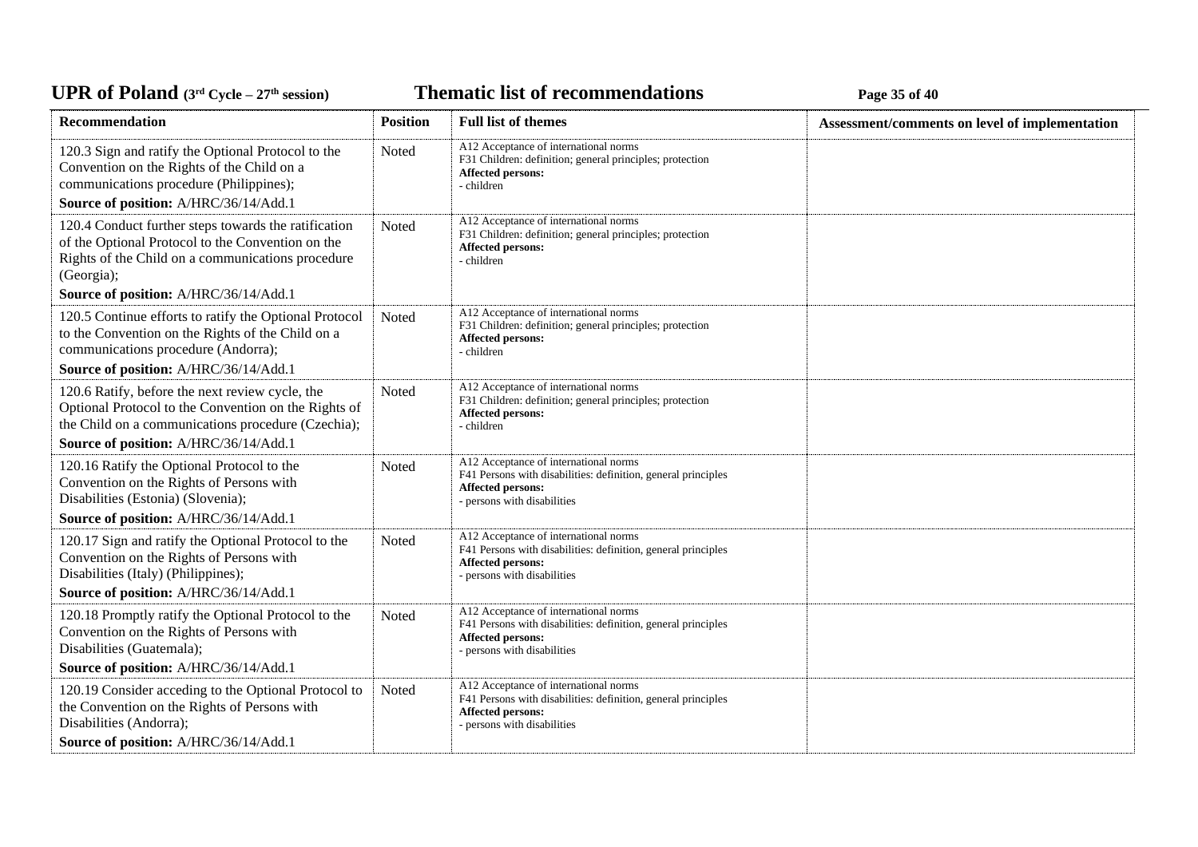| Recommendation | Position | Full list of themes | Assessment/comments on level of implementation |
| --- | --- | --- | --- |
| 120.3 Sign and ratify the Optional Protocol to the Convention on the Rights of the Child on a communications procedure (Philippines);<br>**Source of position:** A/HRC/36/14/Add.1 | Noted | A12 Acceptance of international norms<br>F31 Children: definition; general principles; protection<br>**Affected persons:**<br>- children | |
| 120.4 Conduct further steps towards the ratification of the Optional Protocol to the Convention on the Rights of the Child on a communications procedure (Georgia);<br>**Source of position:** A/HRC/36/14/Add.1 | Noted | A12 Acceptance of international norms<br>F31 Children: definition; general principles; protection<br>**Affected persons:**<br>- children | |
| 120.5 Continue efforts to ratify the Optional Protocol to the Convention on the Rights of the Child on a communications procedure (Andorra);<br>**Source of position:** A/HRC/36/14/Add.1 | Noted | A12 Acceptance of international norms<br>F31 Children: definition; general principles; protection<br>**Affected persons:**<br>- children | |
| 120.6 Ratify, before the next review cycle, the Optional Protocol to the Convention on the Rights of the Child on a communications procedure (Czechia);<br>**Source of position:** A/HRC/36/14/Add.1 | Noted | A12 Acceptance of international norms<br>F31 Children: definition; general principles; protection<br>**Affected persons:**<br>- children | |
| 120.16 Ratify the Optional Protocol to the Convention on the Rights of Persons with Disabilities (Estonia) (Slovenia);<br>**Source of position:** A/HRC/36/14/Add.1 | Noted | A12 Acceptance of international norms<br>F41 Persons with disabilities: definition, general principles<br>**Affected persons:**<br>- persons with disabilities | |
| 120.17 Sign and ratify the Optional Protocol to the Convention on the Rights of Persons with Disabilities (Italy) (Philippines);<br>**Source of position:** A/HRC/36/14/Add.1 | Noted | A12 Acceptance of international norms<br>F41 Persons with disabilities: definition, general principles<br>**Affected persons:**<br>- persons with disabilities | |
| 120.18 Promptly ratify the Optional Protocol to the Convention on the Rights of Persons with Disabilities (Guatemala);<br>**Source of position:** A/HRC/36/14/Add.1 | Noted | A12 Acceptance of international norms<br>F41 Persons with disabilities: definition, general principles<br>**Affected persons:**<br>- persons with disabilities | |
| 120.19 Consider acceding to the Optional Protocol to the Convention on the Rights of Persons with Disabilities (Andorra);<br>**Source of position:** A/HRC/36/14/Add.1 | Noted | A12 Acceptance of international norms<br>F41 Persons with disabilities: definition, general principles<br>**Affected persons:**<br>- persons with disabilities | |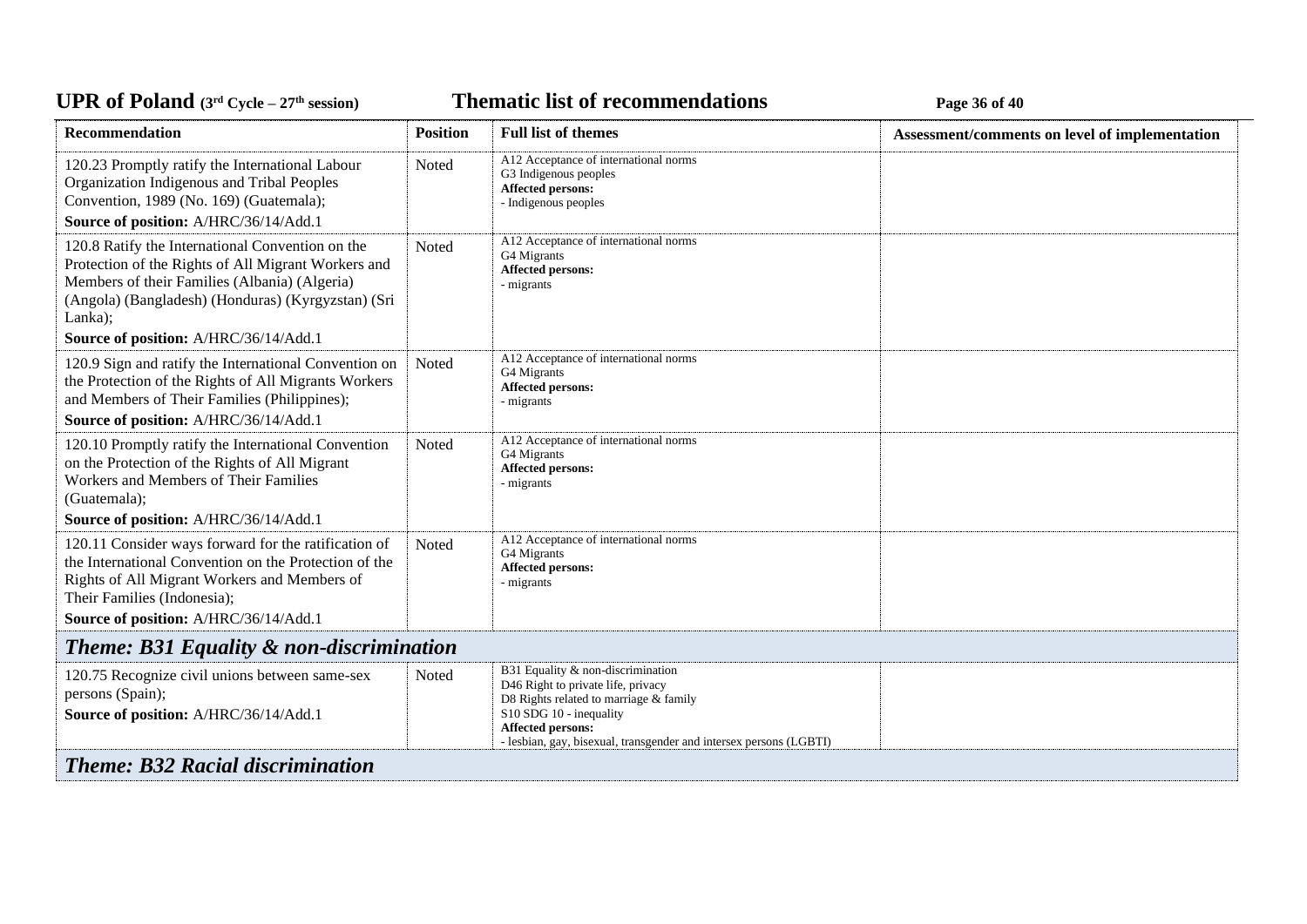| Recommendation | Position | Full list of themes | Assessment/comments on level of implementation |
|---|---|---|---|
| 120.23 Promptly ratify the International Labour Organization Indigenous and Tribal Peoples Convention, 1989 (No. 169) (Guatemala);<br>**Source of position:** A/HRC/36/14/Add.1 | Noted | A12 Acceptance of international norms<br>G3 Indigenous peoples<br>**Affected persons:**<br>- Indigenous peoples | |
| 120.8 Ratify the International Convention on the Protection of the Rights of All Migrant Workers and Members of their Families (Albania) (Algeria) (Angola) (Bangladesh) (Honduras) (Kyrgyzstan) (Sri Lanka);<br>**Source of position:** A/HRC/36/14/Add.1 | Noted | A12 Acceptance of international norms<br>G4 Migrants<br>**Affected persons:**<br>- migrants | |
| 120.9 Sign and ratify the International Convention on the Protection of the Rights of All Migrants Workers and Members of Their Families (Philippines);<br>**Source of position:** A/HRC/36/14/Add.1 | Noted | A12 Acceptance of international norms<br>G4 Migrants<br>**Affected persons:**<br>- migrants | |
| 120.10 Promptly ratify the International Convention on the Protection of the Rights of All Migrant Workers and Members of Their Families (Guatemala);<br>**Source of position:** A/HRC/36/14/Add.1 | Noted | A12 Acceptance of international norms<br>G4 Migrants<br>**Affected persons:**<br>- migrants | |
| 120.11 Consider ways forward for the ratification of the International Convention on the Protection of the Rights of All Migrant Workers and Members of Their Families (Indonesia);<br>**Source of position:** A/HRC/36/14/Add.1 | Noted | A12 Acceptance of international norms<br>G4 Migrants<br>**Affected persons:**<br>- migrants | |
| ***Theme: B31 Equality & non-discrimination*** | | | |
| 120.75 Recognize civil unions between same-sex persons (Spain);<br>**Source of position:** A/HRC/36/14/Add.1 | Noted | B31 Equality & non-discrimination<br>D46 Right to private life, privacy<br>D8 Rights related to marriage & family<br>S10 SDG 10 - inequality<br>**Affected persons:**<br>- lesbian, gay, bisexual, transgender and intersex persons (LGBTI) | |
| ***Theme: B32 Racial discrimination*** | | | |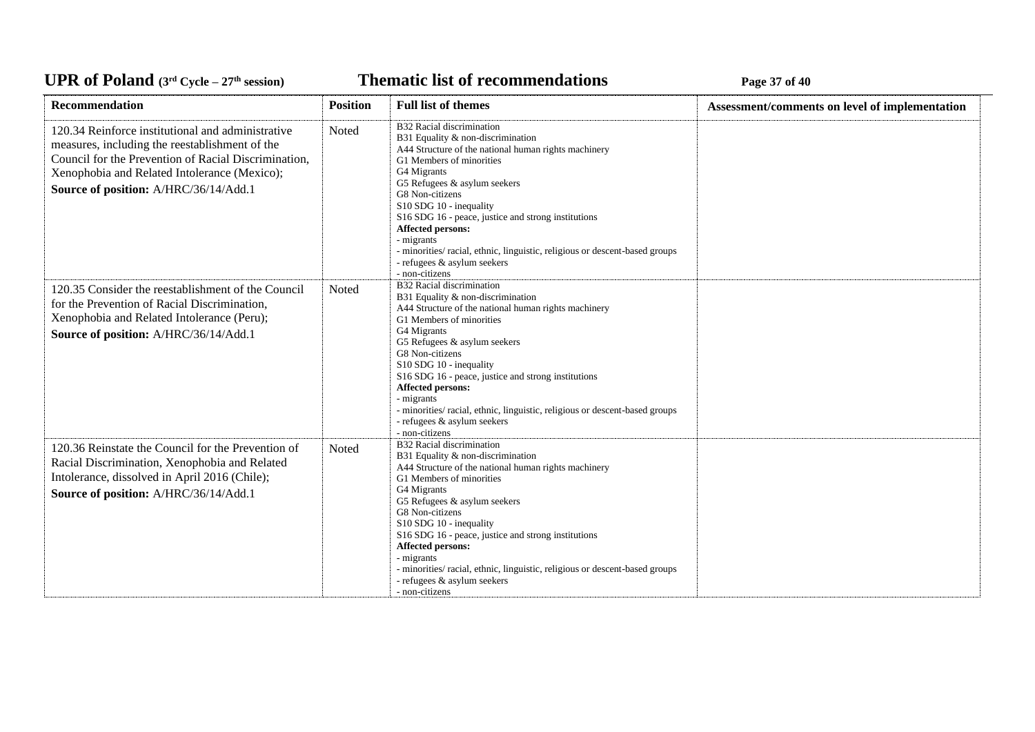| Recommendation | Position | Full list of themes | Assessment/comments on level of implementation |
|---|---|---|---|
| 120.34 Reinforce institutional and administrative measures, including the reestablishment of the Council for the Prevention of Racial Discrimination, Xenophobia and Related Intolerance (Mexico);<br>**Source of position:** A/HRC/36/14/Add.1 | Noted | B32 Racial discrimination<br>B31 Equality & non-discrimination<br>A44 Structure of the national human rights machinery<br>G1 Members of minorities<br>G4 Migrants<br>G5 Refugees & asylum seekers<br>G8 Non-citizens<br>S10 SDG 10 - inequality<br>S16 SDG 16 - peace, justice and strong institutions<br>**Affected persons:**<br>- migrants<br>- minorities/ racial, ethnic, linguistic, religious or descent-based groups<br>- refugees & asylum seekers<br>- non-citizens | |
| 120.35 Consider the reestablishment of the Council for the Prevention of Racial Discrimination, Xenophobia and Related Intolerance (Peru);<br>**Source of position:** A/HRC/36/14/Add.1 | Noted | B32 Racial discrimination<br>B31 Equality & non-discrimination<br>A44 Structure of the national human rights machinery<br>G1 Members of minorities<br>G4 Migrants<br>G5 Refugees & asylum seekers<br>G8 Non-citizens<br>S10 SDG 10 - inequality<br>S16 SDG 16 - peace, justice and strong institutions<br>**Affected persons:**<br>- migrants<br>- minorities/ racial, ethnic, linguistic, religious or descent-based groups<br>- refugees & asylum seekers<br>- non-citizens | |
| 120.36 Reinstate the Council for the Prevention of Racial Discrimination, Xenophobia and Related Intolerance, dissolved in April 2016 (Chile);<br>**Source of position:** A/HRC/36/14/Add.1 | Noted | B32 Racial discrimination<br>B31 Equality & non-discrimination<br>A44 Structure of the national human rights machinery<br>G1 Members of minorities<br>G4 Migrants<br>G5 Refugees & asylum seekers<br>G8 Non-citizens<br>S10 SDG 10 - inequality<br>S16 SDG 16 - peace, justice and strong institutions<br>**Affected persons:**<br>- migrants<br>- minorities/ racial, ethnic, linguistic, religious or descent-based groups<br>- refugees & asylum seekers<br>- non-citizens | |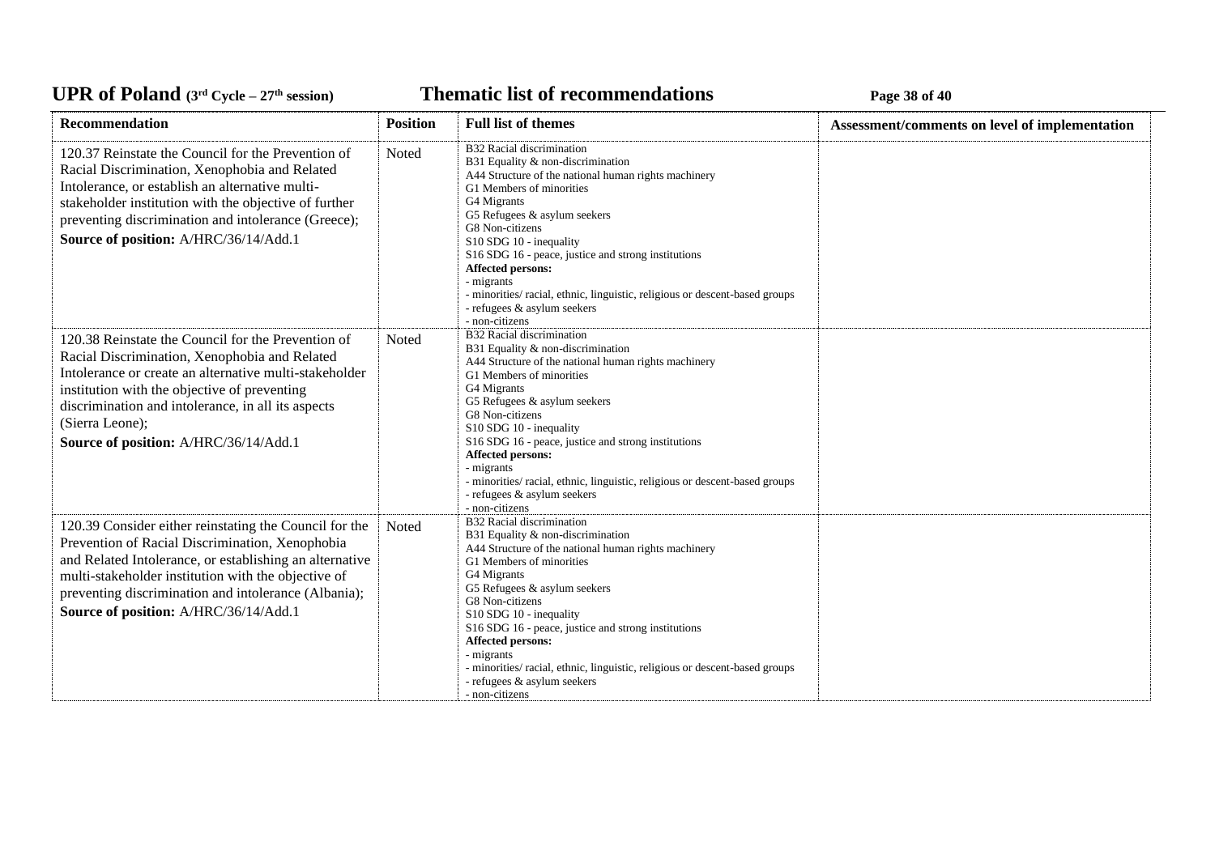| Recommendation | Position | Full list of themes | Assessment/comments on level of implementation |
|---|---|---|---|
| 120.37 Reinstate the Council for the Prevention of Racial Discrimination, Xenophobia and Related Intolerance, or establish an alternative multi-stakeholder institution with the objective of further preventing discrimination and intolerance (Greece);<br>**Source of position:** A/HRC/36/14/Add.1 | Noted | B32 Racial discrimination<br>B31 Equality & non-discrimination<br>A44 Structure of the national human rights machinery<br>G1 Members of minorities<br>G4 Migrants<br>G5 Refugees & asylum seekers<br>G8 Non-citizens<br>S10 SDG 10 - inequality<br>S16 SDG 16 - peace, justice and strong institutions<br>**Affected persons:**<br>- migrants<br>- minorities/ racial, ethnic, linguistic, religious or descent-based groups<br>- refugees & asylum seekers<br>- non-citizens | |
| 120.38 Reinstate the Council for the Prevention of Racial Discrimination, Xenophobia and Related Intolerance or create an alternative multi-stakeholder institution with the objective of preventing discrimination and intolerance, in all its aspects (Sierra Leone);<br>**Source of position:** A/HRC/36/14/Add.1 | Noted | B32 Racial discrimination<br>B31 Equality & non-discrimination<br>A44 Structure of the national human rights machinery<br>G1 Members of minorities<br>G4 Migrants<br>G5 Refugees & asylum seekers<br>G8 Non-citizens<br>S10 SDG 10 - inequality<br>S16 SDG 16 - peace, justice and strong institutions<br>**Affected persons:**<br>- migrants<br>- minorities/ racial, ethnic, linguistic, religious or descent-based groups<br>- refugees & asylum seekers<br>- non-citizens | |
| 120.39 Consider either reinstating the Council for the Prevention of Racial Discrimination, Xenophobia and Related Intolerance, or establishing an alternative multi-stakeholder institution with the objective of preventing discrimination and intolerance (Albania);<br>**Source of position:** A/HRC/36/14/Add.1 | Noted | B32 Racial discrimination<br>B31 Equality & non-discrimination<br>A44 Structure of the national human rights machinery<br>G1 Members of minorities<br>G4 Migrants<br>G5 Refugees & asylum seekers<br>G8 Non-citizens<br>S10 SDG 10 - inequality<br>S16 SDG 16 - peace, justice and strong institutions<br>**Affected persons:**<br>- migrants<br>- minorities/ racial, ethnic, linguistic, religious or descent-based groups<br>- refugees & asylum seekers<br>- non-citizens | |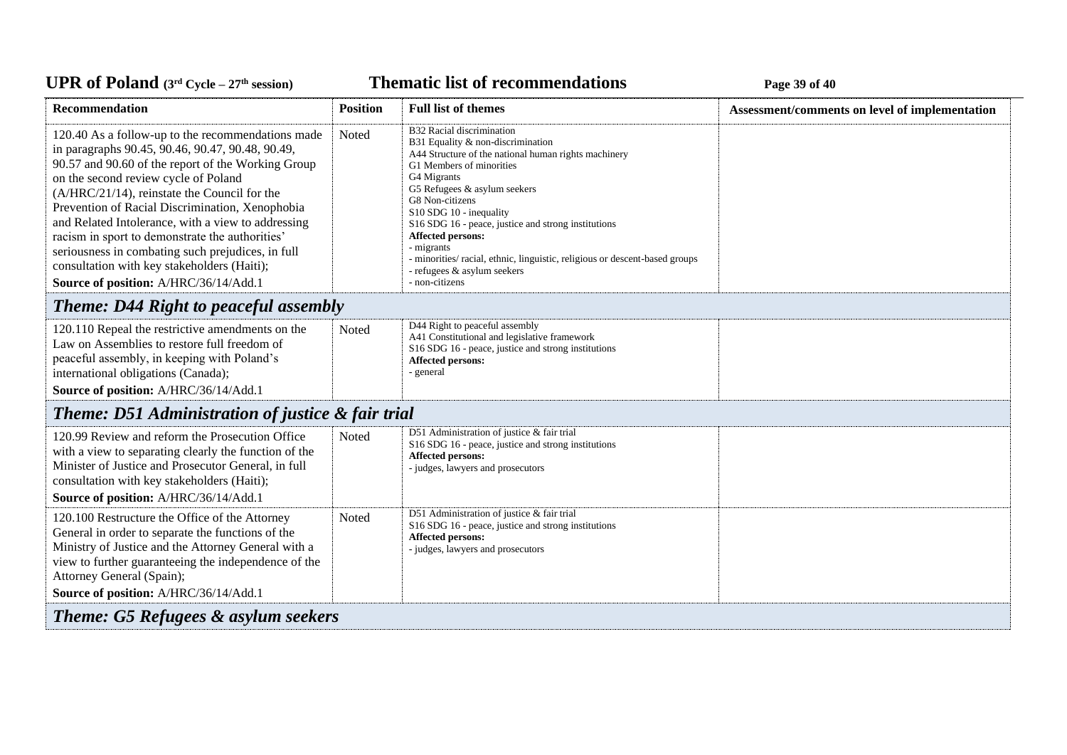| Recommendation | Position | Full list of themes | Assessment/comments on level of implementation |
|---|---|---|---|
| 120.40 As a follow-up to the recommendations made in paragraphs 90.45, 90.46, 90.47, 90.48, 90.49, 90.57 and 90.60 of the report of the Working Group on the second review cycle of Poland (A/HRC/21/14), reinstate the Council for the Prevention of Racial Discrimination, Xenophobia and Related Intolerance, with a view to addressing racism in sport to demonstrate the authorities' seriousness in combating such prejudices, in full consultation with key stakeholders (Haiti);<br>**Source of position:** A/HRC/36/14/Add.1 | Noted | B32 Racial discrimination<br>B31 Equality & non-discrimination<br>A44 Structure of the national human rights machinery<br>G1 Members of minorities<br>G4 Migrants<br>G5 Refugees & asylum seekers<br>G8 Non-citizens<br>S10 SDG 10 - inequality<br>S16 SDG 16 - peace, justice and strong institutions<br>**Affected persons:**<br>- migrants<br>- minorities/ racial, ethnic, linguistic, religious or descent-based groups<br>- refugees & asylum seekers<br>- non-citizens | |

## *Theme: D44 Right to peaceful assembly*

| Recommendation | Position | Full list of themes | Assessment/comments on level of implementation |
|---|---|---|---|
| 120.110 Repeal the restrictive amendments on the Law on Assemblies to restore full freedom of peaceful assembly, in keeping with Poland's international obligations (Canada);<br>**Source of position:** A/HRC/36/14/Add.1 | Noted | D44 Right to peaceful assembly<br>A41 Constitutional and legislative framework<br>S16 SDG 16 - peace, justice and strong institutions<br>**Affected persons:**<br>- general | |

## *Theme: D51 Administration of justice & fair trial*

| Recommendation | Position | Full list of themes | Assessment/comments on level of implementation |
|---|---|---|---|
| 120.99 Review and reform the Prosecution Office with a view to separating clearly the function of the Minister of Justice and Prosecutor General, in full consultation with key stakeholders (Haiti);<br>**Source of position:** A/HRC/36/14/Add.1 | Noted | D51 Administration of justice & fair trial<br>S16 SDG 16 - peace, justice and strong institutions<br>**Affected persons:**<br>- judges, lawyers and prosecutors | |
| 120.100 Restructure the Office of the Attorney General in order to separate the functions of the Ministry of Justice and the Attorney General with a view to further guaranteeing the independence of the Attorney General (Spain);<br>**Source of position:** A/HRC/36/14/Add.1 | Noted | D51 Administration of justice & fair trial<br>S16 SDG 16 - peace, justice and strong institutions<br>**Affected persons:**<br>- judges, lawyers and prosecutors | |

## *Theme: G5 Refugees & asylum seekers*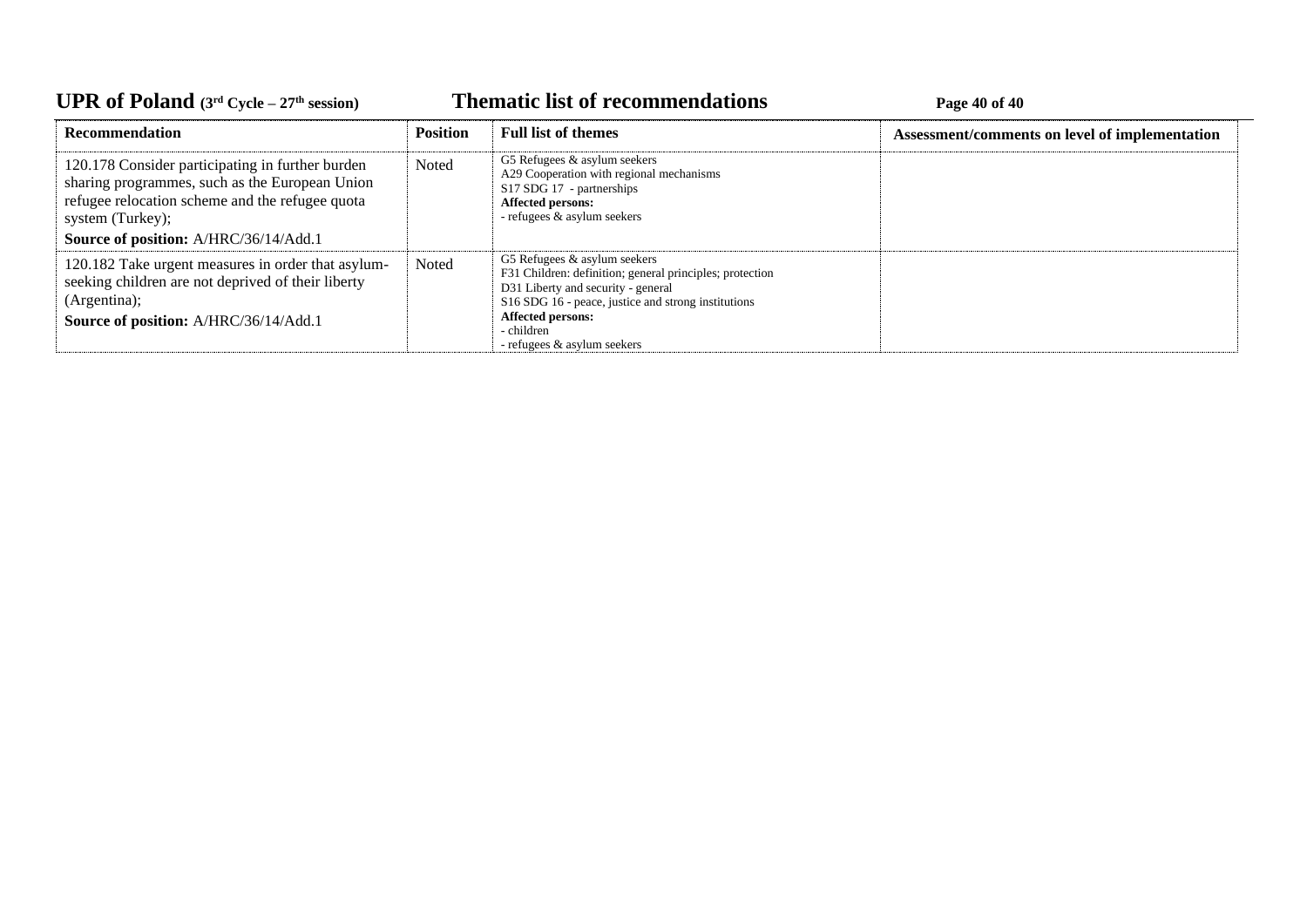| Recommendation | Position | Full list of themes | Assessment/comments on level of implementation |
|---|---|---|---|
| 120.178 Consider participating in further burden sharing programmes, such as the European Union refugee relocation scheme and the refugee quota system (Turkey);<br>**Source of position:** A/HRC/36/14/Add.1 | Noted | G5 Refugees & asylum seekers<br>A29 Cooperation with regional mechanisms<br>S17 SDG 17 - partnerships<br>**Affected persons:**<br>- refugees & asylum seekers | |
| 120.182 Take urgent measures in order that asylum-seeking children are not deprived of their liberty (Argentina);<br>**Source of position:** A/HRC/36/14/Add.1 | Noted | G5 Refugees & asylum seekers<br>F31 Children: definition; general principles; protection<br>D31 Liberty and security - general<br>S16 SDG 16 - peace, justice and strong institutions<br>**Affected persons:**<br>- children<br>- refugees & asylum seekers | |